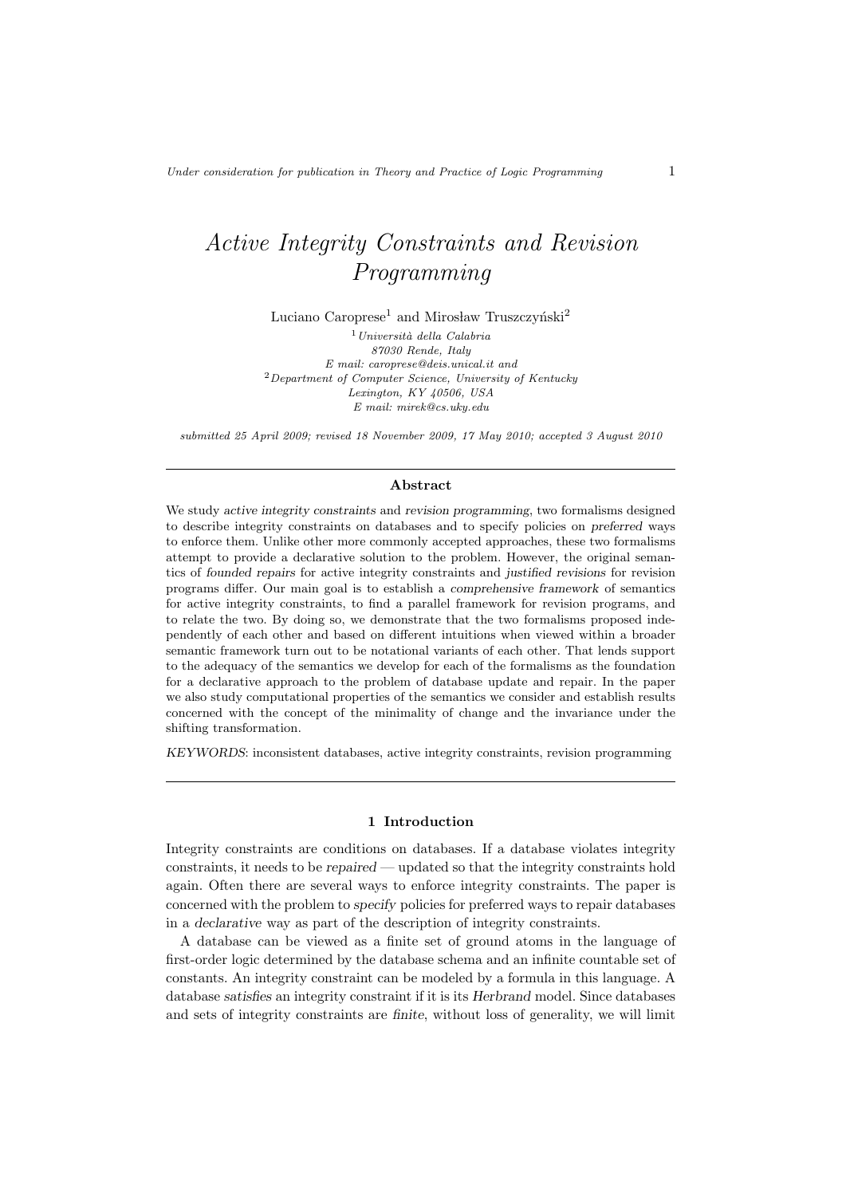# *Active Integrity Constraints and Revision Programming*

Luciano Caroprese[1] and Mirosław Truszczyński[2]

[1] *Università della Calabria*
*87030 Rende, Italy*
*E mail: caroprese@deis.unical.it and*
[2] *Department of Computer Science, University of Kentucky*
*Lexington, KY 40506, USA*
*E mail: mirek@cs.uky.edu*

*submitted 25 April 2009; revised 18 November 2009, 17 May 2010; accepted 3 August 2010*

---

### Abstract

We study *active integrity constraints* and *revision programming*, two formalisms designed to describe integrity constraints on databases and to specify policies on *preferred* ways to enforce them. Unlike other more commonly accepted approaches, these two formalisms attempt to provide a declarative solution to the problem. However, the original semantics of *founded repairs* for active integrity constraints and *justified revisions* for revision programs differ. Our main goal is to establish a *comprehensive framework* of semantics for active integrity constraints, to find a parallel framework for revision programs, and to relate the two. By doing so, we demonstrate that the two formalisms proposed independently of each other and based on different intuitions when viewed within a broader semantic framework turn out to be notational variants of each other. That lends support to the adequacy of the semantics we develop for each of the formalisms as the foundation for a declarative approach to the problem of database update and repair. In the paper we also study computational properties of the semantics we consider and establish results concerned with the concept of the minimality of change and the invariance under the shifting transformation.

*KEYWORDS*: inconsistent databases, active integrity constraints, revision programming

---

## 1 Introduction

Integrity constraints are conditions on databases. If a database violates integrity constraints, it needs to be *repaired* — updated so that the integrity constraints hold again. Often there are several ways to enforce integrity constraints. The paper is concerned with the problem to *specify* policies for preferred ways to repair databases in a *declarative* way as part of the description of integrity constraints.

A database can be viewed as a finite set of ground atoms in the language of first-order logic determined by the database schema and an infinite countable set of constants. An integrity constraint can be modeled by a formula in this language. A database *satisfies* an integrity constraint if it is its *Herbrand* model. Since databases and sets of integrity constraints are *finite*, without loss of generality, we will limit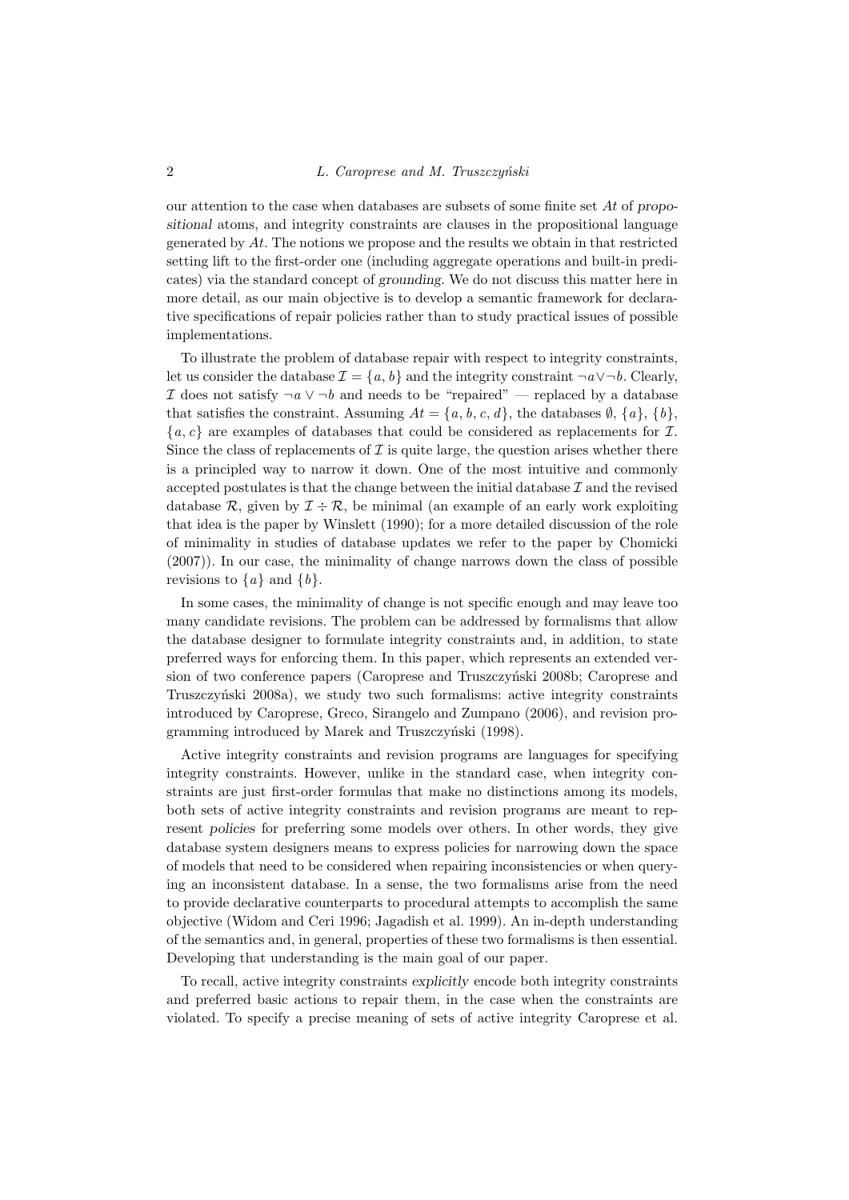our attention to the case when databases are subsets of some finite set *At* of *propositional* atoms, and integrity constraints are clauses in the propositional language generated by *At*. The notions we propose and the results we obtain in that restricted setting lift to the first-order one (including aggregate operations and built-in predicates) via the standard concept of *grounding*. We do not discuss this matter here in more detail, as our main objective is to develop a semantic framework for declarative specifications of repair policies rather than to study practical issues of possible implementations.

To illustrate the problem of database repair with respect to integrity constraints, let us consider the database $\mathcal{I} = \{a, b\}$ and the integrity constraint $\neg a \vee \neg b$. Clearly, $\mathcal{I}$ does not satisfy $\neg a \vee \neg b$ and needs to be "repaired" — replaced by a database that satisfies the constraint. Assuming $At = \{a, b, c, d\}$, the databases $\emptyset$, $\{a\}$, $\{b\}$, $\{a, c\}$ are examples of databases that could be considered as replacements for $\mathcal{I}$. Since the class of replacements of $\mathcal{I}$ is quite large, the question arises whether there is a principled way to narrow it down. One of the most intuitive and commonly accepted postulates is that the change between the initial database $\mathcal{I}$ and the revised database $\mathcal{R}$, given by $\mathcal{I} \div \mathcal{R}$, be minimal (an example of an early work exploiting that idea is the paper by Winslett (1990); for a more detailed discussion of the role of minimality in studies of database updates we refer to the paper by Chomicki (2007)). In our case, the minimality of change narrows down the class of possible revisions to $\{a\}$ and $\{b\}$.

In some cases, the minimality of change is not specific enough and may leave too many candidate revisions. The problem can be addressed by formalisms that allow the database designer to formulate integrity constraints and, in addition, to state preferred ways for enforcing them. In this paper, which represents an extended version of two conference papers (Caroprese and Truszczyński 2008b; Caroprese and Truszczyński 2008a), we study two such formalisms: active integrity constraints introduced by Caroprese, Greco, Sirangelo and Zumpano (2006), and revision programming introduced by Marek and Truszczyński (1998).

Active integrity constraints and revision programs are languages for specifying integrity constraints. However, unlike in the standard case, when integrity constraints are just first-order formulas that make no distinctions among its models, both sets of active integrity constraints and revision programs are meant to represent *policies* for preferring some models over others. In other words, they give database system designers means to express policies for narrowing down the space of models that need to be considered when repairing inconsistencies or when querying an inconsistent database. In a sense, the two formalisms arise from the need to provide declarative counterparts to procedural attempts to accomplish the same objective (Widom and Ceri 1996; Jagadish et al. 1999). An in-depth understanding of the semantics and, in general, properties of these two formalisms is then essential. Developing that understanding is the main goal of our paper.

To recall, active integrity constraints *explicitly* encode both integrity constraints and preferred basic actions to repair them, in the case when the constraints are violated. To specify a precise meaning of sets of active integrity Caroprese et al.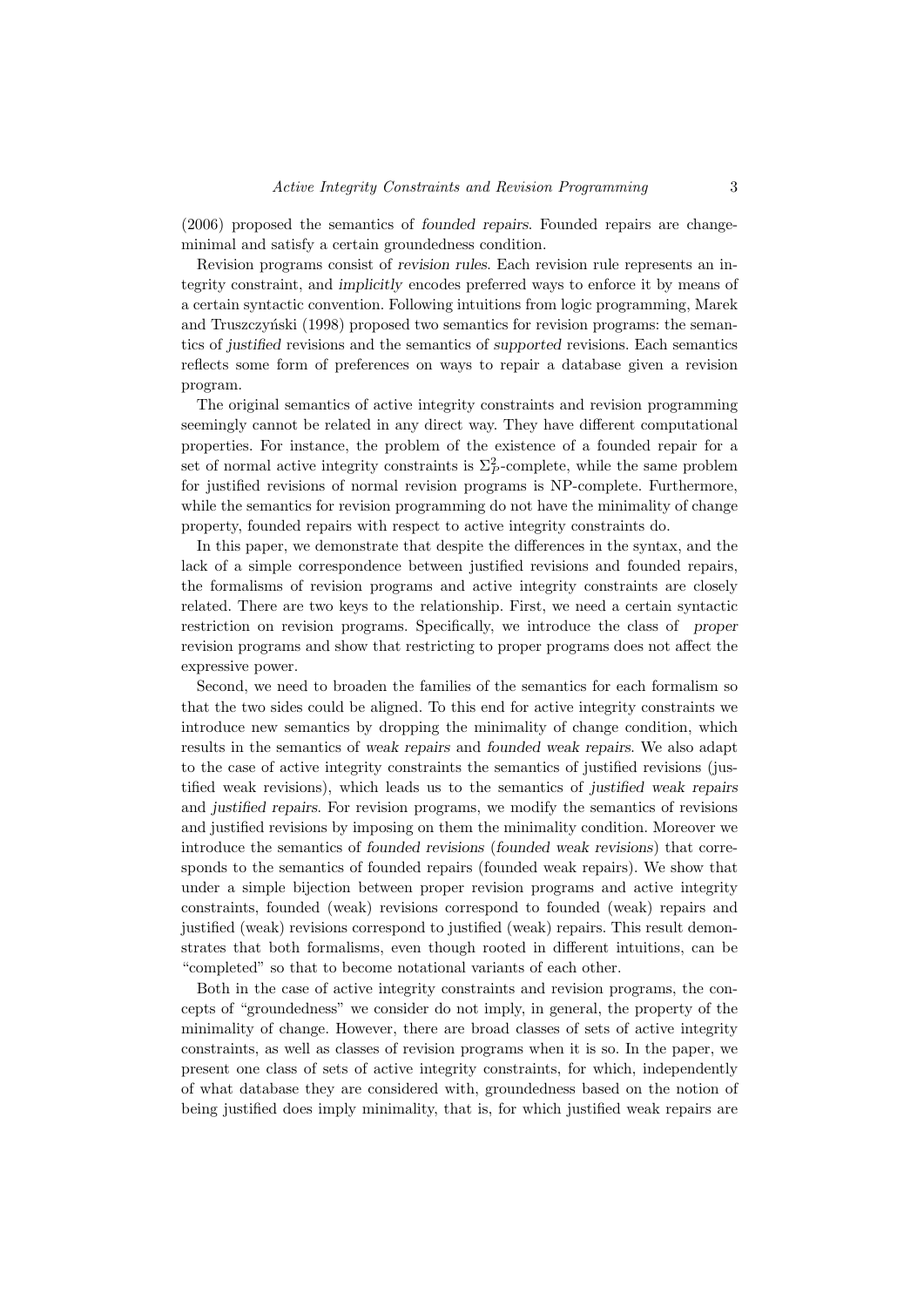(2006) proposed the semantics of *founded repairs*. Founded repairs are change-minimal and satisfy a certain groundedness condition.

Revision programs consist of *revision rules*. Each revision rule represents an integrity constraint, and *implicitly* encodes preferred ways to enforce it by means of a certain syntactic convention. Following intuitions from logic programming, Marek and Truszczyński (1998) proposed two semantics for revision programs: the semantics of *justified* revisions and the semantics of *supported* revisions. Each semantics reflects some form of preferences on ways to repair a database given a revision program.

The original semantics of active integrity constraints and revision programming seemingly cannot be related in any direct way. They have different computational properties. For instance, the problem of the existence of a founded repair for a set of normal active integrity constraints is $\Sigma_P^2$-complete, while the same problem for justified revisions of normal revision programs is NP-complete. Furthermore, while the semantics for revision programming do not have the minimality of change property, founded repairs with respect to active integrity constraints do.

In this paper, we demonstrate that despite the differences in the syntax, and the lack of a simple correspondence between justified revisions and founded repairs, the formalisms of revision programs and active integrity constraints are closely related. There are two keys to the relationship. First, we need a certain syntactic restriction on revision programs. Specifically, we introduce the class of *proper* revision programs and show that restricting to proper programs does not affect the expressive power.

Second, we need to broaden the families of the semantics for each formalism so that the two sides could be aligned. To this end for active integrity constraints we introduce new semantics by dropping the minimality of change condition, which results in the semantics of *weak repairs* and *founded weak repairs*. We also adapt to the case of active integrity constraints the semantics of justified revisions (justified weak revisions), which leads us to the semantics of *justified weak repairs* and *justified repairs*. For revision programs, we modify the semantics of revisions and justified revisions by imposing on them the minimality condition. Moreover we introduce the semantics of *founded revisions* (*founded weak revisions*) that corresponds to the semantics of founded repairs (founded weak repairs). We show that under a simple bijection between proper revision programs and active integrity constraints, founded (weak) revisions correspond to founded (weak) repairs and justified (weak) revisions correspond to justified (weak) repairs. This result demonstrates that both formalisms, even though rooted in different intuitions, can be "completed" so that to become notational variants of each other.

Both in the case of active integrity constraints and revision programs, the concepts of "groundedness" we consider do not imply, in general, the property of the minimality of change. However, there are broad classes of sets of active integrity constraints, as well as classes of revision programs when it is so. In the paper, we present one class of sets of active integrity constraints, for which, independently of what database they are considered with, groundedness based on the notion of being justified does imply minimality, that is, for which justified weak repairs are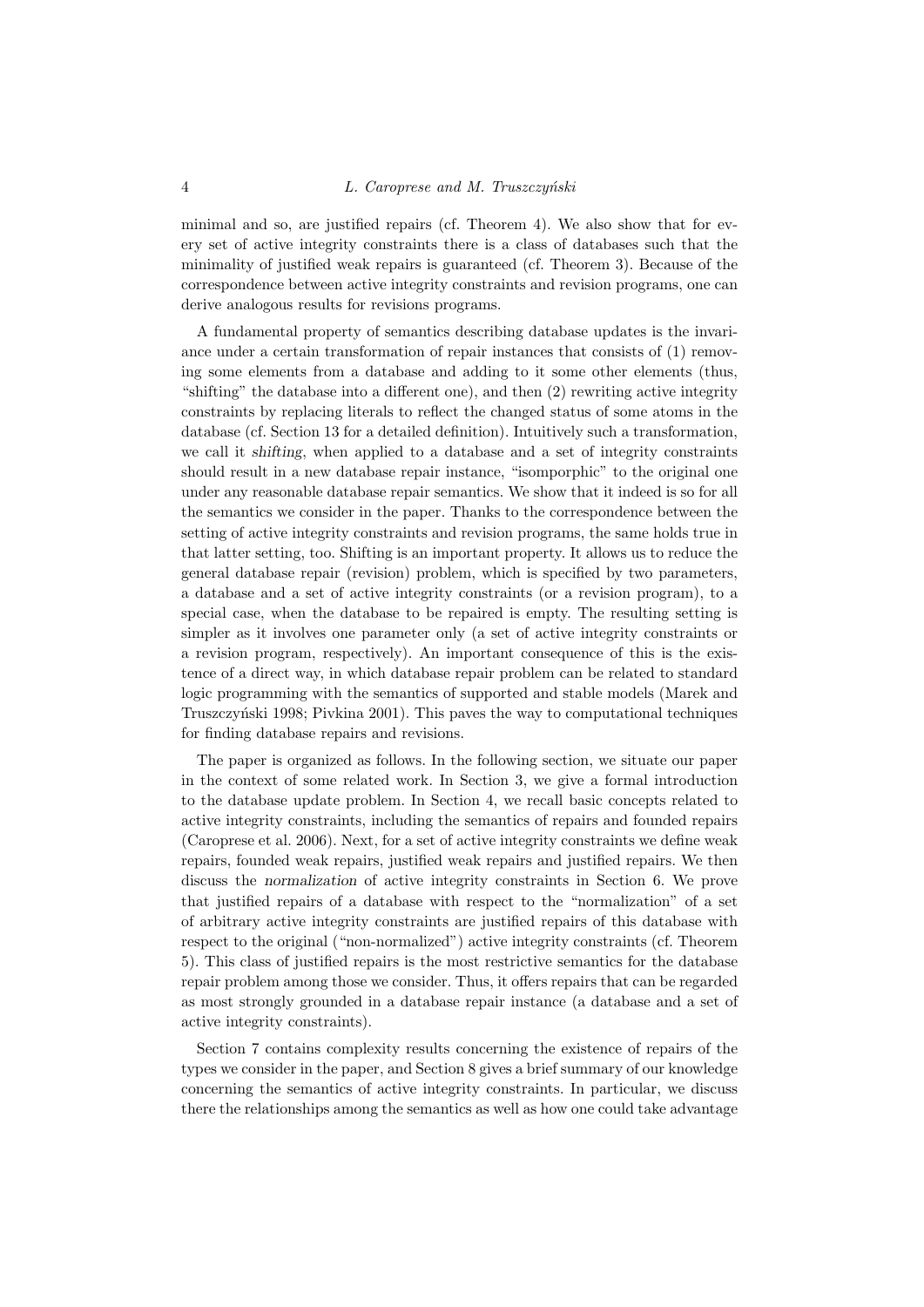minimal and so, are justified repairs (cf. Theorem 4). We also show that for every set of active integrity constraints there is a class of databases such that the minimality of justified weak repairs is guaranteed (cf. Theorem 3). Because of the correspondence between active integrity constraints and revision programs, one can derive analogous results for revisions programs.

A fundamental property of semantics describing database updates is the invariance under a certain transformation of repair instances that consists of (1) removing some elements from a database and adding to it some other elements (thus, "shifting" the database into a different one), and then (2) rewriting active integrity constraints by replacing literals to reflect the changed status of some atoms in the database (cf. Section 13 for a detailed definition). Intuitively such a transformation, we call it *shifting*, when applied to a database and a set of integrity constraints should result in a new database repair instance, "isomporphic" to the original one under any reasonable database repair semantics. We show that it indeed is so for all the semantics we consider in the paper. Thanks to the correspondence between the setting of active integrity constraints and revision programs, the same holds true in that latter setting, too. Shifting is an important property. It allows us to reduce the general database repair (revision) problem, which is specified by two parameters, a database and a set of active integrity constraints (or a revision program), to a special case, when the database to be repaired is empty. The resulting setting is simpler as it involves one parameter only (a set of active integrity constraints or a revision program, respectively). An important consequence of this is the existence of a direct way, in which database repair problem can be related to standard logic programming with the semantics of supported and stable models (Marek and Truszczyński 1998; Pivkina 2001). This paves the way to computational techniques for finding database repairs and revisions.

The paper is organized as follows. In the following section, we situate our paper in the context of some related work. In Section 3, we give a formal introduction to the database update problem. In Section 4, we recall basic concepts related to active integrity constraints, including the semantics of repairs and founded repairs (Caroprese et al. 2006). Next, for a set of active integrity constraints we define weak repairs, founded weak repairs, justified weak repairs and justified repairs. We then discuss the *normalization* of active integrity constraints in Section 6. We prove that justified repairs of a database with respect to the "normalization" of a set of arbitrary active integrity constraints are justified repairs of this database with respect to the original ("non-normalized") active integrity constraints (cf. Theorem 5). This class of justified repairs is the most restrictive semantics for the database repair problem among those we consider. Thus, it offers repairs that can be regarded as most strongly grounded in a database repair instance (a database and a set of active integrity constraints).

Section 7 contains complexity results concerning the existence of repairs of the types we consider in the paper, and Section 8 gives a brief summary of our knowledge concerning the semantics of active integrity constraints. In particular, we discuss there the relationships among the semantics as well as how one could take advantage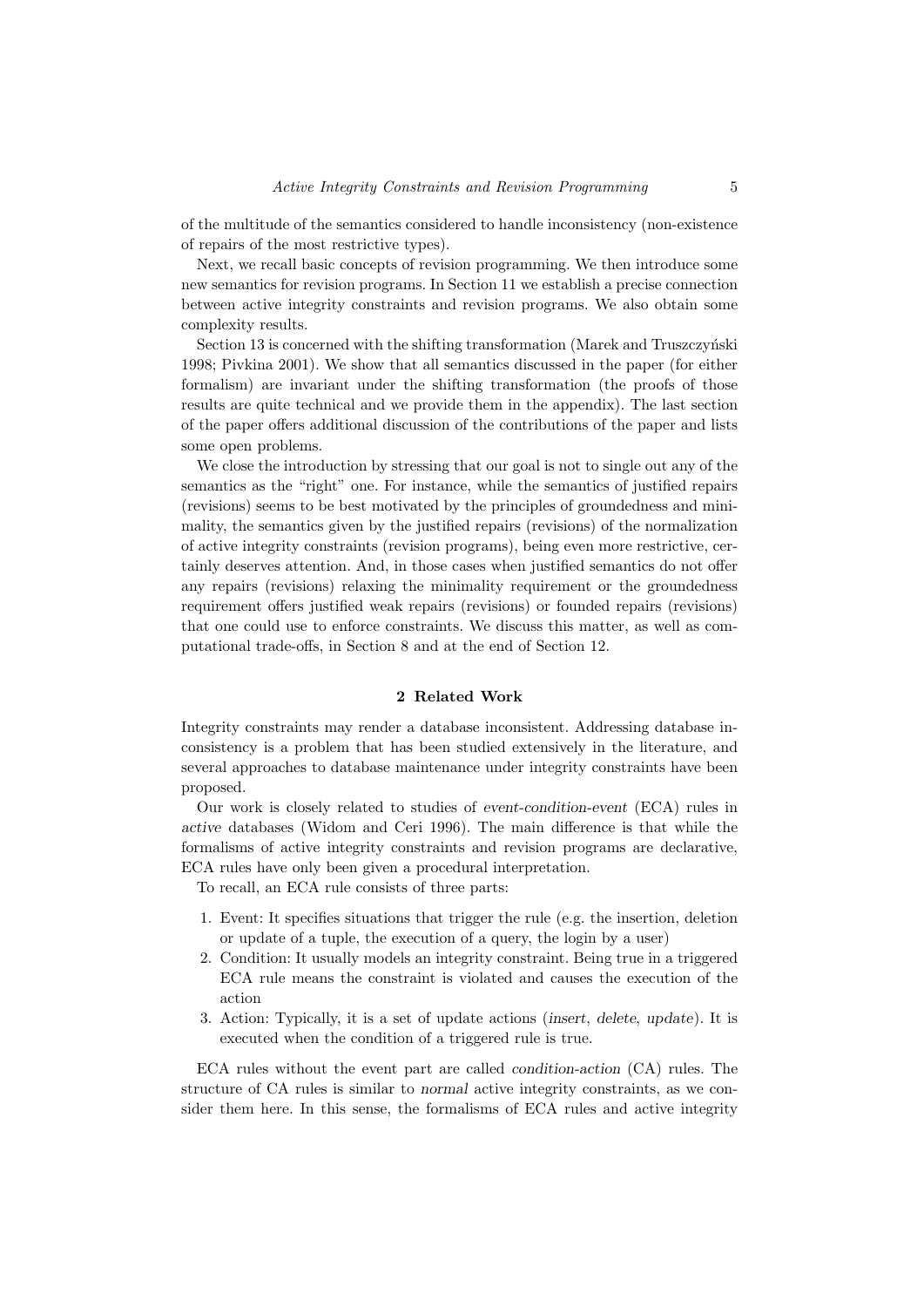of the multitude of the semantics considered to handle inconsistency (non-existence of repairs of the most restrictive types).

Next, we recall basic concepts of revision programming. We then introduce some new semantics for revision programs. In Section 11 we establish a precise connection between active integrity constraints and revision programs. We also obtain some complexity results.

Section 13 is concerned with the shifting transformation (Marek and Truszczyński 1998; Pivkina 2001). We show that all semantics discussed in the paper (for either formalism) are invariant under the shifting transformation (the proofs of those results are quite technical and we provide them in the appendix). The last section of the paper offers additional discussion of the contributions of the paper and lists some open problems.

We close the introduction by stressing that our goal is not to single out any of the semantics as the "right" one. For instance, while the semantics of justified repairs (revisions) seems to be best motivated by the principles of groundedness and minimality, the semantics given by the justified repairs (revisions) of the normalization of active integrity constraints (revision programs), being even more restrictive, certainly deserves attention. And, in those cases when justified semantics do not offer any repairs (revisions) relaxing the minimality requirement or the groundedness requirement offers justified weak repairs (revisions) or founded repairs (revisions) that one could use to enforce constraints. We discuss this matter, as well as computational trade-offs, in Section 8 and at the end of Section 12.

## 2 Related Work

Integrity constraints may render a database inconsistent. Addressing database inconsistency is a problem that has been studied extensively in the literature, and several approaches to database maintenance under integrity constraints have been proposed.

Our work is closely related to studies of *event-condition-event* (ECA) rules in *active* databases (Widom and Ceri 1996). The main difference is that while the formalisms of active integrity constraints and revision programs are declarative, ECA rules have only been given a procedural interpretation.

To recall, an ECA rule consists of three parts:

1. Event: It specifies situations that trigger the rule (e.g. the insertion, deletion or update of a tuple, the execution of a query, the login by a user)
2. Condition: It usually models an integrity constraint. Being true in a triggered ECA rule means the constraint is violated and causes the execution of the action
3. Action: Typically, it is a set of update actions (*insert*, *delete*, *update*). It is executed when the condition of a triggered rule is true.

ECA rules without the event part are called *condition-action* (CA) rules. The structure of CA rules is similar to *normal* active integrity constraints, as we consider them here. In this sense, the formalisms of ECA rules and active integrity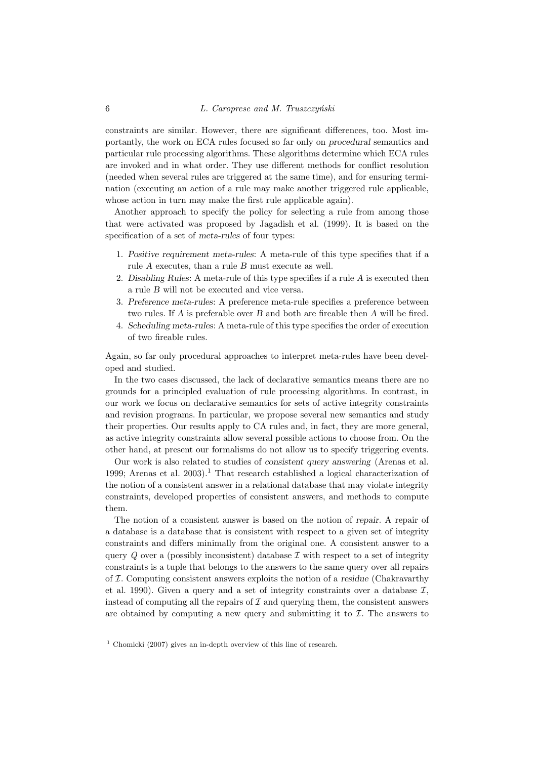constraints are similar. However, there are significant differences, too. Most importantly, the work on ECA rules focused so far only on *procedural* semantics and particular rule processing algorithms. These algorithms determine which ECA rules are invoked and in what order. They use different methods for conflict resolution (needed when several rules are triggered at the same time), and for ensuring termination (executing an action of a rule may make another triggered rule applicable, whose action in turn may make the first rule applicable again).

Another approach to specify the policy for selecting a rule from among those that were activated was proposed by Jagadish et al. (1999). It is based on the specification of a set of *meta-rules* of four types:

1. *Positive requirement meta-rules*: A meta-rule of this type specifies that if a rule $A$ executes, than a rule $B$ must execute as well.
2. *Disabling Rules*: A meta-rule of this type specifies if a rule $A$ is executed then a rule $B$ will not be executed and vice versa.
3. *Preference meta-rules*: A preference meta-rule specifies a preference between two rules. If $A$ is preferable over $B$ and both are fireable then $A$ will be fired.
4. *Scheduling meta-rules*: A meta-rule of this type specifies the order of execution of two fireable rules.

Again, so far only procedural approaches to interpret meta-rules have been developed and studied.

In the two cases discussed, the lack of declarative semantics means there are no grounds for a principled evaluation of rule processing algorithms. In contrast, in our work we focus on declarative semantics for sets of active integrity constraints and revision programs. In particular, we propose several new semantics and study their properties. Our results apply to CA rules and, in fact, they are more general, as active integrity constraints allow several possible actions to choose from. On the other hand, at present our formalisms do not allow us to specify triggering events.

Our work is also related to studies of *consistent query answering* (Arenas et al. 1999; Arenas et al. 2003).[1] That research established a logical characterization of the notion of a consistent answer in a relational database that may violate integrity constraints, developed properties of consistent answers, and methods to compute them.

The notion of a consistent answer is based on the notion of *repair*. A repair of a database is a database that is consistent with respect to a given set of integrity constraints and differs minimally from the original one. A consistent answer to a query $Q$ over a (possibly inconsistent) database $\mathcal{I}$ with respect to a set of integrity constraints is a tuple that belongs to the answers to the same query over all repairs of $\mathcal{I}$. Computing consistent answers exploits the notion of a *residue* (Chakravarthy et al. 1990). Given a query and a set of integrity constraints over a database $\mathcal{I}$, instead of computing all the repairs of $\mathcal{I}$ and querying them, the consistent answers are obtained by computing a new query and submitting it to $\mathcal{I}$. The answers to

[1] Chomicki (2007) gives an in-depth overview of this line of research.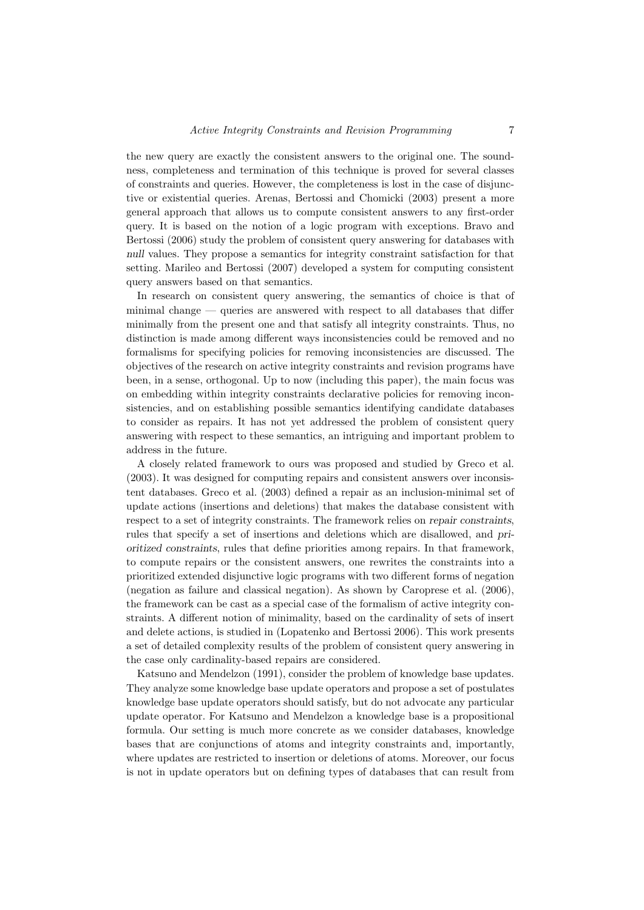the new query are exactly the consistent answers to the original one. The soundness, completeness and termination of this technique is proved for several classes of constraints and queries. However, the completeness is lost in the case of disjunctive or existential queries. Arenas, Bertossi and Chomicki (2003) present a more general approach that allows us to compute consistent answers to any first-order query. It is based on the notion of a logic program with exceptions. Bravo and Bertossi (2006) study the problem of consistent query answering for databases with *null* values. They propose a semantics for integrity constraint satisfaction for that setting. Marileo and Bertossi (2007) developed a system for computing consistent query answers based on that semantics.

In research on consistent query answering, the semantics of choice is that of minimal change — queries are answered with respect to all databases that differ minimally from the present one and that satisfy all integrity constraints. Thus, no distinction is made among different ways inconsistencies could be removed and no formalisms for specifying policies for removing inconsistencies are discussed. The objectives of the research on active integrity constraints and revision programs have been, in a sense, orthogonal. Up to now (including this paper), the main focus was on embedding within integrity constraints declarative policies for removing inconsistencies, and on establishing possible semantics identifying candidate databases to consider as repairs. It has not yet addressed the problem of consistent query answering with respect to these semantics, an intriguing and important problem to address in the future.

A closely related framework to ours was proposed and studied by Greco et al. (2003). It was designed for computing repairs and consistent answers over inconsistent databases. Greco et al. (2003) defined a repair as an inclusion-minimal set of update actions (insertions and deletions) that makes the database consistent with respect to a set of integrity constraints. The framework relies on *repair constraints*, rules that specify a set of insertions and deletions which are disallowed, and *prioritized constraints*, rules that define priorities among repairs. In that framework, to compute repairs or the consistent answers, one rewrites the constraints into a prioritized extended disjunctive logic programs with two different forms of negation (negation as failure and classical negation). As shown by Caroprese et al. (2006), the framework can be cast as a special case of the formalism of active integrity constraints. A different notion of minimality, based on the cardinality of sets of insert and delete actions, is studied in (Lopatenko and Bertossi 2006). This work presents a set of detailed complexity results of the problem of consistent query answering in the case only cardinality-based repairs are considered.

Katsuno and Mendelzon (1991), consider the problem of knowledge base updates. They analyze some knowledge base update operators and propose a set of postulates knowledge base update operators should satisfy, but do not advocate any particular update operator. For Katsuno and Mendelzon a knowledge base is a propositional formula. Our setting is much more concrete as we consider databases, knowledge bases that are conjunctions of atoms and integrity constraints and, importantly, where updates are restricted to insertion or deletions of atoms. Moreover, our focus is not in update operators but on defining types of databases that can result from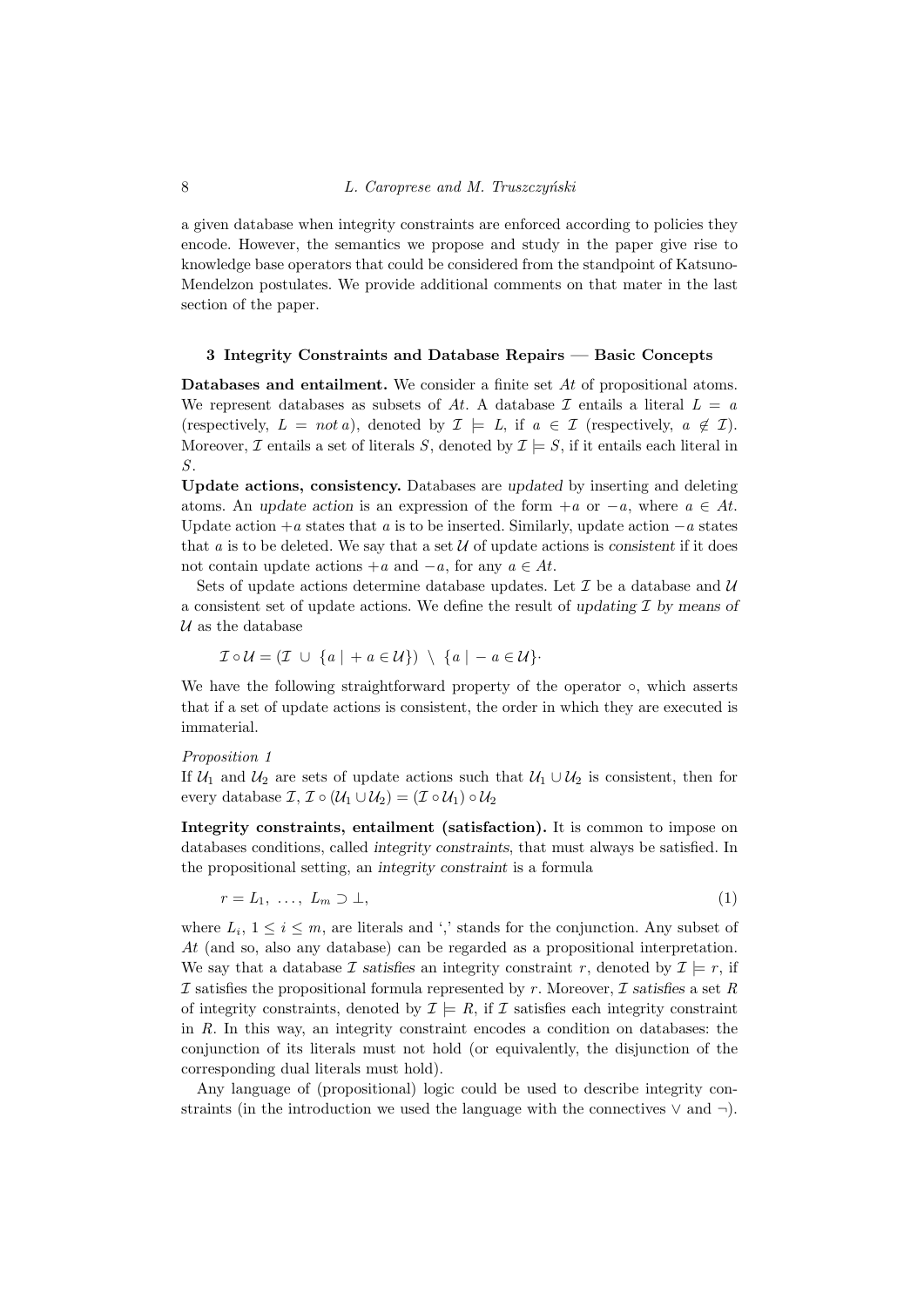a given database when integrity constraints are enforced according to policies they encode. However, the semantics we propose and study in the paper give rise to knowledge base operators that could be considered from the standpoint of Katsuno-Mendelzon postulates. We provide additional comments on that mater in the last section of the paper.

## 3 Integrity Constraints and Database Repairs — Basic Concepts

**Databases and entailment.** We consider a finite set $At$ of propositional atoms. We represent databases as subsets of $At$. A database $\mathcal{I}$ entails a literal $L = a$ (respectively, $L = not\, a$), denoted by $\mathcal{I} \models L$, if $a \in \mathcal{I}$ (respectively, $a \notin \mathcal{I}$). Moreover, $\mathcal{I}$ entails a set of literals $S$, denoted by $\mathcal{I} \models S$, if it entails each literal in $S$.

**Update actions, consistency.** Databases are *updated* by inserting and deleting atoms. An *update action* is an expression of the form $+a$ or $-a$, where $a \in At$. Update action $+a$ states that $a$ is to be inserted. Similarly, update action $-a$ states that $a$ is to be deleted. We say that a set $\mathcal{U}$ of update actions is *consistent* if it does not contain update actions $+a$ and $-a$, for any $a \in At$.

Sets of update actions determine database updates. Let $\mathcal{I}$ be a database and $\mathcal{U}$ a consistent set of update actions. We define the result of *updating* $\mathcal{I}$ *by means of* $\mathcal{U}$ as the database

$$\mathcal{I} \circ \mathcal{U} = (\mathcal{I} \;\cup\; \{a \mid +a \in \mathcal{U}\}) \;\setminus\; \{a \mid -a \in \mathcal{U}\}\cdot$$

We have the following straightforward property of the operator $\circ$, which asserts that if a set of update actions is consistent, the order in which they are executed is immaterial.

*Proposition 1*

If $\mathcal{U}_1$ and $\mathcal{U}_2$ are sets of update actions such that $\mathcal{U}_1 \cup \mathcal{U}_2$ is consistent, then for every database $\mathcal{I}$, $\mathcal{I} \circ (\mathcal{U}_1 \cup \mathcal{U}_2) = (\mathcal{I} \circ \mathcal{U}_1) \circ \mathcal{U}_2$

**Integrity constraints, entailment (satisfaction).** It is common to impose on databases conditions, called *integrity constraints*, that must always be satisfied. In the propositional setting, an *integrity constraint* is a formula

$$r = L_1,\; \ldots,\; L_m \supset \bot, \tag{1}$$

where $L_i$, $1 \leq i \leq m$, are literals and ',' stands for the conjunction. Any subset of $At$ (and so, also any database) can be regarded as a propositional interpretation. We say that a database $\mathcal{I}$ *satisfies* an integrity constraint $r$, denoted by $\mathcal{I} \models r$, if $\mathcal{I}$ satisfies the propositional formula represented by $r$. Moreover, $\mathcal{I}$ *satisfies* a set $R$ of integrity constraints, denoted by $\mathcal{I} \models R$, if $\mathcal{I}$ satisfies each integrity constraint in $R$. In this way, an integrity constraint encodes a condition on databases: the conjunction of its literals must not hold (or equivalently, the disjunction of the corresponding dual literals must hold).

Any language of (propositional) logic could be used to describe integrity constraints (in the introduction we used the language with the connectives $\vee$ and $\neg$).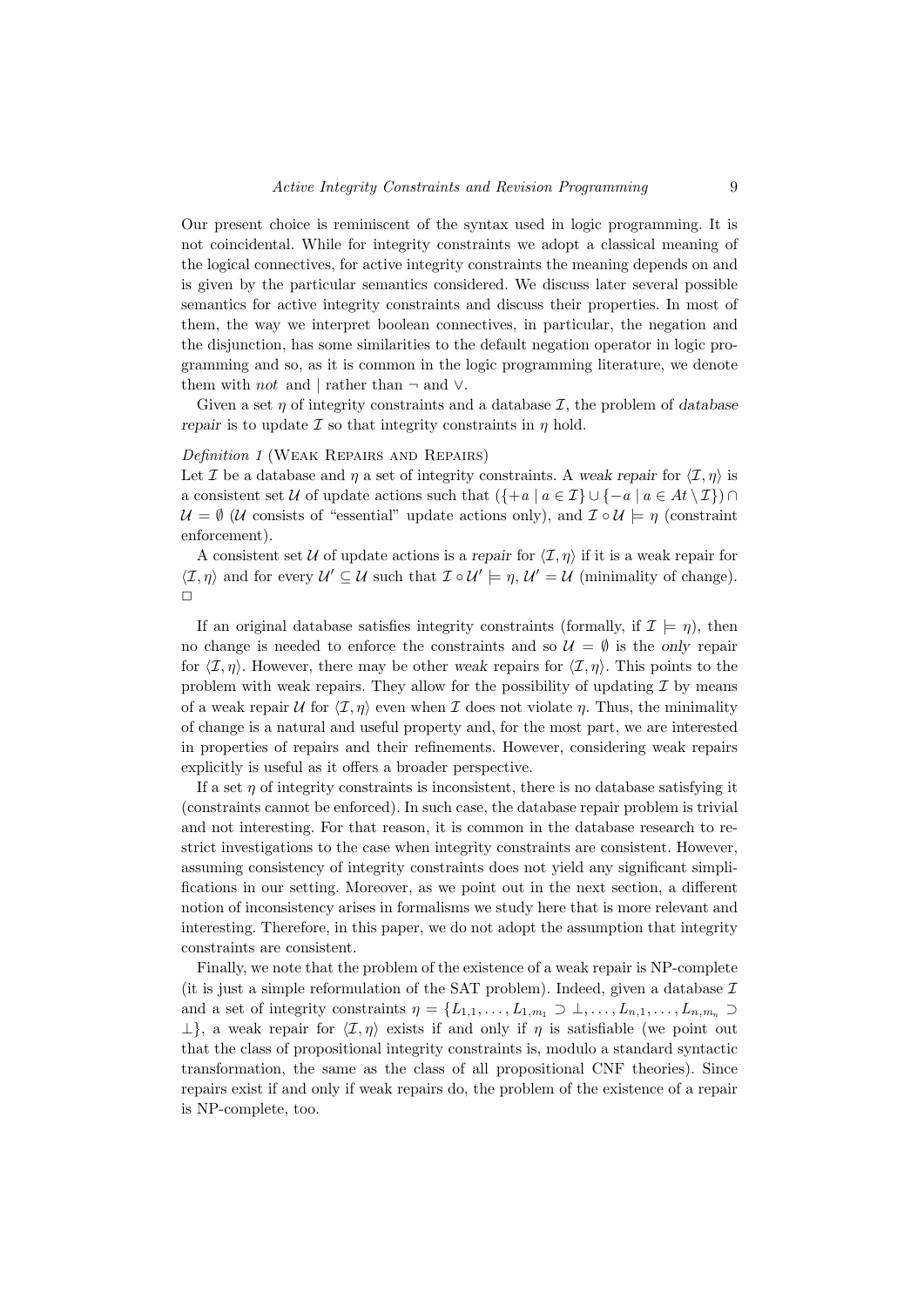Our present choice is reminiscent of the syntax used in logic programming. It is not coincidental. While for integrity constraints we adopt a classical meaning of the logical connectives, for active integrity constraints the meaning depends on and is given by the particular semantics considered. We discuss later several possible semantics for active integrity constraints and discuss their properties. In most of them, the way we interpret boolean connectives, in particular, the negation and the disjunction, has some similarities to the default negation operator in logic programming and so, as it is common in the logic programming literature, we denote them with *not* and $|$ rather than $\neg$ and $\vee$.

Given a set $\eta$ of integrity constraints and a database $\mathcal{I}$, the problem of *database repair* is to update $\mathcal{I}$ so that integrity constraints in $\eta$ hold.

*Definition 1* (Weak Repairs and Repairs)
Let $\mathcal{I}$ be a database and $\eta$ a set of integrity constraints. A *weak repair* for $\langle \mathcal{I}, \eta \rangle$ is a consistent set $\mathcal{U}$ of update actions such that $(\{+a \mid a \in \mathcal{I}\} \cup \{-a \mid a \in At \setminus \mathcal{I}\}) \cap \mathcal{U} = \emptyset$ ($\mathcal{U}$ consists of "essential" update actions only), and $\mathcal{I} \circ \mathcal{U} \models \eta$ (constraint enforcement).

A consistent set $\mathcal{U}$ of update actions is a *repair* for $\langle \mathcal{I}, \eta \rangle$ if it is a weak repair for $\langle \mathcal{I}, \eta \rangle$ and for every $\mathcal{U}' \subseteq \mathcal{U}$ such that $\mathcal{I} \circ \mathcal{U}' \models \eta$, $\mathcal{U}' = \mathcal{U}$ (minimality of change). $\Box$

If an original database satisfies integrity constraints (formally, if $\mathcal{I} \models \eta$), then no change is needed to enforce the constraints and so $\mathcal{U} = \emptyset$ is the *only* repair for $\langle \mathcal{I}, \eta \rangle$. However, there may be other *weak* repairs for $\langle \mathcal{I}, \eta \rangle$. This points to the problem with weak repairs. They allow for the possibility of updating $\mathcal{I}$ by means of a weak repair $\mathcal{U}$ for $\langle \mathcal{I}, \eta \rangle$ even when $\mathcal{I}$ does not violate $\eta$. Thus, the minimality of change is a natural and useful property and, for the most part, we are interested in properties of repairs and their refinements. However, considering weak repairs explicitly is useful as it offers a broader perspective.

If a set $\eta$ of integrity constraints is inconsistent, there is no database satisfying it (constraints cannot be enforced). In such case, the database repair problem is trivial and not interesting. For that reason, it is common in the database research to restrict investigations to the case when integrity constraints are consistent. However, assuming consistency of integrity constraints does not yield any significant simplifications in our setting. Moreover, as we point out in the next section, a different notion of inconsistency arises in formalisms we study here that is more relevant and interesting. Therefore, in this paper, we do not adopt the assumption that integrity constraints are consistent.

Finally, we note that the problem of the existence of a weak repair is NP-complete (it is just a simple reformulation of the SAT problem). Indeed, given a database $\mathcal{I}$ and a set of integrity constraints $\eta = \{L_{1,1}, \ldots, L_{1,m_1} \supset \bot, \ldots, L_{n,1}, \ldots, L_{n,m_n} \supset \bot\}$, a weak repair for $\langle \mathcal{I}, \eta \rangle$ exists if and only if $\eta$ is satisfiable (we point out that the class of propositional integrity constraints is, modulo a standard syntactic transformation, the same as the class of all propositional CNF theories). Since repairs exist if and only if weak repairs do, the problem of the existence of a repair is NP-complete, too.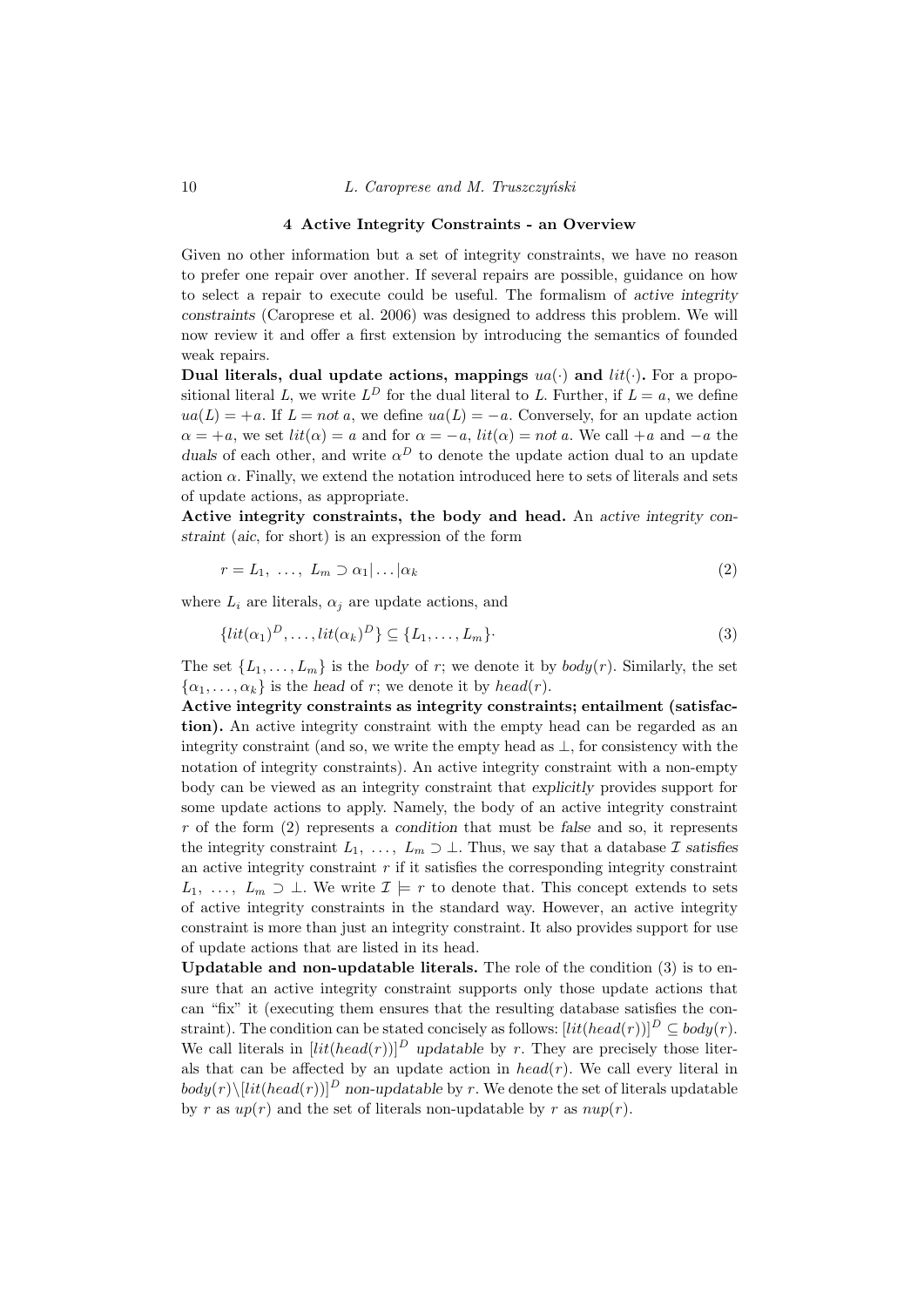## 4 Active Integrity Constraints - an Overview

Given no other information but a set of integrity constraints, we have no reason to prefer one repair over another. If several repairs are possible, guidance on how to select a repair to execute could be useful. The formalism of *active integrity constraints* (Caroprese et al. 2006) was designed to address this problem. We will now review it and offer a first extension by introducing the semantics of founded weak repairs.

**Dual literals, dual update actions, mappings $ua(\cdot)$ and $lit(\cdot)$.** For a propositional literal $L$, we write $L^D$ for the dual literal to $L$. Further, if $L = a$, we define $ua(L) = +a$. If $L = not\ a$, we define $ua(L) = -a$. Conversely, for an update action $\alpha = +a$, we set $lit(\alpha) = a$ and for $\alpha = -a$, $lit(\alpha) = not\ a$. We call $+a$ and $-a$ the *duals* of each other, and write $\alpha^D$ to denote the update action dual to an update action $\alpha$. Finally, we extend the notation introduced here to sets of literals and sets of update actions, as appropriate.

**Active integrity constraints, the body and head.** An *active integrity constraint* (*aic*, for short) is an expression of the form

$$r = L_1,\ \dots,\ L_m \supset \alpha_1 | \dots | \alpha_k \tag{2}$$

where $L_i$ are literals, $\alpha_j$ are update actions, and

$$\{lit(\alpha_1)^D, \dots, lit(\alpha_k)^D\} \subseteq \{L_1, \dots, L_m\}. \tag{3}$$

The set $\{L_1, \dots, L_m\}$ is the *body* of $r$; we denote it by $body(r)$. Similarly, the set $\{\alpha_1, \dots, \alpha_k\}$ is the *head* of $r$; we denote it by $head(r)$.

**Active integrity constraints as integrity constraints; entailment (satisfaction).** An active integrity constraint with the empty head can be regarded as an integrity constraint (and so, we write the empty head as $\bot$, for consistency with the notation of integrity constraints). An active integrity constraint with a non-empty body can be viewed as an integrity constraint that *explicitly* provides support for some update actions to apply. Namely, the body of an active integrity constraint $r$ of the form (2) represents a *condition* that must be *false* and so, it represents the integrity constraint $L_1,\ \dots,\ L_m \supset \bot$. Thus, we say that a database $\mathcal{I}$ *satisfies* an active integrity constraint $r$ if it satisfies the corresponding integrity constraint $L_1,\ \dots,\ L_m \supset \bot$. We write $\mathcal{I} \models r$ to denote that. This concept extends to sets of active integrity constraints in the standard way. However, an active integrity constraint is more than just an integrity constraint. It also provides support for use of update actions that are listed in its head.

**Updatable and non-updatable literals.** The role of the condition (3) is to ensure that an active integrity constraint supports only those update actions that can "fix" it (executing them ensures that the resulting database satisfies the constraint). The condition can be stated concisely as follows: $[lit(head(r))]^D \subseteq body(r)$. We call literals in $[lit(head(r))]^D$ *updatable* by $r$. They are precisely those literals that can be affected by an update action in $head(r)$. We call every literal in $body(r) \setminus [lit(head(r))]^D$ *non-updatable* by $r$. We denote the set of literals updatable by $r$ as $up(r)$ and the set of literals non-updatable by $r$ as $nup(r)$.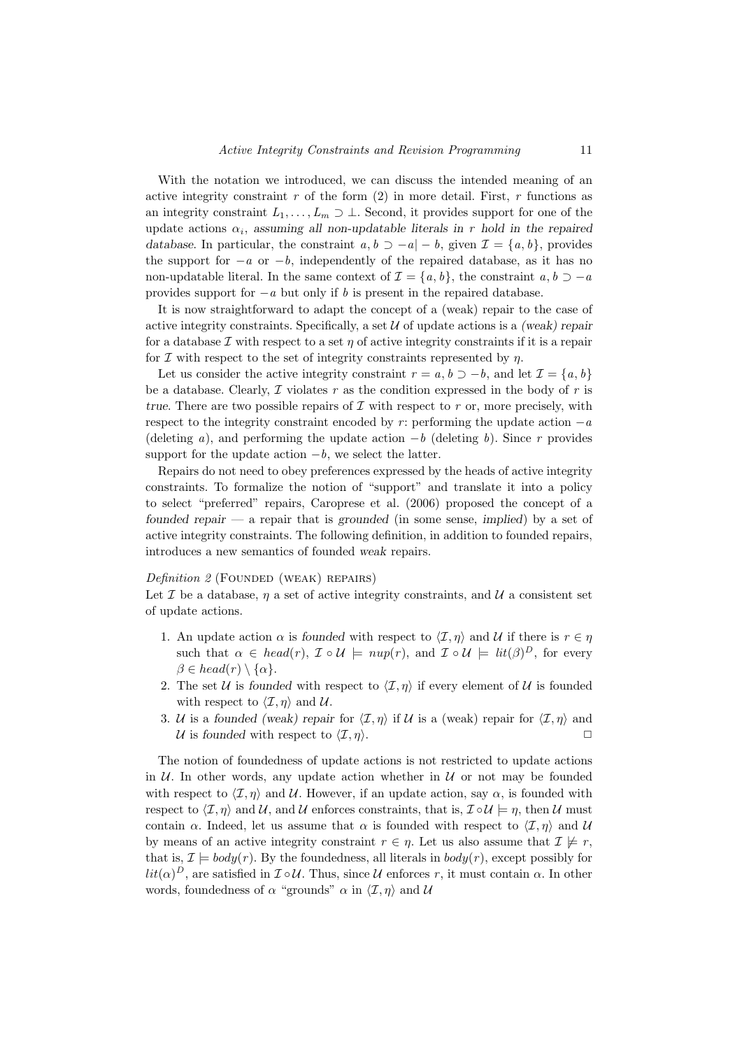With the notation we introduced, we can discuss the intended meaning of an active integrity constraint $r$ of the form (2) in more detail. First, $r$ functions as an integrity constraint $L_1, \ldots, L_m \supset \bot$. Second, it provides support for one of the update actions $\alpha_i$, *assuming all non-updatable literals in* $r$ *hold in the repaired database*. In particular, the constraint $a, b \supset -a | -b$, given $\mathcal{I} = \{a, b\}$, provides the support for $-a$ or $-b$, independently of the repaired database, as it has no non-updatable literal. In the same context of $\mathcal{I} = \{a, b\}$, the constraint $a, b \supset -a$ provides support for $-a$ but only if $b$ is present in the repaired database.

It is now straightforward to adapt the concept of a (weak) repair to the case of active integrity constraints. Specifically, a set $\mathcal{U}$ of update actions is a *(weak) repair* for a database $\mathcal{I}$ with respect to a set $\eta$ of active integrity constraints if it is a repair for $\mathcal{I}$ with respect to the set of integrity constraints represented by $\eta$.

Let us consider the active integrity constraint $r = a, b \supset -b$, and let $\mathcal{I} = \{a, b\}$ be a database. Clearly, $\mathcal{I}$ violates $r$ as the condition expressed in the body of $r$ is *true*. There are two possible repairs of $\mathcal{I}$ with respect to $r$ or, more precisely, with respect to the integrity constraint encoded by $r$: performing the update action $-a$ (deleting $a$), and performing the update action $-b$ (deleting $b$). Since $r$ provides support for the update action $-b$, we select the latter.

Repairs do not need to obey preferences expressed by the heads of active integrity constraints. To formalize the notion of "support" and translate it into a policy to select "preferred" repairs, Caroprese et al. (2006) proposed the concept of a *founded repair* — a repair that is *grounded* (in some sense, *implied*) by a set of active integrity constraints. The following definition, in addition to founded repairs, introduces a new semantics of founded *weak* repairs.

*Definition 2* (Founded (weak) repairs)
Let $\mathcal{I}$ be a database, $\eta$ a set of active integrity constraints, and $\mathcal{U}$ a consistent set of update actions.

1. An update action $\alpha$ is *founded* with respect to $\langle \mathcal{I}, \eta \rangle$ and $\mathcal{U}$ if there is $r \in \eta$ such that $\alpha \in head(r)$, $\mathcal{I} \circ \mathcal{U} \models nup(r)$, and $\mathcal{I} \circ \mathcal{U} \models lit(\beta)^D$, for every $\beta \in head(r) \setminus \{\alpha\}$.
2. The set $\mathcal{U}$ is *founded* with respect to $\langle \mathcal{I}, \eta \rangle$ if every element of $\mathcal{U}$ is founded with respect to $\langle \mathcal{I}, \eta \rangle$ and $\mathcal{U}$.
3. $\mathcal{U}$ is a *founded (weak) repair* for $\langle \mathcal{I}, \eta \rangle$ if $\mathcal{U}$ is a (weak) repair for $\langle \mathcal{I}, \eta \rangle$ and $\mathcal{U}$ is *founded* with respect to $\langle \mathcal{I}, \eta \rangle$. $\square$

The notion of foundedness of update actions is not restricted to update actions in $\mathcal{U}$. In other words, any update action whether in $\mathcal{U}$ or not may be founded with respect to $\langle \mathcal{I}, \eta \rangle$ and $\mathcal{U}$. However, if an update action, say $\alpha$, is founded with respect to $\langle \mathcal{I}, \eta \rangle$ and $\mathcal{U}$, and $\mathcal{U}$ enforces constraints, that is, $\mathcal{I} \circ \mathcal{U} \models \eta$, then $\mathcal{U}$ must contain $\alpha$. Indeed, let us assume that $\alpha$ is founded with respect to $\langle \mathcal{I}, \eta \rangle$ and $\mathcal{U}$ by means of an active integrity constraint $r \in \eta$. Let us also assume that $\mathcal{I} \not\models r$, that is, $\mathcal{I} \models body(r)$. By the foundedness, all literals in $body(r)$, except possibly for $lit(\alpha)^D$, are satisfied in $\mathcal{I} \circ \mathcal{U}$. Thus, since $\mathcal{U}$ enforces $r$, it must contain $\alpha$. In other words, foundedness of $\alpha$ "grounds" $\alpha$ in $\langle \mathcal{I}, \eta \rangle$ and $\mathcal{U}$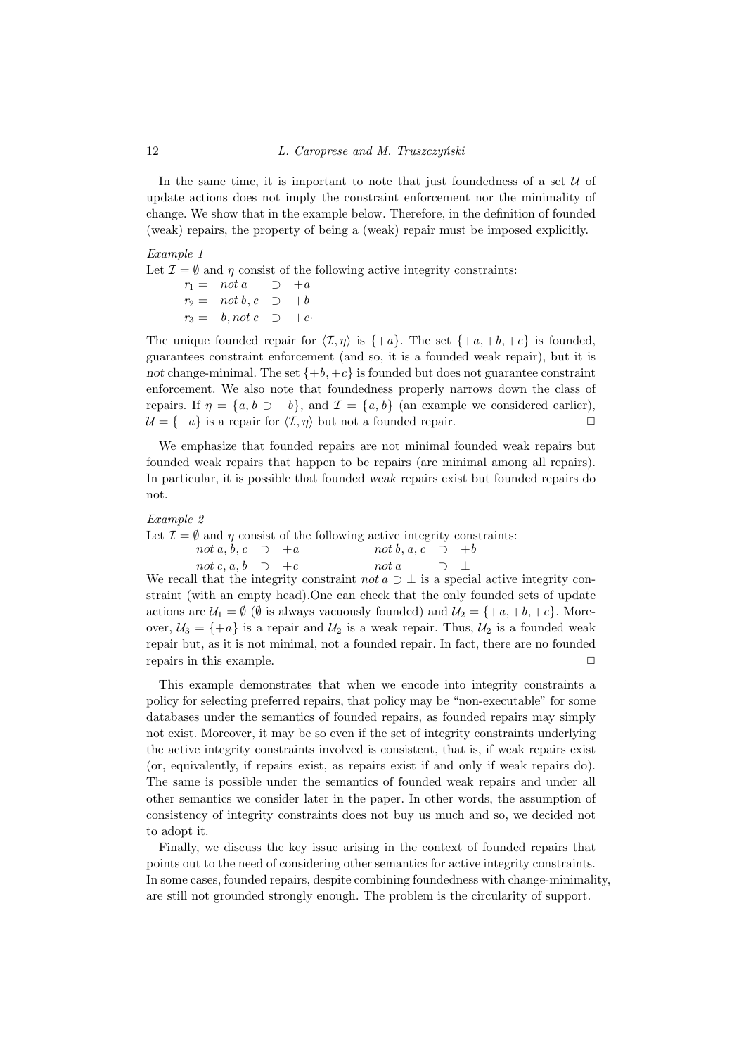In the same time, it is important to note that just foundedness of a set $\mathcal{U}$ of update actions does not imply the constraint enforcement nor the minimality of change. We show that in the example below. Therefore, in the definition of founded (weak) repairs, the property of being a (weak) repair must be imposed explicitly.

*Example 1*

Let $\mathcal{I} = \emptyset$ and $\eta$ consist of the following active integrity constraints:

$$r_1 = \; not\ a \quad \supset \; +a$$
$$r_2 = \; not\ b, c \; \supset \; +b$$
$$r_3 = \; b, not\ c \; \supset \; +c.$$

The unique founded repair for $\langle \mathcal{I}, \eta \rangle$ is $\{+a\}$. The set $\{+a, +b, +c\}$ is founded, guarantees constraint enforcement (and so, it is a founded weak repair), but it is *not* change-minimal. The set $\{+b, +c\}$ is founded but does not guarantee constraint enforcement. We also note that foundedness properly narrows down the class of repairs. If $\eta = \{a, b \supset -b\}$, and $\mathcal{I} = \{a, b\}$ (an example we considered earlier), $\mathcal{U} = \{-a\}$ is a repair for $\langle \mathcal{I}, \eta \rangle$ but not a founded repair. □

We emphasize that founded repairs are not minimal founded weak repairs but founded weak repairs that happen to be repairs (are minimal among all repairs). In particular, it is possible that founded *weak* repairs exist but founded repairs do not.

*Example 2*

Let $\mathcal{I} = \emptyset$ and $\eta$ consist of the following active integrity constraints:

$$not\ a, b, c \; \supset \; +a \qquad\qquad not\ b, a, c \; \supset \; +b$$
$$not\ c, a, b \; \supset \; +c \qquad\qquad not\ a \qquad \supset \; \bot$$

We recall that the integrity constraint $not\ a \supset \bot$ is a special active integrity constraint (with an empty head).One can check that the only founded sets of update actions are $\mathcal{U}_1 = \emptyset$ ($\emptyset$ is always vacuously founded) and $\mathcal{U}_2 = \{+a, +b, +c\}$. Moreover, $\mathcal{U}_3 = \{+a\}$ is a repair and $\mathcal{U}_2$ is a weak repair. Thus, $\mathcal{U}_2$ is a founded weak repair but, as it is not minimal, not a founded repair. In fact, there are no founded repairs in this example. □

This example demonstrates that when we encode into integrity constraints a policy for selecting preferred repairs, that policy may be "non-executable" for some databases under the semantics of founded repairs, as founded repairs may simply not exist. Moreover, it may be so even if the set of integrity constraints underlying the active integrity constraints involved is consistent, that is, if weak repairs exist (or, equivalently, if repairs exist, as repairs exist if and only if weak repairs do). The same is possible under the semantics of founded weak repairs and under all other semantics we consider later in the paper. In other words, the assumption of consistency of integrity constraints does not buy us much and so, we decided not to adopt it.

Finally, we discuss the key issue arising in the context of founded repairs that points out to the need of considering other semantics for active integrity constraints. In some cases, founded repairs, despite combining foundedness with change-minimality, are still not grounded strongly enough. The problem is the circularity of support.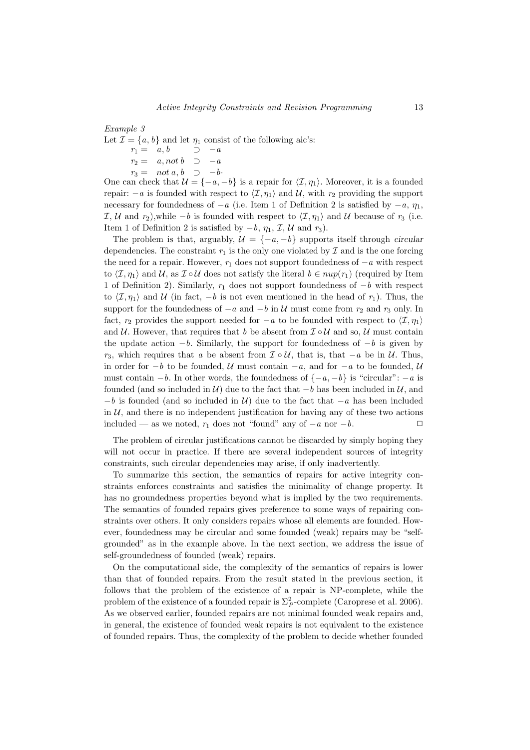*Example 3*

Let $\mathcal{I} = \{a, b\}$ and let $\eta_1$ consist of the following aic's:

$r_1 = \ \ a, b \ \ \supset \ -a$

$r_2 = \ \ a, not\ b \ \ \supset \ -a$

$r_3 = \ \ not\ a, b \ \ \supset \ -b\cdot$

One can check that $\mathcal{U} = \{-a, -b\}$ is a repair for $\langle \mathcal{I}, \eta_1 \rangle$. Moreover, it is a founded repair: $-a$ is founded with respect to $\langle \mathcal{I}, \eta_1 \rangle$ and $\mathcal{U}$, with $r_2$ providing the support necessary for foundedness of $-a$ (i.e. Item 1 of Definition 2 is satisfied by $-a$, $\eta_1$, $\mathcal{I}$, $\mathcal{U}$ and $r_2$),while $-b$ is founded with respect to $\langle \mathcal{I}, \eta_1 \rangle$ and $\mathcal{U}$ because of $r_3$ (i.e. Item 1 of Definition 2 is satisfied by $-b$, $\eta_1$, $\mathcal{I}$, $\mathcal{U}$ and $r_3$).

The problem is that, arguably, $\mathcal{U} = \{-a, -b\}$ supports itself through *circular* dependencies. The constraint $r_1$ is the only one violated by $\mathcal{I}$ and is the one forcing the need for a repair. However, $r_1$ does not support foundedness of $-a$ with respect to $\langle \mathcal{I}, \eta_1 \rangle$ and $\mathcal{U}$, as $\mathcal{I} \circ \mathcal{U}$ does not satisfy the literal $b \in nup(r_1)$ (required by Item 1 of Definition 2). Similarly, $r_1$ does not support foundedness of $-b$ with respect to $\langle \mathcal{I}, \eta_1 \rangle$ and $\mathcal{U}$ (in fact, $-b$ is not even mentioned in the head of $r_1$). Thus, the support for the foundedness of $-a$ and $-b$ in $\mathcal{U}$ must come from $r_2$ and $r_3$ only. In fact, $r_2$ provides the support needed for $-a$ to be founded with respect to $\langle \mathcal{I}, \eta_1 \rangle$ and $\mathcal{U}$. However, that requires that $b$ be absent from $\mathcal{I} \circ \mathcal{U}$ and so, $\mathcal{U}$ must contain the update action $-b$. Similarly, the support for foundedness of $-b$ is given by $r_3$, which requires that $a$ be absent from $\mathcal{I} \circ \mathcal{U}$, that is, that $-a$ be in $\mathcal{U}$. Thus, in order for $-b$ to be founded, $\mathcal{U}$ must contain $-a$, and for $-a$ to be founded, $\mathcal{U}$ must contain $-b$. In other words, the foundedness of $\{-a, -b\}$ is "circular": $-a$ is founded (and so included in $\mathcal{U}$) due to the fact that $-b$ has been included in $\mathcal{U}$, and $-b$ is founded (and so included in $\mathcal{U}$) due to the fact that $-a$ has been included in $\mathcal{U}$, and there is no independent justification for having any of these two actions included — as we noted, $r_1$ does not "found" any of $-a$ nor $-b$. $\square$

The problem of circular justifications cannot be discarded by simply hoping they will not occur in practice. If there are several independent sources of integrity constraints, such circular dependencies may arise, if only inadvertently.

To summarize this section, the semantics of repairs for active integrity constraints enforces constraints and satisfies the minimality of change property. It has no groundedness properties beyond what is implied by the two requirements. The semantics of founded repairs gives preference to some ways of repairing constraints over others. It only considers repairs whose all elements are founded. However, foundedness may be circular and some founded (weak) repairs may be "self-grounded" as in the example above. In the next section, we address the issue of self-groundedness of founded (weak) repairs.

On the computational side, the complexity of the semantics of repairs is lower than that of founded repairs. From the result stated in the previous section, it follows that the problem of the existence of a repair is NP-complete, while the problem of the existence of a founded repair is $\Sigma_P^2$-complete (Caroprese et al. 2006). As we observed earlier, founded repairs are not minimal founded weak repairs and, in general, the existence of founded weak repairs is not equivalent to the existence of founded repairs. Thus, the complexity of the problem to decide whether founded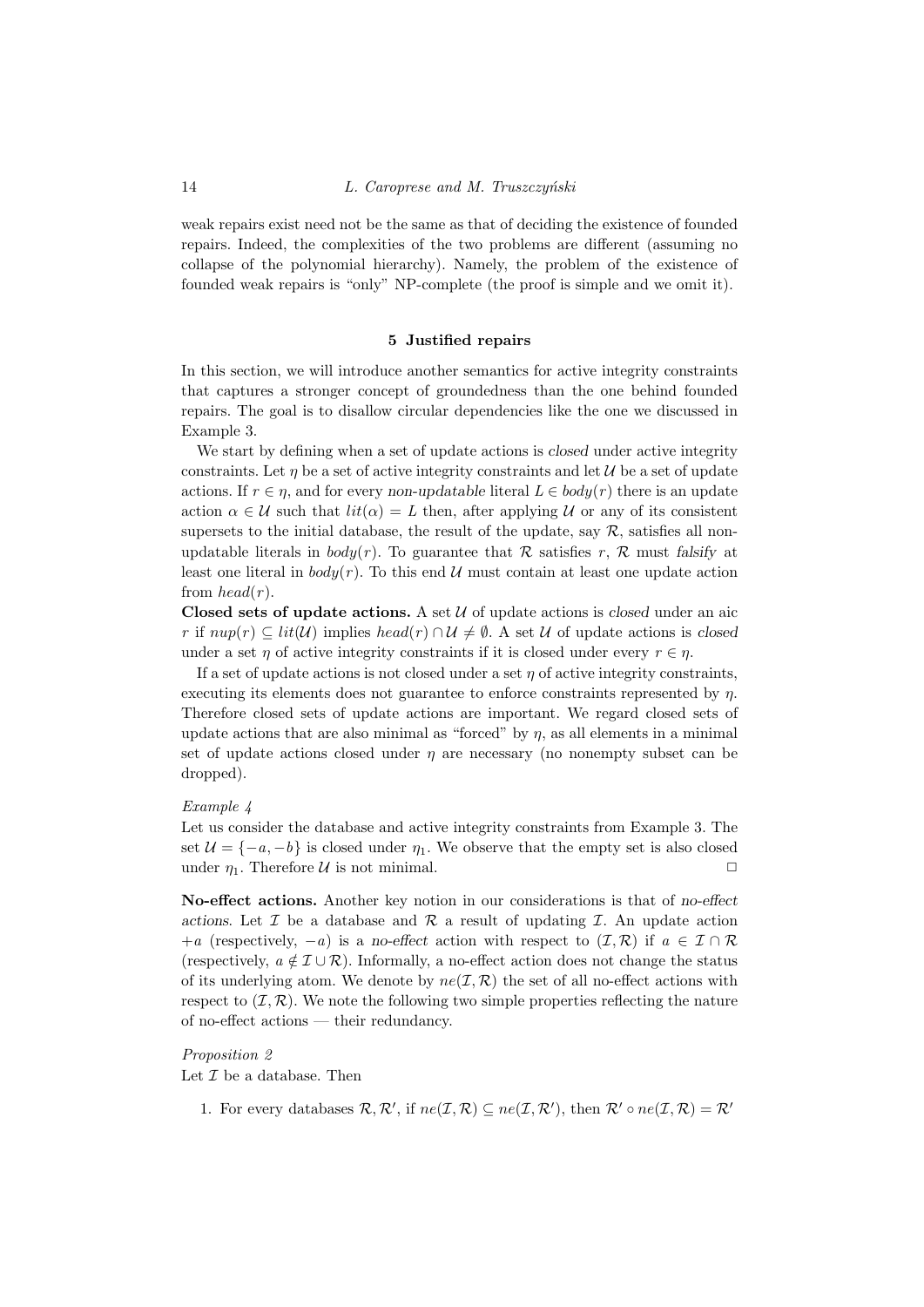weak repairs exist need not be the same as that of deciding the existence of founded repairs. Indeed, the complexities of the two problems are different (assuming no collapse of the polynomial hierarchy). Namely, the problem of the existence of founded weak repairs is "only" NP-complete (the proof is simple and we omit it).

## 5 Justified repairs

In this section, we will introduce another semantics for active integrity constraints that captures a stronger concept of groundedness than the one behind founded repairs. The goal is to disallow circular dependencies like the one we discussed in Example 3.

We start by defining when a set of update actions is *closed* under active integrity constraints. Let $\eta$ be a set of active integrity constraints and let $\mathcal{U}$ be a set of update actions. If $r \in \eta$, and for every *non-updatable* literal $L \in body(r)$ there is an update action $\alpha \in \mathcal{U}$ such that $lit(\alpha) = L$ then, after applying $\mathcal{U}$ or any of its consistent supersets to the initial database, the result of the update, say $\mathcal{R}$, satisfies all non-updatable literals in $body(r)$. To guarantee that $\mathcal{R}$ satisfies $r$, $\mathcal{R}$ must *falsify* at least one literal in $body(r)$. To this end $\mathcal{U}$ must contain at least one update action from $head(r)$.

**Closed sets of update actions.** A set $\mathcal{U}$ of update actions is *closed* under an aic $r$ if $nup(r) \subseteq lit(\mathcal{U})$ implies $head(r) \cap \mathcal{U} \neq \emptyset$. A set $\mathcal{U}$ of update actions is *closed* under a set $\eta$ of active integrity constraints if it is closed under every $r \in \eta$.

If a set of update actions is not closed under a set $\eta$ of active integrity constraints, executing its elements does not guarantee to enforce constraints represented by $\eta$. Therefore closed sets of update actions are important. We regard closed sets of update actions that are also minimal as "forced" by $\eta$, as all elements in a minimal set of update actions closed under $\eta$ are necessary (no nonempty subset can be dropped).

*Example 4*
Let us consider the database and active integrity constraints from Example 3. The set $\mathcal{U} = \{-a, -b\}$ is closed under $\eta_1$. We observe that the empty set is also closed under $\eta_1$. Therefore $\mathcal{U}$ is not minimal. □

**No-effect actions.** Another key notion in our considerations is that of *no-effect actions*. Let $\mathcal{I}$ be a database and $\mathcal{R}$ a result of updating $\mathcal{I}$. An update action $+a$ (respectively, $-a$) is a *no-effect* action with respect to $(\mathcal{I}, \mathcal{R})$ if $a \in \mathcal{I} \cap \mathcal{R}$ (respectively, $a \notin \mathcal{I} \cup \mathcal{R}$). Informally, a no-effect action does not change the status of its underlying atom. We denote by $ne(\mathcal{I}, \mathcal{R})$ the set of all no-effect actions with respect to $(\mathcal{I}, \mathcal{R})$. We note the following two simple properties reflecting the nature of no-effect actions — their redundancy.

*Proposition 2*
Let $\mathcal{I}$ be a database. Then

1. For every databases $\mathcal{R}, \mathcal{R}'$, if $ne(\mathcal{I}, \mathcal{R}) \subseteq ne(\mathcal{I}, \mathcal{R}')$, then $\mathcal{R}' \circ ne(\mathcal{I}, \mathcal{R}) = \mathcal{R}'$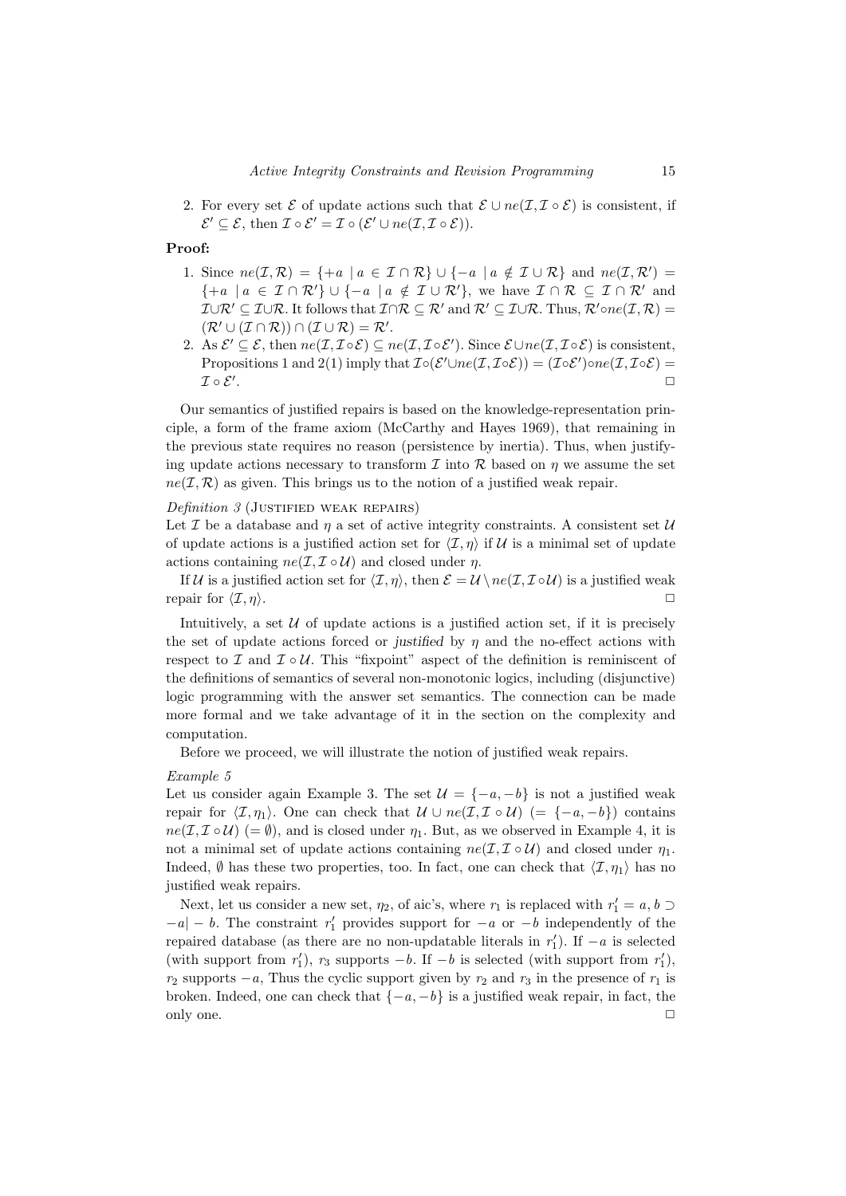2. For every set $\mathcal{E}$ of update actions such that $\mathcal{E} \cup ne(\mathcal{I}, \mathcal{I} \circ \mathcal{E})$ is consistent, if $\mathcal{E}' \subseteq \mathcal{E}$, then $\mathcal{I} \circ \mathcal{E}' = \mathcal{I} \circ (\mathcal{E}' \cup ne(\mathcal{I}, \mathcal{I} \circ \mathcal{E}))$.

**Proof:**

1. Since $ne(\mathcal{I}, \mathcal{R}) = \{+a \mid a \in \mathcal{I} \cap \mathcal{R}\} \cup \{-a \mid a \notin \mathcal{I} \cup \mathcal{R}\}$ and $ne(\mathcal{I}, \mathcal{R}') = \{+a \mid a \in \mathcal{I} \cap \mathcal{R}'\} \cup \{-a \mid a \notin \mathcal{I} \cup \mathcal{R}'\}$, we have $\mathcal{I} \cap \mathcal{R} \subseteq \mathcal{I} \cap \mathcal{R}'$ and $\mathcal{I} \cup \mathcal{R}' \subseteq \mathcal{I} \cup \mathcal{R}$. It follows that $\mathcal{I} \cap \mathcal{R} \subseteq \mathcal{R}'$ and $\mathcal{R}' \subseteq \mathcal{I} \cup \mathcal{R}$. Thus, $\mathcal{R}' \circ ne(\mathcal{I}, \mathcal{R}) = (\mathcal{R}' \cup (\mathcal{I} \cap \mathcal{R})) \cap (\mathcal{I} \cup \mathcal{R}) = \mathcal{R}'$.
2. As $\mathcal{E}' \subseteq \mathcal{E}$, then $ne(\mathcal{I}, \mathcal{I} \circ \mathcal{E}) \subseteq ne(\mathcal{I}, \mathcal{I} \circ \mathcal{E}')$. Since $\mathcal{E} \cup ne(\mathcal{I}, \mathcal{I} \circ \mathcal{E})$ is consistent, Propositions 1 and 2(1) imply that $\mathcal{I} \circ (\mathcal{E}' \cup ne(\mathcal{I}, \mathcal{I} \circ \mathcal{E})) = (\mathcal{I} \circ \mathcal{E}') \circ ne(\mathcal{I}, \mathcal{I} \circ \mathcal{E}) = \mathcal{I} \circ \mathcal{E}'$. $\square$

Our semantics of justified repairs is based on the knowledge-representation principle, a form of the frame axiom (McCarthy and Hayes 1969), that remaining in the previous state requires no reason (persistence by inertia). Thus, when justifying update actions necessary to transform $\mathcal{I}$ into $\mathcal{R}$ based on $\eta$ we assume the set $ne(\mathcal{I}, \mathcal{R})$ as given. This brings us to the notion of a justified weak repair.

*Definition 3* (Justified weak repairs)
Let $\mathcal{I}$ be a database and $\eta$ a set of active integrity constraints. A consistent set $\mathcal{U}$ of update actions is a justified action set for $\langle \mathcal{I}, \eta \rangle$ if $\mathcal{U}$ is a minimal set of update actions containing $ne(\mathcal{I}, \mathcal{I} \circ \mathcal{U})$ and closed under $\eta$.

If $\mathcal{U}$ is a justified action set for $\langle \mathcal{I}, \eta \rangle$, then $\mathcal{E} = \mathcal{U} \setminus ne(\mathcal{I}, \mathcal{I} \circ \mathcal{U})$ is a justified weak repair for $\langle \mathcal{I}, \eta \rangle$. $\square$

Intuitively, a set $\mathcal{U}$ of update actions is a justified action set, if it is precisely the set of update actions forced or *justified* by $\eta$ and the no-effect actions with respect to $\mathcal{I}$ and $\mathcal{I} \circ \mathcal{U}$. This "fixpoint" aspect of the definition is reminiscent of the definitions of semantics of several non-monotonic logics, including (disjunctive) logic programming with the answer set semantics. The connection can be made more formal and we take advantage of it in the section on the complexity and computation.

Before we proceed, we will illustrate the notion of justified weak repairs.

*Example 5*
Let us consider again Example 3. The set $\mathcal{U} = \{-a, -b\}$ is not a justified weak repair for $\langle \mathcal{I}, \eta_1 \rangle$. One can check that $\mathcal{U} \cup ne(\mathcal{I}, \mathcal{I} \circ \mathcal{U})$ $(= \{-a, -b\})$ contains $ne(\mathcal{I}, \mathcal{I} \circ \mathcal{U})$ $(= \emptyset)$, and is closed under $\eta_1$. But, as we observed in Example 4, it is not a minimal set of update actions containing $ne(\mathcal{I}, \mathcal{I} \circ \mathcal{U})$ and closed under $\eta_1$. Indeed, $\emptyset$ has these two properties, too. In fact, one can check that $\langle \mathcal{I}, \eta_1 \rangle$ has no justified weak repairs.

Next, let us consider a new set, $\eta_2$, of aic's, where $r_1$ is replaced with $r_1' = a, b \supset -a \mid -b$. The constraint $r_1'$ provides support for $-a$ or $-b$ independently of the repaired database (as there are no non-updatable literals in $r_1'$). If $-a$ is selected (with support from $r_1'$), $r_3$ supports $-b$. If $-b$ is selected (with support from $r_1'$), $r_2$ supports $-a$, Thus the cyclic support given by $r_2$ and $r_3$ in the presence of $r_1$ is broken. Indeed, one can check that $\{-a, -b\}$ is a justified weak repair, in fact, the only one. $\square$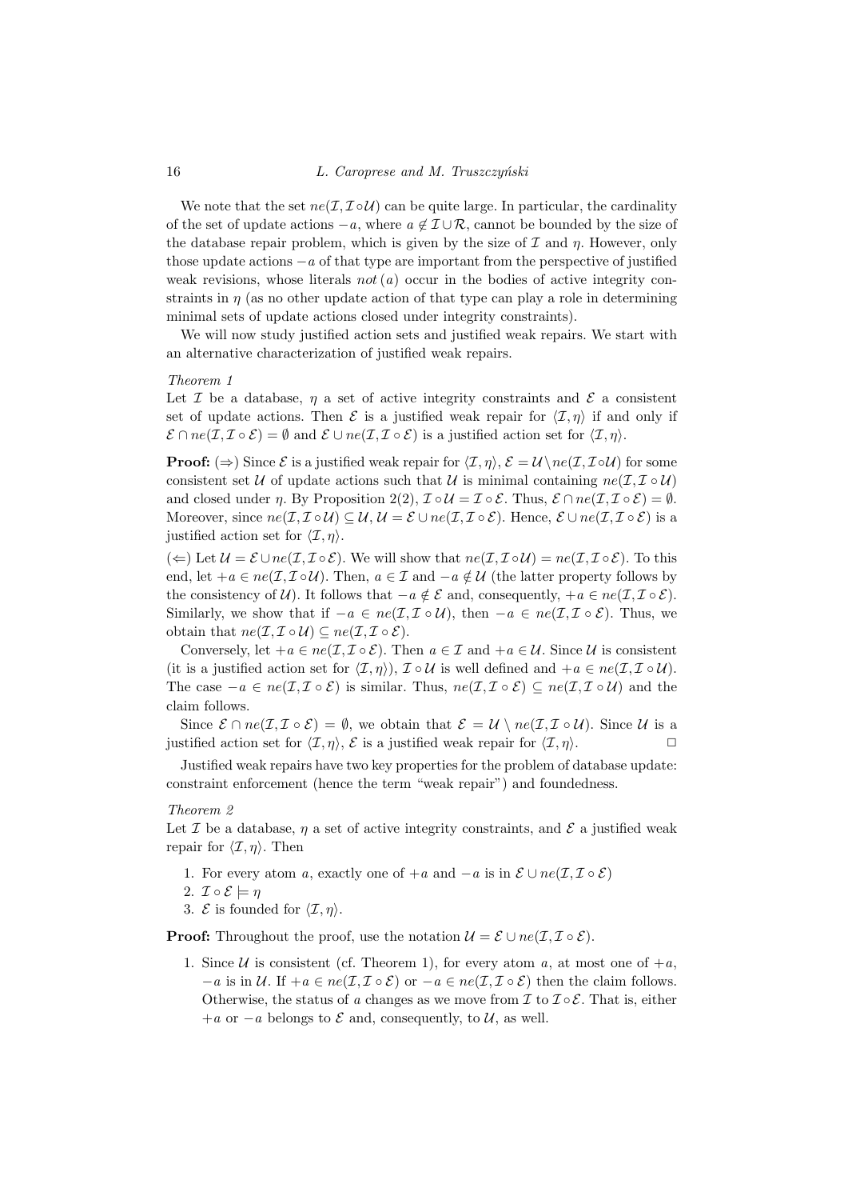We note that the set $ne(\mathcal{I}, \mathcal{I} \circ \mathcal{U})$ can be quite large. In particular, the cardinality of the set of update actions $-a$, where $a \notin \mathcal{I} \cup \mathcal{R}$, cannot be bounded by the size of the database repair problem, which is given by the size of $\mathcal{I}$ and $\eta$. However, only those update actions $-a$ of that type are important from the perspective of justified weak revisions, whose literals $not\,(a)$ occur in the bodies of active integrity constraints in $\eta$ (as no other update action of that type can play a role in determining minimal sets of update actions closed under integrity constraints).

We will now study justified action sets and justified weak repairs. We start with an alternative characterization of justified weak repairs.

*Theorem 1*

Let $\mathcal{I}$ be a database, $\eta$ a set of active integrity constraints and $\mathcal{E}$ a consistent set of update actions. Then $\mathcal{E}$ is a justified weak repair for $\langle \mathcal{I}, \eta \rangle$ if and only if $\mathcal{E} \cap ne(\mathcal{I}, \mathcal{I} \circ \mathcal{E}) = \emptyset$ and $\mathcal{E} \cup ne(\mathcal{I}, \mathcal{I} \circ \mathcal{E})$ is a justified action set for $\langle \mathcal{I}, \eta \rangle$.

**Proof:** ($\Rightarrow$) Since $\mathcal{E}$ is a justified weak repair for $\langle \mathcal{I}, \eta \rangle$, $\mathcal{E} = \mathcal{U} \setminus ne(\mathcal{I}, \mathcal{I} \circ \mathcal{U})$ for some consistent set $\mathcal{U}$ of update actions such that $\mathcal{U}$ is minimal containing $ne(\mathcal{I}, \mathcal{I} \circ \mathcal{U})$ and closed under $\eta$. By Proposition 2(2), $\mathcal{I} \circ \mathcal{U} = \mathcal{I} \circ \mathcal{E}$. Thus, $\mathcal{E} \cap ne(\mathcal{I}, \mathcal{I} \circ \mathcal{E}) = \emptyset$. Moreover, since $ne(\mathcal{I}, \mathcal{I} \circ \mathcal{U}) \subseteq \mathcal{U}$, $\mathcal{U} = \mathcal{E} \cup ne(\mathcal{I}, \mathcal{I} \circ \mathcal{E})$. Hence, $\mathcal{E} \cup ne(\mathcal{I}, \mathcal{I} \circ \mathcal{E})$ is a justified action set for $\langle \mathcal{I}, \eta \rangle$.

($\Leftarrow$) Let $\mathcal{U} = \mathcal{E} \cup ne(\mathcal{I}, \mathcal{I} \circ \mathcal{E})$. We will show that $ne(\mathcal{I}, \mathcal{I} \circ \mathcal{U}) = ne(\mathcal{I}, \mathcal{I} \circ \mathcal{E})$. To this end, let $+a \in ne(\mathcal{I}, \mathcal{I} \circ \mathcal{U})$. Then, $a \in \mathcal{I}$ and $-a \notin \mathcal{U}$ (the latter property follows by the consistency of $\mathcal{U}$). It follows that $-a \notin \mathcal{E}$ and, consequently, $+a \in ne(\mathcal{I}, \mathcal{I} \circ \mathcal{E})$. Similarly, we show that if $-a \in ne(\mathcal{I}, \mathcal{I} \circ \mathcal{U})$, then $-a \in ne(\mathcal{I}, \mathcal{I} \circ \mathcal{E})$. Thus, we obtain that $ne(\mathcal{I}, \mathcal{I} \circ \mathcal{U}) \subseteq ne(\mathcal{I}, \mathcal{I} \circ \mathcal{E})$.

Conversely, let $+a \in ne(\mathcal{I}, \mathcal{I} \circ \mathcal{E})$. Then $a \in \mathcal{I}$ and $+a \in \mathcal{U}$. Since $\mathcal{U}$ is consistent (it is a justified action set for $\langle \mathcal{I}, \eta \rangle$), $\mathcal{I} \circ \mathcal{U}$ is well defined and $+a \in ne(\mathcal{I}, \mathcal{I} \circ \mathcal{U})$. The case $-a \in ne(\mathcal{I}, \mathcal{I} \circ \mathcal{E})$ is similar. Thus, $ne(\mathcal{I}, \mathcal{I} \circ \mathcal{E}) \subseteq ne(\mathcal{I}, \mathcal{I} \circ \mathcal{U})$ and the claim follows.

Since $\mathcal{E} \cap ne(\mathcal{I}, \mathcal{I} \circ \mathcal{E}) = \emptyset$, we obtain that $\mathcal{E} = \mathcal{U} \setminus ne(\mathcal{I}, \mathcal{I} \circ \mathcal{U})$. Since $\mathcal{U}$ is a justified action set for $\langle \mathcal{I}, \eta \rangle$, $\mathcal{E}$ is a justified weak repair for $\langle \mathcal{I}, \eta \rangle$. $\square$

Justified weak repairs have two key properties for the problem of database update: constraint enforcement (hence the term "weak repair") and foundedness.

*Theorem 2*

Let $\mathcal{I}$ be a database, $\eta$ a set of active integrity constraints, and $\mathcal{E}$ a justified weak repair for $\langle \mathcal{I}, \eta \rangle$. Then

1. For every atom $a$, exactly one of $+a$ and $-a$ is in $\mathcal{E} \cup ne(\mathcal{I}, \mathcal{I} \circ \mathcal{E})$
2. $\mathcal{I} \circ \mathcal{E} \models \eta$
3. $\mathcal{E}$ is founded for $\langle \mathcal{I}, \eta \rangle$.

**Proof:** Throughout the proof, use the notation $\mathcal{U} = \mathcal{E} \cup ne(\mathcal{I}, \mathcal{I} \circ \mathcal{E})$.

1. Since $\mathcal{U}$ is consistent (cf. Theorem 1), for every atom $a$, at most one of $+a$, $-a$ is in $\mathcal{U}$. If $+a \in ne(\mathcal{I}, \mathcal{I} \circ \mathcal{E})$ or $-a \in ne(\mathcal{I}, \mathcal{I} \circ \mathcal{E})$ then the claim follows. Otherwise, the status of $a$ changes as we move from $\mathcal{I}$ to $\mathcal{I} \circ \mathcal{E}$. That is, either $+a$ or $-a$ belongs to $\mathcal{E}$ and, consequently, to $\mathcal{U}$, as well.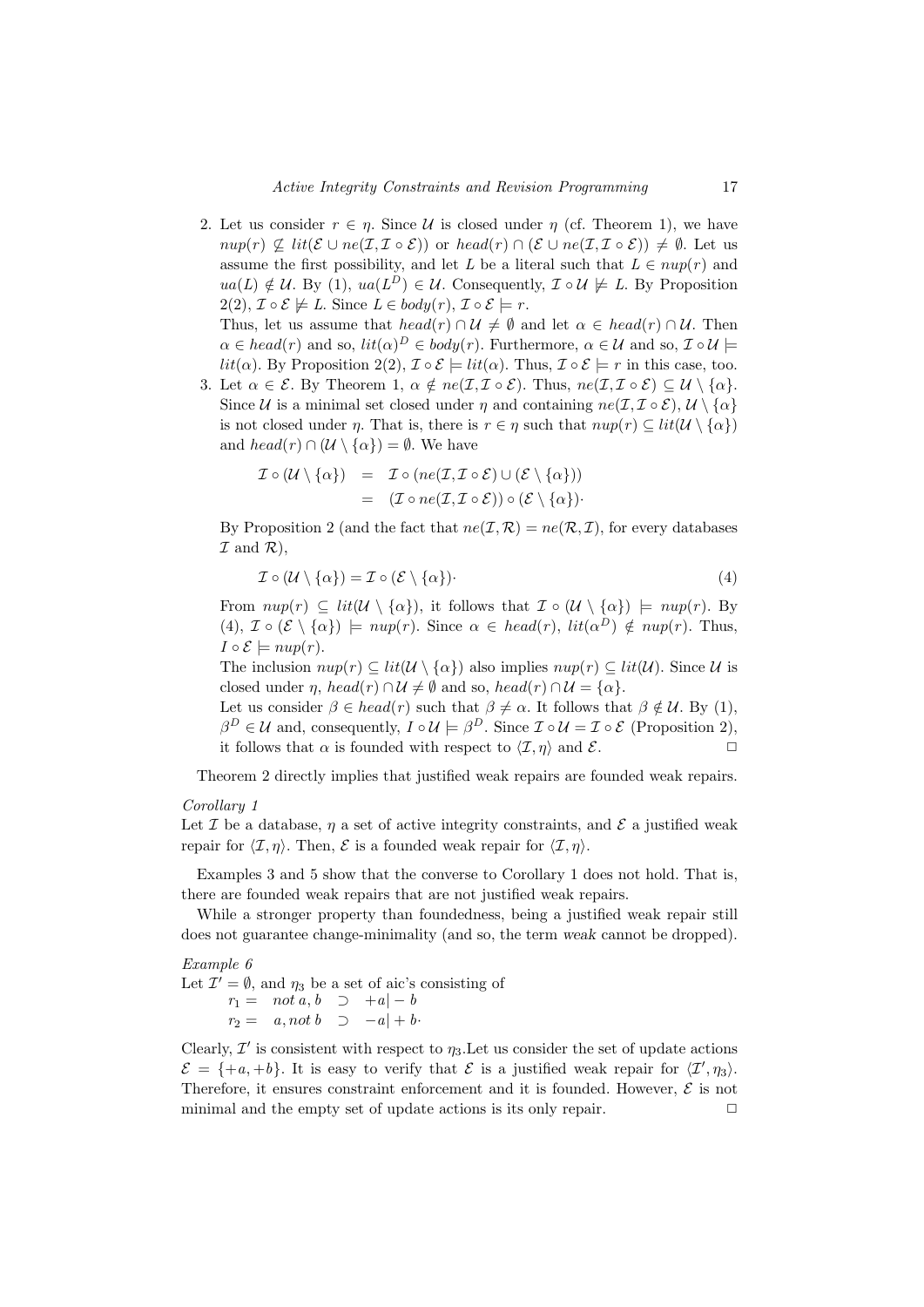2. Let us consider $r \in \eta$. Since $\mathcal{U}$ is closed under $\eta$ (cf. Theorem 1), we have $nup(r) \not\subseteq lit(\mathcal{E} \cup ne(\mathcal{I}, \mathcal{I} \circ \mathcal{E}))$ or $head(r) \cap (\mathcal{E} \cup ne(\mathcal{I}, \mathcal{I} \circ \mathcal{E})) \neq \emptyset$. Let us assume the first possibility, and let $L$ be a literal such that $L \in nup(r)$ and $ua(L) \notin \mathcal{U}$. By (1), $ua(L^D) \in \mathcal{U}$. Consequently, $\mathcal{I} \circ \mathcal{U} \not\models L$. By Proposition 2(2), $\mathcal{I} \circ \mathcal{E} \not\models L$. Since $L \in body(r)$, $\mathcal{I} \circ \mathcal{E} \models r$.

   Thus, let us assume that $head(r) \cap \mathcal{U} \neq \emptyset$ and let $\alpha \in head(r) \cap \mathcal{U}$. Then $\alpha \in head(r)$ and so, $lit(\alpha)^D \in body(r)$. Furthermore, $\alpha \in \mathcal{U}$ and so, $\mathcal{I} \circ \mathcal{U} \models lit(\alpha)$. By Proposition 2(2), $\mathcal{I} \circ \mathcal{E} \models lit(\alpha)$. Thus, $\mathcal{I} \circ \mathcal{E} \models r$ in this case, too.

3. Let $\alpha \in \mathcal{E}$. By Theorem 1, $\alpha \notin ne(\mathcal{I}, \mathcal{I} \circ \mathcal{E})$. Thus, $ne(\mathcal{I}, \mathcal{I} \circ \mathcal{E}) \subseteq \mathcal{U} \setminus \{\alpha\}$. Since $\mathcal{U}$ is a minimal set closed under $\eta$ and containing $ne(\mathcal{I}, \mathcal{I} \circ \mathcal{E})$, $\mathcal{U} \setminus \{\alpha\}$ is not closed under $\eta$. That is, there is $r \in \eta$ such that $nup(r) \subseteq lit(\mathcal{U} \setminus \{\alpha\})$ and $head(r) \cap (\mathcal{U} \setminus \{\alpha\}) = \emptyset$. We have

$$\begin{aligned} \mathcal{I} \circ (\mathcal{U} \setminus \{\alpha\}) &= \mathcal{I} \circ (ne(\mathcal{I}, \mathcal{I} \circ \mathcal{E}) \cup (\mathcal{E} \setminus \{\alpha\})) \\ &= (\mathcal{I} \circ ne(\mathcal{I}, \mathcal{I} \circ \mathcal{E})) \circ (\mathcal{E} \setminus \{\alpha\}). \end{aligned}$$

   By Proposition 2 (and the fact that $ne(\mathcal{I}, \mathcal{R}) = ne(\mathcal{R}, \mathcal{I})$, for every databases $\mathcal{I}$ and $\mathcal{R}$),

$$\mathcal{I} \circ (\mathcal{U} \setminus \{\alpha\}) = \mathcal{I} \circ (\mathcal{E} \setminus \{\alpha\}). \tag{4}$$

   From $nup(r) \subseteq lit(\mathcal{U} \setminus \{\alpha\})$, it follows that $\mathcal{I} \circ (\mathcal{U} \setminus \{\alpha\}) \models nup(r)$. By (4), $\mathcal{I} \circ (\mathcal{E} \setminus \{\alpha\}) \models nup(r)$. Since $\alpha \in head(r)$, $lit(\alpha^D) \notin nup(r)$. Thus, $I \circ \mathcal{E} \models nup(r)$.

   The inclusion $nup(r) \subseteq lit(\mathcal{U} \setminus \{\alpha\})$ also implies $nup(r) \subseteq lit(\mathcal{U})$. Since $\mathcal{U}$ is closed under $\eta$, $head(r) \cap \mathcal{U} \neq \emptyset$ and so, $head(r) \cap \mathcal{U} = \{\alpha\}$.

   Let us consider $\beta \in head(r)$ such that $\beta \neq \alpha$. It follows that $\beta \notin \mathcal{U}$. By (1), $\beta^D \in \mathcal{U}$ and, consequently, $I \circ \mathcal{U} \models \beta^D$. Since $\mathcal{I} \circ \mathcal{U} = \mathcal{I} \circ \mathcal{E}$ (Proposition 2), it follows that $\alpha$ is founded with respect to $\langle \mathcal{I}, \eta \rangle$ and $\mathcal{E}$. □

Theorem 2 directly implies that justified weak repairs are founded weak repairs.

*Corollary 1*
Let $\mathcal{I}$ be a database, $\eta$ a set of active integrity constraints, and $\mathcal{E}$ a justified weak repair for $\langle \mathcal{I}, \eta \rangle$. Then, $\mathcal{E}$ is a founded weak repair for $\langle \mathcal{I}, \eta \rangle$.

Examples 3 and 5 show that the converse to Corollary 1 does not hold. That is, there are founded weak repairs that are not justified weak repairs.

While a stronger property than foundedness, being a justified weak repair still does not guarantee change-minimality (and so, the term *weak* cannot be dropped).

*Example 6*
Let $\mathcal{I}' = \emptyset$, and $\eta_3$ be a set of aic's consisting of

$r_1 = \ not\, a, b \ \supset \ +a | -b$
$r_2 = \ a, not\, b \ \supset \ -a | +b.$

Clearly, $\mathcal{I}'$ is consistent with respect to $\eta_3$.Let us consider the set of update actions $\mathcal{E} = \{+a, +b\}$. It is easy to verify that $\mathcal{E}$ is a justified weak repair for $\langle \mathcal{I}', \eta_3 \rangle$. Therefore, it ensures constraint enforcement and it is founded. However, $\mathcal{E}$ is not minimal and the empty set of update actions is its only repair. □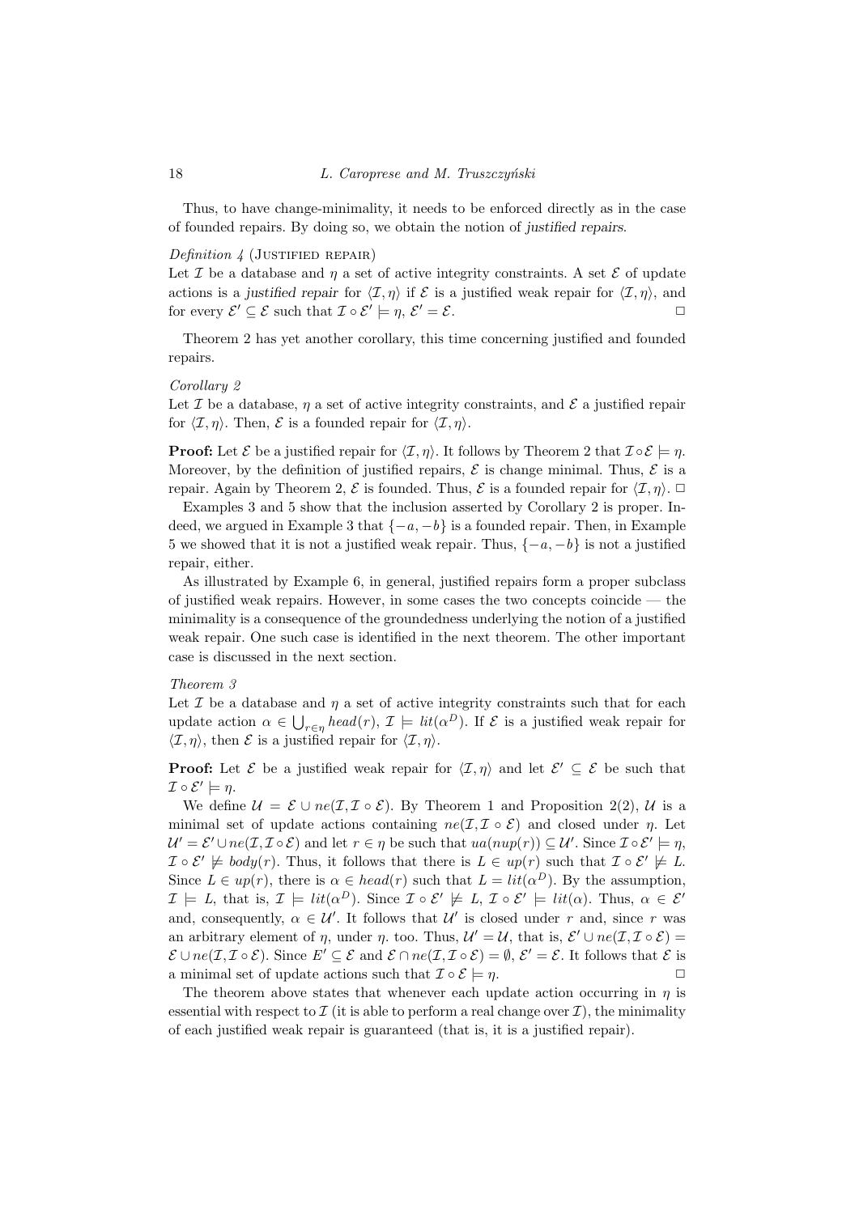Thus, to have change-minimality, it needs to be enforced directly as in the case of founded repairs. By doing so, we obtain the notion of *justified repairs*.

*Definition 4* (Justified repair)
Let $\mathcal{I}$ be a database and $\eta$ a set of active integrity constraints. A set $\mathcal{E}$ of update actions is a *justified repair* for $\langle \mathcal{I}, \eta \rangle$ if $\mathcal{E}$ is a justified weak repair for $\langle \mathcal{I}, \eta \rangle$, and for every $\mathcal{E}' \subseteq \mathcal{E}$ such that $\mathcal{I} \circ \mathcal{E}' \models \eta$, $\mathcal{E}' = \mathcal{E}$. □

Theorem 2 has yet another corollary, this time concerning justified and founded repairs.

*Corollary 2*
Let $\mathcal{I}$ be a database, $\eta$ a set of active integrity constraints, and $\mathcal{E}$ a justified repair for $\langle \mathcal{I}, \eta \rangle$. Then, $\mathcal{E}$ is a founded repair for $\langle \mathcal{I}, \eta \rangle$.

**Proof:** Let $\mathcal{E}$ be a justified repair for $\langle \mathcal{I}, \eta \rangle$. It follows by Theorem 2 that $\mathcal{I} \circ \mathcal{E} \models \eta$. Moreover, by the definition of justified repairs, $\mathcal{E}$ is change minimal. Thus, $\mathcal{E}$ is a repair. Again by Theorem 2, $\mathcal{E}$ is founded. Thus, $\mathcal{E}$ is a founded repair for $\langle \mathcal{I}, \eta \rangle$. □

Examples 3 and 5 show that the inclusion asserted by Corollary 2 is proper. Indeed, we argued in Example 3 that $\{-a, -b\}$ is a founded repair. Then, in Example 5 we showed that it is not a justified weak repair. Thus, $\{-a, -b\}$ is not a justified repair, either.

As illustrated by Example 6, in general, justified repairs form a proper subclass of justified weak repairs. However, in some cases the two concepts coincide — the minimality is a consequence of the groundedness underlying the notion of a justified weak repair. One such case is identified in the next theorem. The other important case is discussed in the next section.

*Theorem 3*
Let $\mathcal{I}$ be a database and $\eta$ a set of active integrity constraints such that for each update action $\alpha \in \bigcup_{r \in \eta} head(r)$, $\mathcal{I} \models lit(\alpha^D)$. If $\mathcal{E}$ is a justified weak repair for $\langle \mathcal{I}, \eta \rangle$, then $\mathcal{E}$ is a justified repair for $\langle \mathcal{I}, \eta \rangle$.

**Proof:** Let $\mathcal{E}$ be a justified weak repair for $\langle \mathcal{I}, \eta \rangle$ and let $\mathcal{E}' \subseteq \mathcal{E}$ be such that $\mathcal{I} \circ \mathcal{E}' \models \eta$.

We define $\mathcal{U} = \mathcal{E} \cup ne(\mathcal{I}, \mathcal{I} \circ \mathcal{E})$. By Theorem 1 and Proposition 2(2), $\mathcal{U}$ is a minimal set of update actions containing $ne(\mathcal{I}, \mathcal{I} \circ \mathcal{E})$ and closed under $\eta$. Let $\mathcal{U}' = \mathcal{E}' \cup ne(\mathcal{I}, \mathcal{I} \circ \mathcal{E})$ and let $r \in \eta$ be such that $ua(nup(r)) \subseteq \mathcal{U}'$. Since $\mathcal{I} \circ \mathcal{E}' \models \eta$, $\mathcal{I} \circ \mathcal{E}' \not\models body(r)$. Thus, it follows that there is $L \in up(r)$ such that $\mathcal{I} \circ \mathcal{E}' \not\models L$. Since $L \in up(r)$, there is $\alpha \in head(r)$ such that $L = lit(\alpha^D)$. By the assumption, $\mathcal{I} \models L$, that is, $\mathcal{I} \models lit(\alpha^D)$. Since $\mathcal{I} \circ \mathcal{E}' \not\models L$, $\mathcal{I} \circ \mathcal{E}' \models lit(\alpha)$. Thus, $\alpha \in \mathcal{E}'$ and, consequently, $\alpha \in \mathcal{U}'$. It follows that $\mathcal{U}'$ is closed under $r$ and, since $r$ was an arbitrary element of $\eta$, under $\eta$. too. Thus, $\mathcal{U}' = \mathcal{U}$, that is, $\mathcal{E}' \cup ne(\mathcal{I}, \mathcal{I} \circ \mathcal{E}) = \mathcal{E} \cup ne(\mathcal{I}, \mathcal{I} \circ \mathcal{E})$. Since $E' \subseteq \mathcal{E}$ and $\mathcal{E} \cap ne(\mathcal{I}, \mathcal{I} \circ \mathcal{E}) = \emptyset$, $\mathcal{E}' = \mathcal{E}$. It follows that $\mathcal{E}$ is a minimal set of update actions such that $\mathcal{I} \circ \mathcal{E} \models \eta$. □

The theorem above states that whenever each update action occurring in $\eta$ is essential with respect to $\mathcal{I}$ (it is able to perform a real change over $\mathcal{I}$), the minimality of each justified weak repair is guaranteed (that is, it is a justified repair).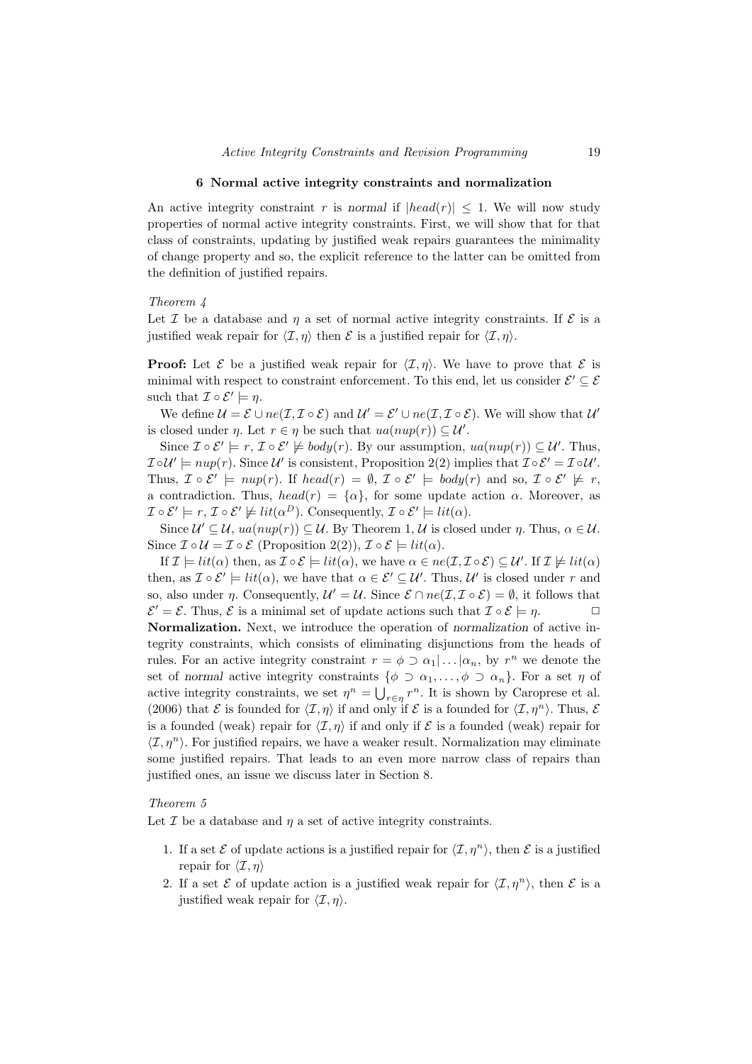## 6 Normal active integrity constraints and normalization

An active integrity constraint $r$ is *normal* if $|head(r)| \leq 1$. We will now study properties of normal active integrity constraints. First, we will show that for that class of constraints, updating by justified weak repairs guarantees the minimality of change property and so, the explicit reference to the latter can be omitted from the definition of justified repairs.

*Theorem 4*

Let $\mathcal{I}$ be a database and $\eta$ a set of normal active integrity constraints. If $\mathcal{E}$ is a justified weak repair for $\langle \mathcal{I}, \eta \rangle$ then $\mathcal{E}$ is a justified repair for $\langle \mathcal{I}, \eta \rangle$.

**Proof:** Let $\mathcal{E}$ be a justified weak repair for $\langle \mathcal{I}, \eta \rangle$. We have to prove that $\mathcal{E}$ is minimal with respect to constraint enforcement. To this end, let us consider $\mathcal{E}' \subseteq \mathcal{E}$ such that $\mathcal{I} \circ \mathcal{E}' \models \eta$.

We define $\mathcal{U} = \mathcal{E} \cup ne(\mathcal{I}, \mathcal{I} \circ \mathcal{E})$ and $\mathcal{U}' = \mathcal{E}' \cup ne(\mathcal{I}, \mathcal{I} \circ \mathcal{E})$. We will show that $\mathcal{U}'$ is closed under $\eta$. Let $r \in \eta$ be such that $ua(nup(r)) \subseteq \mathcal{U}'$.

Since $\mathcal{I} \circ \mathcal{E}' \models r$, $\mathcal{I} \circ \mathcal{E}' \not\models body(r)$. By our assumption, $ua(nup(r)) \subseteq \mathcal{U}'$. Thus, $\mathcal{I} \circ \mathcal{U}' \models nup(r)$. Since $\mathcal{U}'$ is consistent, Proposition 2(2) implies that $\mathcal{I} \circ \mathcal{E}' = \mathcal{I} \circ \mathcal{U}'$. Thus, $\mathcal{I} \circ \mathcal{E}' \models nup(r)$. If $head(r) = \emptyset$, $\mathcal{I} \circ \mathcal{E}' \models body(r)$ and so, $\mathcal{I} \circ \mathcal{E}' \not\models r$, a contradiction. Thus, $head(r) = \{\alpha\}$, for some update action $\alpha$. Moreover, as $\mathcal{I} \circ \mathcal{E}' \models r$, $\mathcal{I} \circ \mathcal{E}' \not\models lit(\alpha^D)$. Consequently, $\mathcal{I} \circ \mathcal{E}' \models lit(\alpha)$.

Since $\mathcal{U}' \subseteq \mathcal{U}$, $ua(nup(r)) \subseteq \mathcal{U}$. By Theorem 1, $\mathcal{U}$ is closed under $\eta$. Thus, $\alpha \in \mathcal{U}$. Since $\mathcal{I} \circ \mathcal{U} = \mathcal{I} \circ \mathcal{E}$ (Proposition 2(2)), $\mathcal{I} \circ \mathcal{E} \models lit(\alpha)$.

If $\mathcal{I} \models lit(\alpha)$ then, as $\mathcal{I} \circ \mathcal{E} \models lit(\alpha)$, we have $\alpha \in ne(\mathcal{I}, \mathcal{I} \circ \mathcal{E}) \subseteq \mathcal{U}'$. If $\mathcal{I} \not\models lit(\alpha)$ then, as $\mathcal{I} \circ \mathcal{E}' \models lit(\alpha)$, we have that $\alpha \in \mathcal{E}' \subseteq \mathcal{U}'$. Thus, $\mathcal{U}'$ is closed under $r$ and so, also under $\eta$. Consequently, $\mathcal{U}' = \mathcal{U}$. Since $\mathcal{E} \cap ne(\mathcal{I}, \mathcal{I} \circ \mathcal{E}) = \emptyset$, it follows that $\mathcal{E}' = \mathcal{E}$. Thus, $\mathcal{E}$ is a minimal set of update actions such that $\mathcal{I} \circ \mathcal{E} \models \eta$. $\square$

**Normalization.** Next, we introduce the operation of *normalization* of active integrity constraints, which consists of eliminating disjunctions from the heads of rules. For an active integrity constraint $r = \phi \supset \alpha_1 | \ldots | \alpha_n$, by $r^n$ we denote the set of *normal* active integrity constraints $\{\phi \supset \alpha_1, \ldots, \phi \supset \alpha_n\}$. For a set $\eta$ of active integrity constraints, we set $\eta^n = \bigcup_{r \in \eta} r^n$. It is shown by Caroprese et al. (2006) that $\mathcal{E}$ is founded for $\langle \mathcal{I}, \eta \rangle$ if and only if $\mathcal{E}$ is a founded for $\langle \mathcal{I}, \eta^n \rangle$. Thus, $\mathcal{E}$ is a founded (weak) repair for $\langle \mathcal{I}, \eta \rangle$ if and only if $\mathcal{E}$ is a founded (weak) repair for $\langle \mathcal{I}, \eta^n \rangle$. For justified repairs, we have a weaker result. Normalization may eliminate some justified repairs. That leads to an even more narrow class of repairs than justified ones, an issue we discuss later in Section 8.

*Theorem 5*

Let $\mathcal{I}$ be a database and $\eta$ a set of active integrity constraints.

1. If a set $\mathcal{E}$ of update actions is a justified repair for $\langle \mathcal{I}, \eta^n \rangle$, then $\mathcal{E}$ is a justified repair for $\langle \mathcal{I}, \eta \rangle$
2. If a set $\mathcal{E}$ of update action is a justified weak repair for $\langle \mathcal{I}, \eta^n \rangle$, then $\mathcal{E}$ is a justified weak repair for $\langle \mathcal{I}, \eta \rangle$.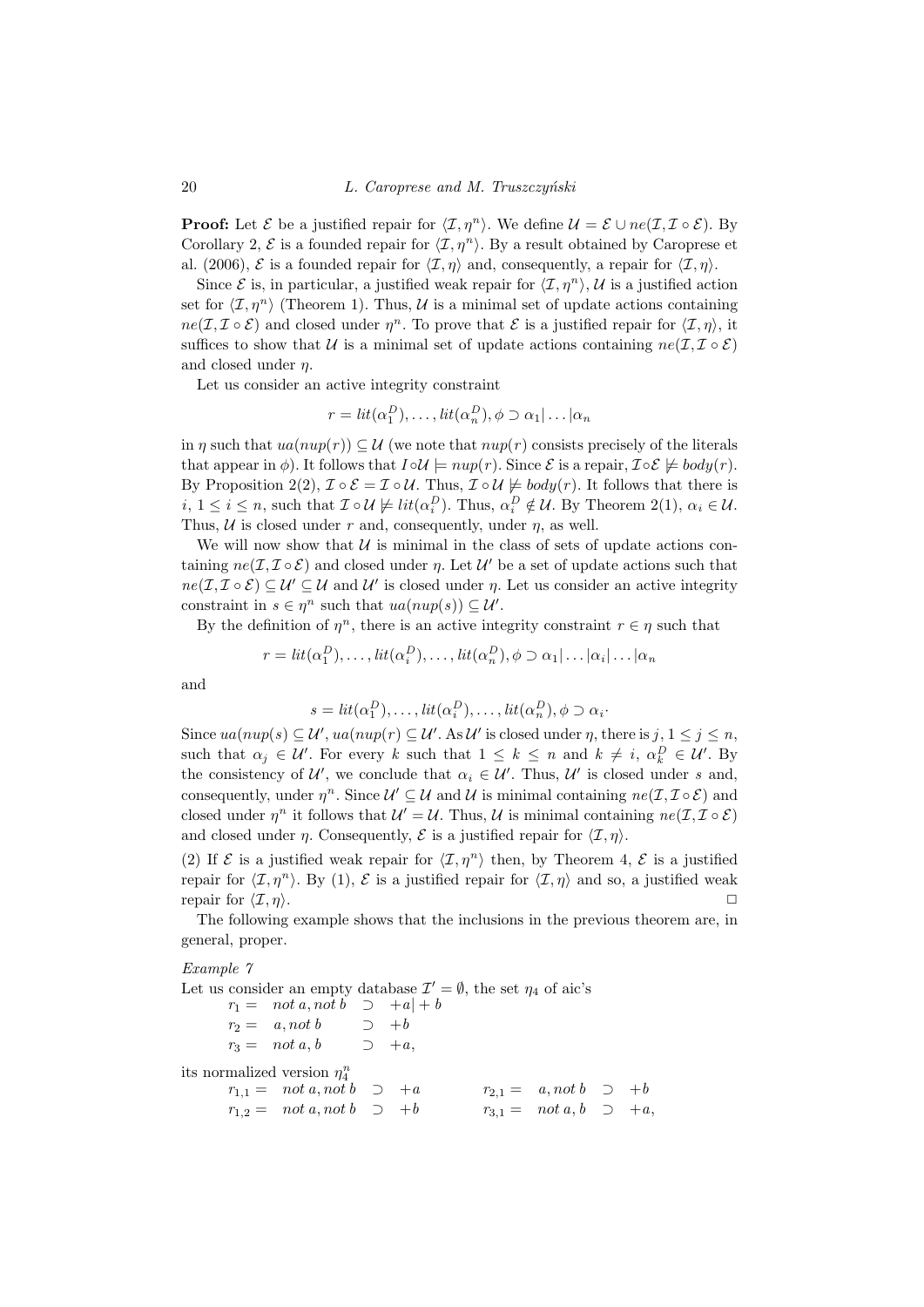**Proof:** Let $\mathcal{E}$ be a justified repair for $\langle \mathcal{I}, \eta^n \rangle$. We define $\mathcal{U} = \mathcal{E} \cup ne(\mathcal{I}, \mathcal{I} \circ \mathcal{E})$. By Corollary 2, $\mathcal{E}$ is a founded repair for $\langle \mathcal{I}, \eta^n \rangle$. By a result obtained by Caroprese et al. (2006), $\mathcal{E}$ is a founded repair for $\langle \mathcal{I}, \eta \rangle$ and, consequently, a repair for $\langle \mathcal{I}, \eta \rangle$.

Since $\mathcal{E}$ is, in particular, a justified weak repair for $\langle \mathcal{I}, \eta^n \rangle$, $\mathcal{U}$ is a justified action set for $\langle \mathcal{I}, \eta^n \rangle$ (Theorem 1). Thus, $\mathcal{U}$ is a minimal set of update actions containing $ne(\mathcal{I}, \mathcal{I} \circ \mathcal{E})$ and closed under $\eta^n$. To prove that $\mathcal{E}$ is a justified repair for $\langle \mathcal{I}, \eta \rangle$, it suffices to show that $\mathcal{U}$ is a minimal set of update actions containing $ne(\mathcal{I}, \mathcal{I} \circ \mathcal{E})$ and closed under $\eta$.

Let us consider an active integrity constraint

$$r = lit(\alpha_1^D), \ldots, lit(\alpha_n^D), \phi \supset \alpha_1 | \ldots | \alpha_n$$

in $\eta$ such that $ua(nup(r)) \subseteq \mathcal{U}$ (we note that $nup(r)$ consists precisely of the literals that appear in $\phi$). It follows that $I \circ \mathcal{U} \models nup(r)$. Since $\mathcal{E}$ is a repair, $\mathcal{I} \circ \mathcal{E} \not\models body(r)$. By Proposition 2(2), $\mathcal{I} \circ \mathcal{E} = \mathcal{I} \circ \mathcal{U}$. Thus, $\mathcal{I} \circ \mathcal{U} \not\models body(r)$. It follows that there is $i$, $1 \leq i \leq n$, such that $\mathcal{I} \circ \mathcal{U} \not\models lit(\alpha_i^D)$. Thus, $\alpha_i^D \notin \mathcal{U}$. By Theorem 2(1), $\alpha_i \in \mathcal{U}$. Thus, $\mathcal{U}$ is closed under $r$ and, consequently, under $\eta$, as well.

We will now show that $\mathcal{U}$ is minimal in the class of sets of update actions containing $ne(\mathcal{I}, \mathcal{I} \circ \mathcal{E})$ and closed under $\eta$. Let $\mathcal{U}'$ be a set of update actions such that $ne(\mathcal{I}, \mathcal{I} \circ \mathcal{E}) \subseteq \mathcal{U}' \subseteq \mathcal{U}$ and $\mathcal{U}'$ is closed under $\eta$. Let us consider an active integrity constraint in $s \in \eta^n$ such that $ua(nup(s)) \subseteq \mathcal{U}'$.

By the definition of $\eta^n$, there is an active integrity constraint $r \in \eta$ such that

$$r = lit(\alpha_1^D), \ldots, lit(\alpha_i^D), \ldots, lit(\alpha_n^D), \phi \supset \alpha_1 | \ldots |\alpha_i| \ldots |\alpha_n$$

and

$$s = lit(\alpha_1^D), \ldots, lit(\alpha_i^D), \ldots, lit(\alpha_n^D), \phi \supset \alpha_i.$$

Since $ua(nup(s) \subseteq \mathcal{U}'$, $ua(nup(r) \subseteq \mathcal{U}'$. As $\mathcal{U}'$ is closed under $\eta$, there is $j$, $1 \leq j \leq n$, such that $\alpha_j \in \mathcal{U}'$. For every $k$ such that $1 \leq k \leq n$ and $k \neq i$, $\alpha_k^D \in \mathcal{U}'$. By the consistency of $\mathcal{U}'$, we conclude that $\alpha_i \in \mathcal{U}'$. Thus, $\mathcal{U}'$ is closed under $s$ and, consequently, under $\eta^n$. Since $\mathcal{U}' \subseteq \mathcal{U}$ and $\mathcal{U}$ is minimal containing $ne(\mathcal{I}, \mathcal{I} \circ \mathcal{E})$ and closed under $\eta^n$ it follows that $\mathcal{U}' = \mathcal{U}$. Thus, $\mathcal{U}$ is minimal containing $ne(\mathcal{I}, \mathcal{I} \circ \mathcal{E})$ and closed under $\eta$. Consequently, $\mathcal{E}$ is a justified repair for $\langle \mathcal{I}, \eta \rangle$.

(2) If $\mathcal{E}$ is a justified weak repair for $\langle \mathcal{I}, \eta^n \rangle$ then, by Theorem 4, $\mathcal{E}$ is a justified repair for $\langle \mathcal{I}, \eta^n \rangle$. By (1), $\mathcal{E}$ is a justified repair for $\langle \mathcal{I}, \eta \rangle$ and so, a justified weak repair for $\langle \mathcal{I}, \eta \rangle$. □

The following example shows that the inclusions in the previous theorem are, in general, proper.

*Example 7*

Let us consider an empty database $\mathcal{I}' = \emptyset$, the set $\eta_4$ of aic's

$$r_1 = \; not\, a, not\, b \supset +a | +b$$
$$r_2 = \; a, not\, b \supset +b$$
$$r_3 = \; not\, a, b \supset +a,$$

its normalized version $\eta_4^n$

$$r_{1,1} = \; not\, a, not\, b \supset +a \qquad r_{2,1} = \; a, not\, b \supset +b$$
$$r_{1,2} = \; not\, a, not\, b \supset +b \qquad r_{3,1} = \; not\, a, b \supset +a,$$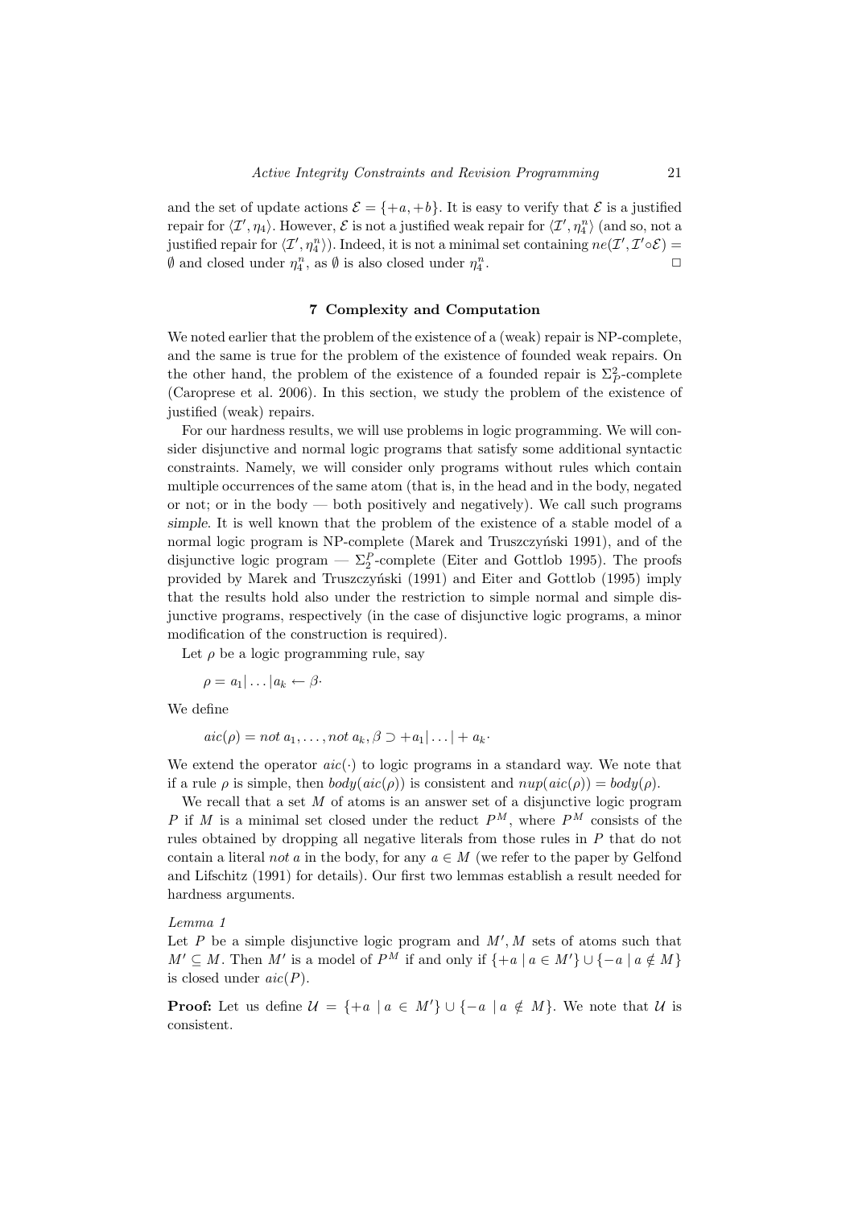and the set of update actions $\mathcal{E} = \{+a, +b\}$. It is easy to verify that $\mathcal{E}$ is a justified repair for $\langle \mathcal{I}', \eta_4 \rangle$. However, $\mathcal{E}$ is not a justified weak repair for $\langle \mathcal{I}', \eta_4^n \rangle$ (and so, not a justified repair for $\langle \mathcal{I}', \eta_4^n \rangle$). Indeed, it is not a minimal set containing $ne(\mathcal{I}', \mathcal{I}' \circ \mathcal{E}) = \emptyset$ and closed under $\eta_4^n$, as $\emptyset$ is also closed under $\eta_4^n$. □

## 7 Complexity and Computation

We noted earlier that the problem of the existence of a (weak) repair is NP-complete, and the same is true for the problem of the existence of founded weak repairs. On the other hand, the problem of the existence of a founded repair is $\Sigma_P^2$-complete (Caroprese et al. 2006). In this section, we study the problem of the existence of justified (weak) repairs.

For our hardness results, we will use problems in logic programming. We will consider disjunctive and normal logic programs that satisfy some additional syntactic constraints. Namely, we will consider only programs without rules which contain multiple occurrences of the same atom (that is, in the head and in the body, negated or not; or in the body — both positively and negatively). We call such programs *simple*. It is well known that the problem of the existence of a stable model of a normal logic program is NP-complete (Marek and Truszczyński 1991), and of the disjunctive logic program — $\Sigma_2^P$-complete (Eiter and Gottlob 1995). The proofs provided by Marek and Truszczyński (1991) and Eiter and Gottlob (1995) imply that the results hold also under the restriction to simple normal and simple disjunctive programs, respectively (in the case of disjunctive logic programs, a minor modification of the construction is required).

Let $\rho$ be a logic programming rule, say

$$\rho = a_1 | \ldots | a_k \leftarrow \beta\cdot$$

We define

$$aic(\rho) = not\ a_1, \ldots, not\ a_k, \beta \supset +a_1 | \ldots | + a_k\cdot$$

We extend the operator $aic(\cdot)$ to logic programs in a standard way. We note that if a rule $\rho$ is simple, then $body(aic(\rho))$ is consistent and $nup(aic(\rho)) = body(\rho)$.

We recall that a set $M$ of atoms is an answer set of a disjunctive logic program $P$ if $M$ is a minimal set closed under the reduct $P^M$, where $P^M$ consists of the rules obtained by dropping all negative literals from those rules in $P$ that do not contain a literal *not* $a$ in the body, for any $a \in M$ (we refer to the paper by Gelfond and Lifschitz (1991) for details). Our first two lemmas establish a result needed for hardness arguments.

*Lemma 1*

Let $P$ be a simple disjunctive logic program and $M', M$ sets of atoms such that $M' \subseteq M$. Then $M'$ is a model of $P^M$ if and only if $\{+a \mid a \in M'\} \cup \{-a \mid a \notin M\}$ is closed under $aic(P)$.

**Proof:** Let us define $\mathcal{U} = \{+a \mid a \in M'\} \cup \{-a \mid a \notin M\}$. We note that $\mathcal{U}$ is consistent.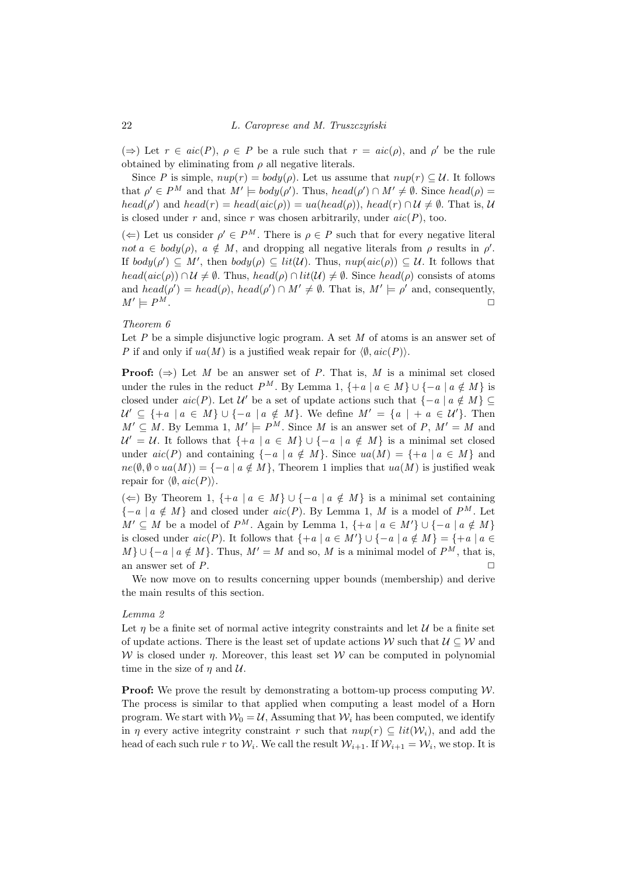($\Rightarrow$) Let $r \in aic(P)$, $\rho \in P$ be a rule such that $r = aic(\rho)$, and $\rho'$ be the rule obtained by eliminating from $\rho$ all negative literals.

Since $P$ is simple, $nup(r) = body(\rho)$. Let us assume that $nup(r) \subseteq \mathcal{U}$. It follows that $\rho' \in P^M$ and that $M' \models body(\rho')$. Thus, $head(\rho') \cap M' \neq \emptyset$. Since $head(\rho) = head(\rho')$ and $head(r) = head(aic(\rho)) = ua(head(\rho))$, $head(r) \cap \mathcal{U} \neq \emptyset$. That is, $\mathcal{U}$ is closed under $r$ and, since $r$ was chosen arbitrarily, under $aic(P)$, too.

($\Leftarrow$) Let us consider $\rho' \in P^M$. There is $\rho \in P$ such that for every negative literal $not\, a \in body(\rho)$, $a \notin M$, and dropping all negative literals from $\rho$ results in $\rho'$. If $body(\rho') \subseteq M'$, then $body(\rho) \subseteq lit(\mathcal{U})$. Thus, $nup(aic(\rho)) \subseteq \mathcal{U}$. It follows that $head(aic(\rho)) \cap \mathcal{U} \neq \emptyset$. Thus, $head(\rho) \cap lit(\mathcal{U}) \neq \emptyset$. Since $head(\rho)$ consists of atoms and $head(\rho') = head(\rho)$, $head(\rho') \cap M' \neq \emptyset$. That is, $M' \models \rho'$ and, consequently, $M' \models P^M$. $\square$

*Theorem 6*

Let $P$ be a simple disjunctive logic program. A set $M$ of atoms is an answer set of $P$ if and only if $ua(M)$ is a justified weak repair for $\langle \emptyset, aic(P) \rangle$.

**Proof:** ($\Rightarrow$) Let $M$ be an answer set of $P$. That is, $M$ is a minimal set closed under the rules in the reduct $P^M$. By Lemma 1, $\{+a \mid a \in M\} \cup \{-a \mid a \notin M\}$ is closed under $aic(P)$. Let $\mathcal{U}'$ be a set of update actions such that $\{-a \mid a \notin M\} \subseteq \mathcal{U}' \subseteq \{+a \mid a \in M\} \cup \{-a \mid a \notin M\}$. We define $M' = \{a \mid +a \in \mathcal{U}'\}$. Then $M' \subseteq M$. By Lemma 1, $M' \models P^M$. Since $M$ is an answer set of $P$, $M' = M$ and $\mathcal{U}' = \mathcal{U}$. It follows that $\{+a \mid a \in M\} \cup \{-a \mid a \notin M\}$ is a minimal set closed under $aic(P)$ and containing $\{-a \mid a \notin M\}$. Since $ua(M) = \{+a \mid a \in M\}$ and $ne(\emptyset, \emptyset \circ ua(M)) = \{-a \mid a \notin M\}$, Theorem 1 implies that $ua(M)$ is justified weak repair for $\langle \emptyset, aic(P) \rangle$.

($\Leftarrow$) By Theorem 1, $\{+a \mid a \in M\} \cup \{-a \mid a \notin M\}$ is a minimal set containing $\{-a \mid a \notin M\}$ and closed under $aic(P)$. By Lemma 1, $M$ is a model of $P^M$. Let $M' \subseteq M$ be a model of $P^M$. Again by Lemma 1, $\{+a \mid a \in M'\} \cup \{-a \mid a \notin M\}$ is closed under $aic(P)$. It follows that $\{+a \mid a \in M'\} \cup \{-a \mid a \notin M\} = \{+a \mid a \in M\} \cup \{-a \mid a \notin M\}$. Thus, $M' = M$ and so, $M$ is a minimal model of $P^M$, that is, an answer set of $P$. $\square$

We now move on to results concerning upper bounds (membership) and derive the main results of this section.

*Lemma 2*

Let $\eta$ be a finite set of normal active integrity constraints and let $\mathcal{U}$ be a finite set of update actions. There is the least set of update actions $\mathcal{W}$ such that $\mathcal{U} \subseteq \mathcal{W}$ and $\mathcal{W}$ is closed under $\eta$. Moreover, this least set $\mathcal{W}$ can be computed in polynomial time in the size of $\eta$ and $\mathcal{U}$.

**Proof:** We prove the result by demonstrating a bottom-up process computing $\mathcal{W}$. The process is similar to that applied when computing a least model of a Horn program. We start with $\mathcal{W}_0 = \mathcal{U}$, Assuming that $\mathcal{W}_i$ has been computed, we identify in $\eta$ every active integrity constraint $r$ such that $nup(r) \subseteq lit(\mathcal{W}_i)$, and add the head of each such rule $r$ to $\mathcal{W}_i$. We call the result $\mathcal{W}_{i+1}$. If $\mathcal{W}_{i+1} = \mathcal{W}_i$, we stop. It is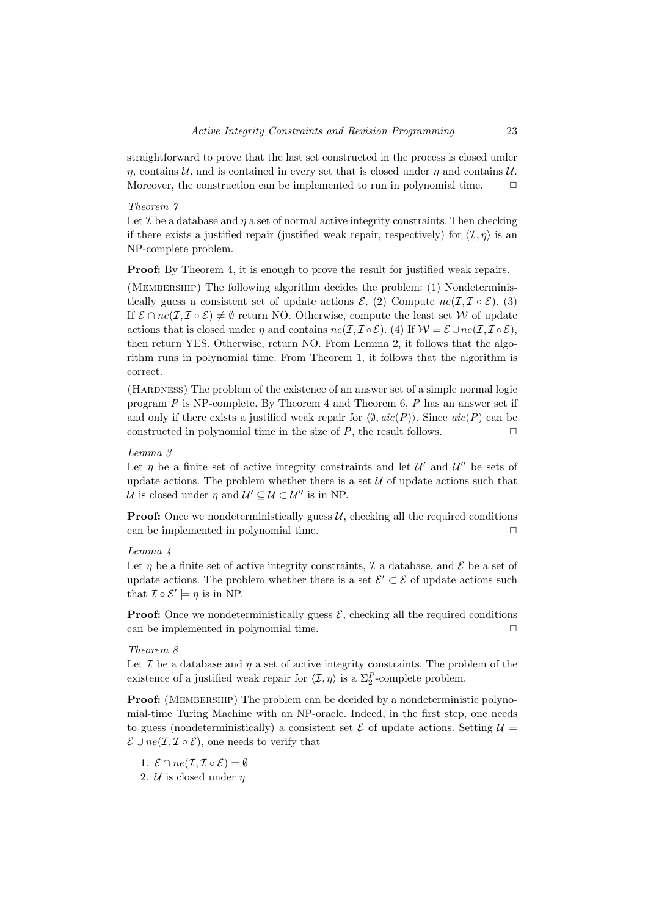straightforward to prove that the last set constructed in the process is closed under $\eta$, contains $\mathcal{U}$, and is contained in every set that is closed under $\eta$ and contains $\mathcal{U}$. Moreover, the construction can be implemented to run in polynomial time. $\square$

*Theorem 7*

Let $\mathcal{I}$ be a database and $\eta$ a set of normal active integrity constraints. Then checking if there exists a justified repair (justified weak repair, respectively) for $\langle \mathcal{I}, \eta \rangle$ is an NP-complete problem.

**Proof:** By Theorem 4, it is enough to prove the result for justified weak repairs.

(Membership) The following algorithm decides the problem: (1) Nondeterministically guess a consistent set of update actions $\mathcal{E}$. (2) Compute $ne(\mathcal{I}, \mathcal{I} \circ \mathcal{E})$. (3) If $\mathcal{E} \cap ne(\mathcal{I}, \mathcal{I} \circ \mathcal{E}) \neq \emptyset$ return NO. Otherwise, compute the least set $\mathcal{W}$ of update actions that is closed under $\eta$ and contains $ne(\mathcal{I}, \mathcal{I} \circ \mathcal{E})$. (4) If $\mathcal{W} = \mathcal{E} \cup ne(\mathcal{I}, \mathcal{I} \circ \mathcal{E})$, then return YES. Otherwise, return NO. From Lemma 2, it follows that the algorithm runs in polynomial time. From Theorem 1, it follows that the algorithm is correct.

(Hardness) The problem of the existence of an answer set of a simple normal logic program $P$ is NP-complete. By Theorem 4 and Theorem 6, $P$ has an answer set if and only if there exists a justified weak repair for $\langle \emptyset, aic(P) \rangle$. Since $aic(P)$ can be constructed in polynomial time in the size of $P$, the result follows. $\square$

*Lemma 3*

Let $\eta$ be a finite set of active integrity constraints and let $\mathcal{U}'$ and $\mathcal{U}''$ be sets of update actions. The problem whether there is a set $\mathcal{U}$ of update actions such that $\mathcal{U}$ is closed under $\eta$ and $\mathcal{U}' \subseteq \mathcal{U} \subset \mathcal{U}''$ is in NP.

**Proof:** Once we nondeterministically guess $\mathcal{U}$, checking all the required conditions can be implemented in polynomial time. $\square$

*Lemma 4*

Let $\eta$ be a finite set of active integrity constraints, $\mathcal{I}$ a database, and $\mathcal{E}$ be a set of update actions. The problem whether there is a set $\mathcal{E}' \subset \mathcal{E}$ of update actions such that $\mathcal{I} \circ \mathcal{E}' \models \eta$ is in NP.

**Proof:** Once we nondeterministically guess $\mathcal{E}$, checking all the required conditions can be implemented in polynomial time. $\square$

*Theorem 8*

Let $\mathcal{I}$ be a database and $\eta$ a set of active integrity constraints. The problem of the existence of a justified weak repair for $\langle \mathcal{I}, \eta \rangle$ is a $\Sigma_2^P$-complete problem.

**Proof:** (Membership) The problem can be decided by a nondeterministic polynomial-time Turing Machine with an NP-oracle. Indeed, in the first step, one needs to guess (nondeterministically) a consistent set $\mathcal{E}$ of update actions. Setting $\mathcal{U} = \mathcal{E} \cup ne(\mathcal{I}, \mathcal{I} \circ \mathcal{E})$, one needs to verify that

1. $\mathcal{E} \cap ne(\mathcal{I}, \mathcal{I} \circ \mathcal{E}) = \emptyset$
2. $\mathcal{U}$ is closed under $\eta$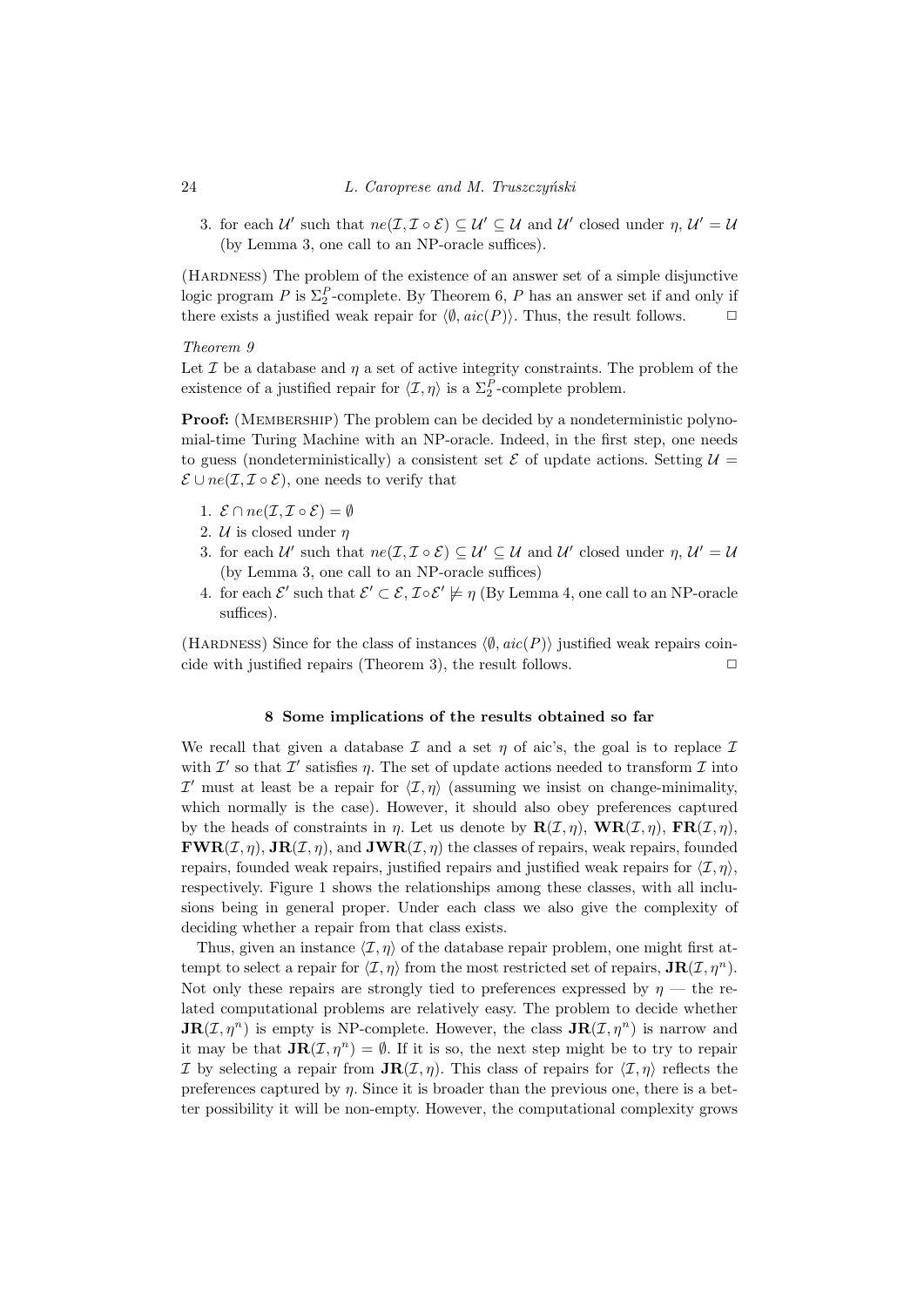3. for each $\mathcal{U}'$ such that $ne(\mathcal{I}, \mathcal{I} \circ \mathcal{E}) \subseteq \mathcal{U}' \subseteq \mathcal{U}$ and $\mathcal{U}'$ closed under $\eta$, $\mathcal{U}' = \mathcal{U}$ (by Lemma 3, one call to an NP-oracle suffices).

(Hardness) The problem of the existence of an answer set of a simple disjunctive logic program $P$ is $\Sigma_2^P$-complete. By Theorem 6, $P$ has an answer set if and only if there exists a justified weak repair for $\langle \emptyset, aic(P) \rangle$. Thus, the result follows. □

*Theorem 9*

Let $\mathcal{I}$ be a database and $\eta$ a set of active integrity constraints. The problem of the existence of a justified repair for $\langle \mathcal{I}, \eta \rangle$ is a $\Sigma_2^P$-complete problem.

**Proof:** (Membership) The problem can be decided by a nondeterministic polynomial-time Turing Machine with an NP-oracle. Indeed, in the first step, one needs to guess (nondeterministically) a consistent set $\mathcal{E}$ of update actions. Setting $\mathcal{U} = \mathcal{E} \cup ne(\mathcal{I}, \mathcal{I} \circ \mathcal{E})$, one needs to verify that

1. $\mathcal{E} \cap ne(\mathcal{I}, \mathcal{I} \circ \mathcal{E}) = \emptyset$
2. $\mathcal{U}$ is closed under $\eta$
3. for each $\mathcal{U}'$ such that $ne(\mathcal{I}, \mathcal{I} \circ \mathcal{E}) \subseteq \mathcal{U}' \subseteq \mathcal{U}$ and $\mathcal{U}'$ closed under $\eta$, $\mathcal{U}' = \mathcal{U}$ (by Lemma 3, one call to an NP-oracle suffices)
4. for each $\mathcal{E}'$ such that $\mathcal{E}' \subset \mathcal{E}$, $\mathcal{I} \circ \mathcal{E}' \not\models \eta$ (By Lemma 4, one call to an NP-oracle suffices).

(Hardness) Since for the class of instances $\langle \emptyset, aic(P) \rangle$ justified weak repairs coincide with justified repairs (Theorem 3), the result follows. □

## 8 Some implications of the results obtained so far

We recall that given a database $\mathcal{I}$ and a set $\eta$ of aic's, the goal is to replace $\mathcal{I}$ with $\mathcal{I}'$ so that $\mathcal{I}'$ satisfies $\eta$. The set of update actions needed to transform $\mathcal{I}$ into $\mathcal{I}'$ must at least be a repair for $\langle \mathcal{I}, \eta \rangle$ (assuming we insist on change-minimality, which normally is the case). However, it should also obey preferences captured by the heads of constraints in $\eta$. Let us denote by $\mathbf{R}(\mathcal{I}, \eta)$, $\mathbf{WR}(\mathcal{I}, \eta)$, $\mathbf{FR}(\mathcal{I}, \eta)$, $\mathbf{FWR}(\mathcal{I}, \eta)$, $\mathbf{JR}(\mathcal{I}, \eta)$, and $\mathbf{JWR}(\mathcal{I}, \eta)$ the classes of repairs, weak repairs, founded repairs, founded weak repairs, justified repairs and justified weak repairs for $\langle \mathcal{I}, \eta \rangle$, respectively. Figure 1 shows the relationships among these classes, with all inclusions being in general proper. Under each class we also give the complexity of deciding whether a repair from that class exists.

Thus, given an instance $\langle \mathcal{I}, \eta \rangle$ of the database repair problem, one might first attempt to select a repair for $\langle \mathcal{I}, \eta \rangle$ from the most restricted set of repairs, $\mathbf{JR}(\mathcal{I}, \eta^n)$. Not only these repairs are strongly tied to preferences expressed by $\eta$ — the related computational problems are relatively easy. The problem to decide whether $\mathbf{JR}(\mathcal{I}, \eta^n)$ is empty is NP-complete. However, the class $\mathbf{JR}(\mathcal{I}, \eta^n)$ is narrow and it may be that $\mathbf{JR}(\mathcal{I}, \eta^n) = \emptyset$. If it is so, the next step might be to try to repair $\mathcal{I}$ by selecting a repair from $\mathbf{JR}(\mathcal{I}, \eta)$. This class of repairs for $\langle \mathcal{I}, \eta \rangle$ reflects the preferences captured by $\eta$. Since it is broader than the previous one, there is a better possibility it will be non-empty. However, the computational complexity grows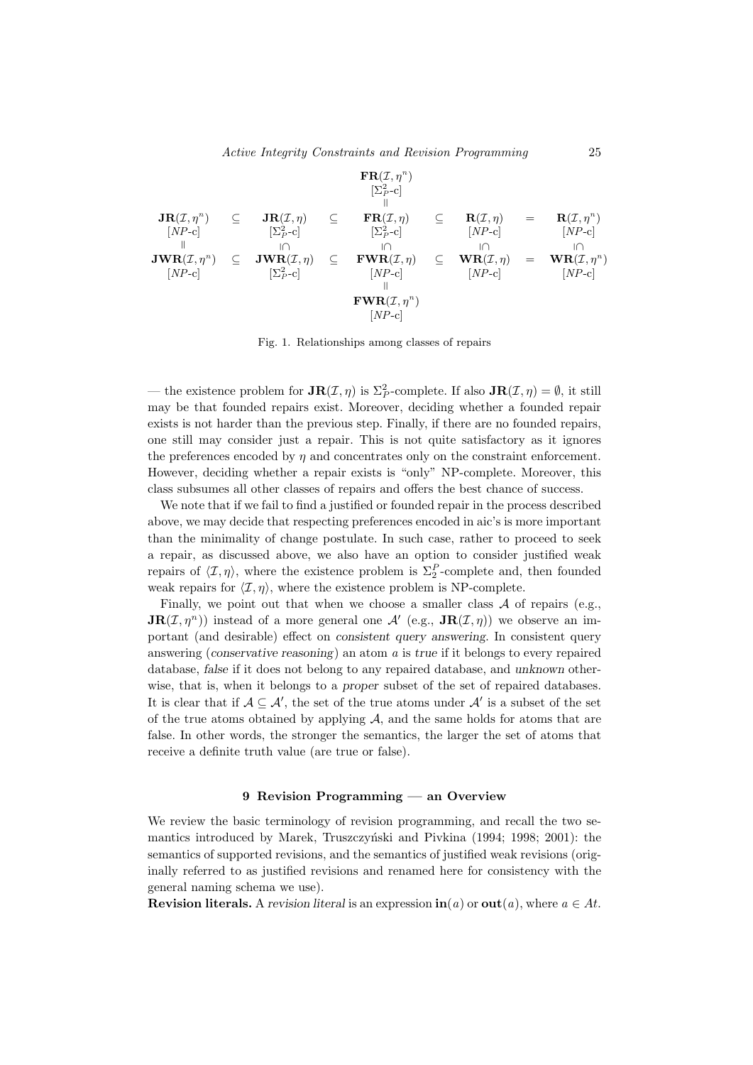$$
\begin{array}{ccccccccc}
 & & & & \mathbf{FR}(\mathcal{I},\eta^n) & & & & \\
 & & & & [\Sigma_P^2\text{-c}] & & & & \\
 & & & & \parallel & & & & \\
\mathbf{JR}(\mathcal{I},\eta^n) & \subseteq & \mathbf{JR}(\mathcal{I},\eta) & \subseteq & \mathbf{FR}(\mathcal{I},\eta) & \subseteq & \mathbf{R}(\mathcal{I},\eta) & = & \mathbf{R}(\mathcal{I},\eta^n) \\
[NP\text{-c}] & & [\Sigma_P^2\text{-c}] & & [\Sigma_P^2\text{-c}] & & [NP\text{-c}] & & [NP\text{-c}] \\
\parallel & & \cap\!| & & \cap\!| & & \cap\!| & & \cap\!| \\
\mathbf{JWR}(\mathcal{I},\eta^n) & \subseteq & \mathbf{JWR}(\mathcal{I},\eta) & \subseteq & \mathbf{FWR}(\mathcal{I},\eta) & \subseteq & \mathbf{WR}(\mathcal{I},\eta) & = & \mathbf{WR}(\mathcal{I},\eta^n) \\
[NP\text{-c}] & & [\Sigma_P^2\text{-c}] & & [NP\text{-c}] & & [NP\text{-c}] & & [NP\text{-c}] \\
 & & & & \parallel & & & & \\
 & & & & \mathbf{FWR}(\mathcal{I},\eta^n) & & & & \\
 & & & & [NP\text{-c}] & & & &
\end{array}
$$

Fig. 1. Relationships among classes of repairs

— the existence problem for $\mathbf{JR}(\mathcal{I}, \eta)$ is $\Sigma_P^2$-complete. If also $\mathbf{JR}(\mathcal{I}, \eta) = \emptyset$, it still may be that founded repairs exist. Moreover, deciding whether a founded repair exists is not harder than the previous step. Finally, if there are no founded repairs, one still may consider just a repair. This is not quite satisfactory as it ignores the preferences encoded by $\eta$ and concentrates only on the constraint enforcement. However, deciding whether a repair exists is "only" NP-complete. Moreover, this class subsumes all other classes of repairs and offers the best chance of success.

We note that if we fail to find a justified or founded repair in the process described above, we may decide that respecting preferences encoded in aic's is more important than the minimality of change postulate. In such case, rather to proceed to seek a repair, as discussed above, we also have an option to consider justified weak repairs of $\langle \mathcal{I}, \eta \rangle$, where the existence problem is $\Sigma_2^P$-complete and, then founded weak repairs for $\langle \mathcal{I}, \eta \rangle$, where the existence problem is NP-complete.

Finally, we point out that when we choose a smaller class $\mathcal{A}$ of repairs (e.g., $\mathbf{JR}(\mathcal{I}, \eta^n)$) instead of a more general one $\mathcal{A}'$ (e.g., $\mathbf{JR}(\mathcal{I}, \eta)$) we observe an important (and desirable) effect on *consistent query answering*. In consistent query answering (*conservative reasoning*) an atom $a$ is *true* if it belongs to every repaired database, *false* if it does not belong to any repaired database, and *unknown* otherwise, that is, when it belongs to a *proper* subset of the set of repaired databases. It is clear that if $\mathcal{A} \subseteq \mathcal{A}'$, the set of the true atoms under $\mathcal{A}'$ is a subset of the set of the true atoms obtained by applying $\mathcal{A}$, and the same holds for atoms that are false. In other words, the stronger the semantics, the larger the set of atoms that receive a definite truth value (are true or false).

## 9 Revision Programming — an Overview

We review the basic terminology of revision programming, and recall the two semantics introduced by Marek, Truszczyński and Pivkina (1994; 1998; 2001): the semantics of supported revisions, and the semantics of justified weak revisions (originally referred to as justified revisions and renamed here for consistency with the general naming schema we use).

**Revision literals.** A *revision literal* is an expression $\mathbf{in}(a)$ or $\mathbf{out}(a)$, where $a \in At$.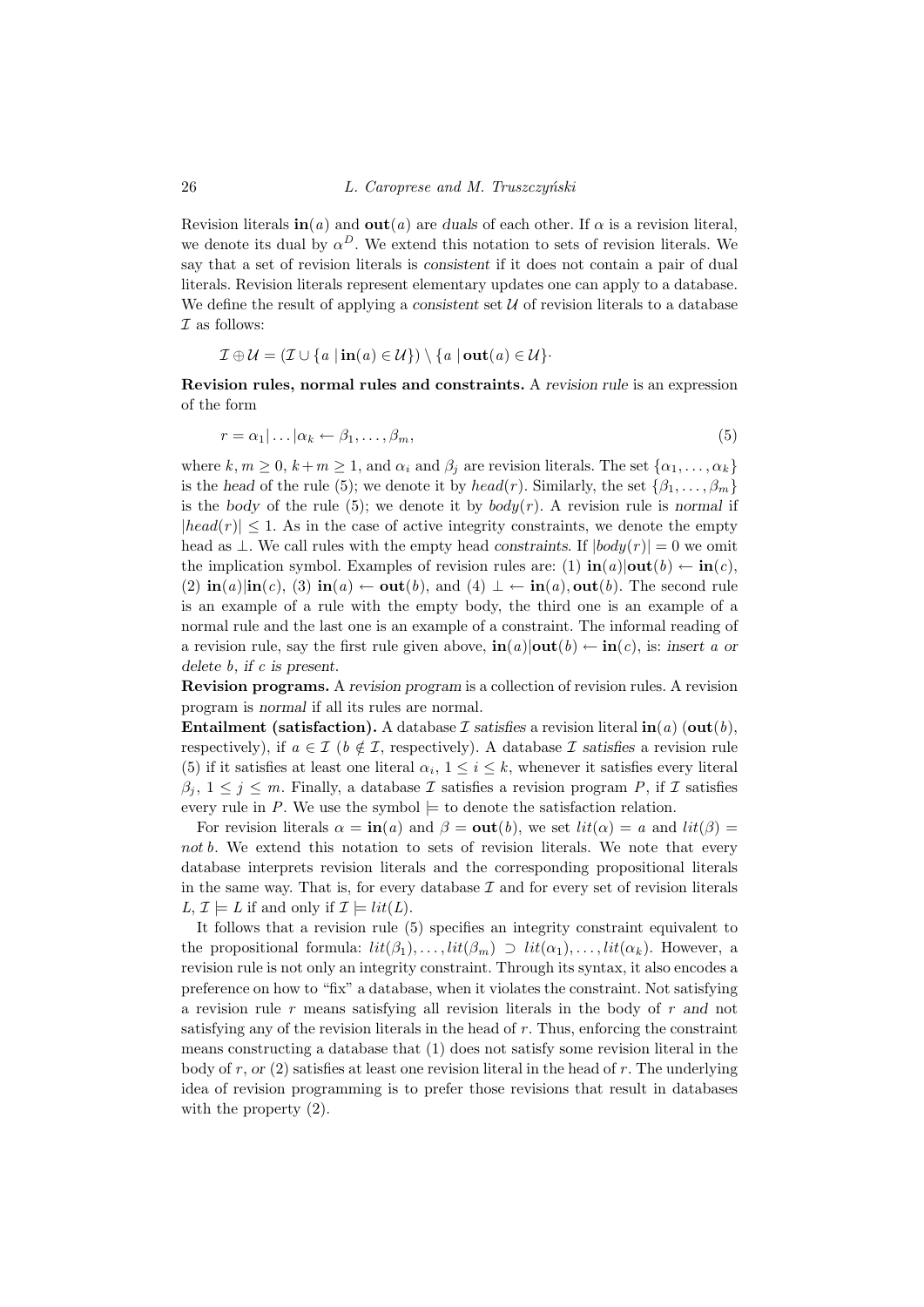Revision literals $\mathbf{in}(a)$ and $\mathbf{out}(a)$ are *duals* of each other. If $\alpha$ is a revision literal, we denote its dual by $\alpha^D$. We extend this notation to sets of revision literals. We say that a set of revision literals is *consistent* if it does not contain a pair of dual literals. Revision literals represent elementary updates one can apply to a database. We define the result of applying a *consistent* set $\mathcal{U}$ of revision literals to a database $\mathcal{I}$ as follows:

$$\mathcal{I} \oplus \mathcal{U} = (\mathcal{I} \cup \{a \mid \mathbf{in}(a) \in \mathcal{U}\}) \setminus \{a \mid \mathbf{out}(a) \in \mathcal{U}\}.$$

**Revision rules, normal rules and constraints.** A *revision rule* is an expression of the form

$$r = \alpha_1 | \dots | \alpha_k \leftarrow \beta_1, \dots, \beta_m, \tag{5}$$

where $k, m \geq 0$, $k + m \geq 1$, and $\alpha_i$ and $\beta_j$ are revision literals. The set $\{\alpha_1, \dots, \alpha_k\}$ is the *head* of the rule (5); we denote it by $head(r)$. Similarly, the set $\{\beta_1, \dots, \beta_m\}$ is the *body* of the rule (5); we denote it by $body(r)$. A revision rule is *normal* if $|head(r)| \leq 1$. As in the case of active integrity constraints, we denote the empty head as $\bot$. We call rules with the empty head *constraints*. If $|body(r)| = 0$ we omit the implication symbol. Examples of revision rules are: (1) $\mathbf{in}(a)|\mathbf{out}(b) \leftarrow \mathbf{in}(c)$, (2) $\mathbf{in}(a)|\mathbf{in}(c)$, (3) $\mathbf{in}(a) \leftarrow \mathbf{out}(b)$, and (4) $\bot \leftarrow \mathbf{in}(a), \mathbf{out}(b)$. The second rule is an example of a rule with the empty body, the third one is an example of a normal rule and the last one is an example of a constraint. The informal reading of a revision rule, say the first rule given above, $\mathbf{in}(a)|\mathbf{out}(b) \leftarrow \mathbf{in}(c)$, is: *insert a or delete b, if c is present*.

**Revision programs.** A *revision program* is a collection of revision rules. A revision program is *normal* if all its rules are normal.

**Entailment (satisfaction).** A database $\mathcal{I}$ *satisfies* a revision literal $\mathbf{in}(a)$ ($\mathbf{out}(b)$, respectively), if $a \in \mathcal{I}$ ($b \notin \mathcal{I}$, respectively). A database $\mathcal{I}$ *satisfies* a revision rule (5) if it satisfies at least one literal $\alpha_i$, $1 \leq i \leq k$, whenever it satisfies every literal $\beta_j$, $1 \leq j \leq m$. Finally, a database $\mathcal{I}$ satisfies a revision program $P$, if $\mathcal{I}$ satisfies every rule in $P$. We use the symbol $\models$ to denote the satisfaction relation.

For revision literals $\alpha = \mathbf{in}(a)$ and $\beta = \mathbf{out}(b)$, we set $lit(\alpha) = a$ and $lit(\beta) = not\, b$. We extend this notation to sets of revision literals. We note that every database interprets revision literals and the corresponding propositional literals in the same way. That is, for every database $\mathcal{I}$ and for every set of revision literals $L$, $\mathcal{I} \models L$ if and only if $\mathcal{I} \models lit(L)$.

It follows that a revision rule (5) specifies an integrity constraint equivalent to the propositional formula: $lit(\beta_1), \dots, lit(\beta_m) \supset lit(\alpha_1), \dots, lit(\alpha_k)$. However, a revision rule is not only an integrity constraint. Through its syntax, it also encodes a preference on how to "fix" a database, when it violates the constraint. Not satisfying a revision rule $r$ means satisfying all revision literals in the body of $r$ *and* not satisfying any of the revision literals in the head of $r$. Thus, enforcing the constraint means constructing a database that (1) does not satisfy some revision literal in the body of $r$, *or* (2) satisfies at least one revision literal in the head of $r$. The underlying idea of revision programming is to prefer those revisions that result in databases with the property (2).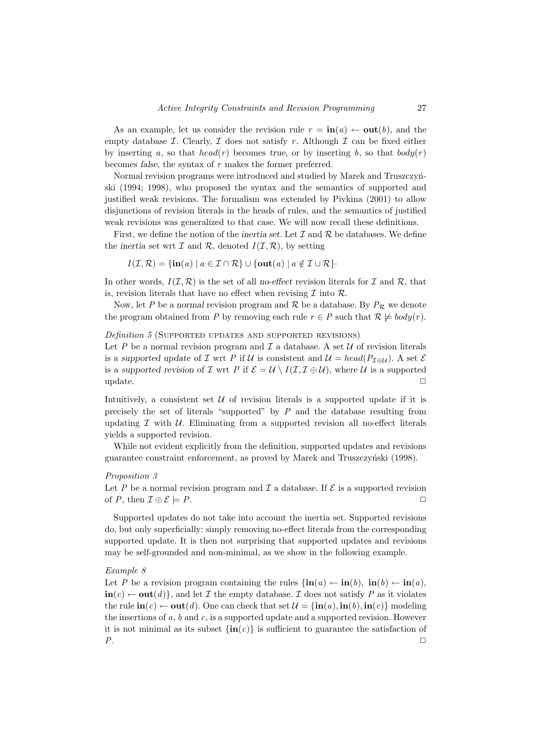As an example, let us consider the revision rule $r = \mathbf{in}(a) \leftarrow \mathbf{out}(b)$, and the empty database $\mathcal{I}$. Clearly, $\mathcal{I}$ does not satisfy $r$. Although $\mathcal{I}$ can be fixed either by inserting $a$, so that $head(r)$ becomes *true*, or by inserting $b$, so that $body(r)$ becomes *false*, the syntax of $r$ makes the former preferred.

Normal revision programs were introduced and studied by Marek and Truszczyński (1994; 1998), who proposed the syntax and the semantics of supported and justified weak revisions. The formalism was extended by Pivkina (2001) to allow disjunctions of revision literals in the heads of rules, and the semantics of justified weak revisions was generalized to that case. We will now recall these definitions.

First, we define the notion of the *inertia set*. Let $\mathcal{I}$ and $\mathcal{R}$ be databases. We define the *inertia set* wrt $\mathcal{I}$ and $\mathcal{R}$, denoted $I(\mathcal{I}, \mathcal{R})$, by setting

$$I(\mathcal{I}, \mathcal{R}) = \{\mathbf{in}(a) \mid a \in \mathcal{I} \cap \mathcal{R}\} \cup \{\mathbf{out}(a) \mid a \notin \mathcal{I} \cup \mathcal{R}\}.$$

In other words, $I(\mathcal{I}, \mathcal{R})$ is the set of all *no-effect* revision literals for $\mathcal{I}$ and $\mathcal{R}$, that is, revision literals that have no effect when revising $\mathcal{I}$ into $\mathcal{R}$.

Now, let $P$ be a *normal* revision program and $\mathcal{R}$ be a database. By $P_{\mathcal{R}}$ we denote the program obtained from $P$ by removing each rule $r \in P$ such that $\mathcal{R} \not\models body(r)$.

*Definition 5* (Supported updates and supported revisions)
Let $P$ be a normal revision program and $\mathcal{I}$ a database. A set $\mathcal{U}$ of revision literals is a *supported update* of $\mathcal{I}$ wrt $P$ if $\mathcal{U}$ is consistent and $\mathcal{U} = head(P_{\mathcal{I} \oplus \mathcal{U}})$. A set $\mathcal{E}$ is a *supported revision* of $\mathcal{I}$ wrt $P$ if $\mathcal{E} = \mathcal{U} \setminus I(\mathcal{I}, \mathcal{I} \oplus \mathcal{U})$, where $\mathcal{U}$ is a supported update. ◻

Intuitively, a consistent set $\mathcal{U}$ of revision literals is a supported update if it is precisely the set of literals "supported" by $P$ and the database resulting from updating $\mathcal{I}$ with $\mathcal{U}$. Eliminating from a supported revision all no-effect literals yields a supported revision.

While not evident explicitly from the definition, supported updates and revisions guarantee constraint enforcement, as proved by Marek and Truszczyński (1998).

*Proposition 3*
Let $P$ be a normal revision program and $\mathcal{I}$ a database. If $\mathcal{E}$ is a supported revision of $P$, then $\mathcal{I} \oplus \mathcal{E} \models P$. ◻

Supported updates do not take into account the inertia set. Supported revisions do, but only superficially: simply removing no-effect literals from the corresponding supported update. It is then not surprising that supported updates and revisions may be self-grounded and non-minimal, as we show in the following example.

*Example 8*
Let $P$ be a revision program containing the rules $\{\mathbf{in}(a) \leftarrow \mathbf{in}(b),\ \mathbf{in}(b) \leftarrow \mathbf{in}(a),\ \mathbf{in}(c) \leftarrow \mathbf{out}(d)\}$, and let $\mathcal{I}$ the empty database. $\mathcal{I}$ does not satisfy $P$ as it violates the rule $\mathbf{in}(c) \leftarrow \mathbf{out}(d)$. One can check that set $\mathcal{U} = \{\mathbf{in}(a), \mathbf{in}(b), \mathbf{in}(c)\}$ modeling the insertions of $a$, $b$ and $c$, is a supported update and a supported revision. However it is not minimal as its subset $\{\mathbf{in}(c)\}$ is sufficient to guarantee the satisfaction of $P$. ◻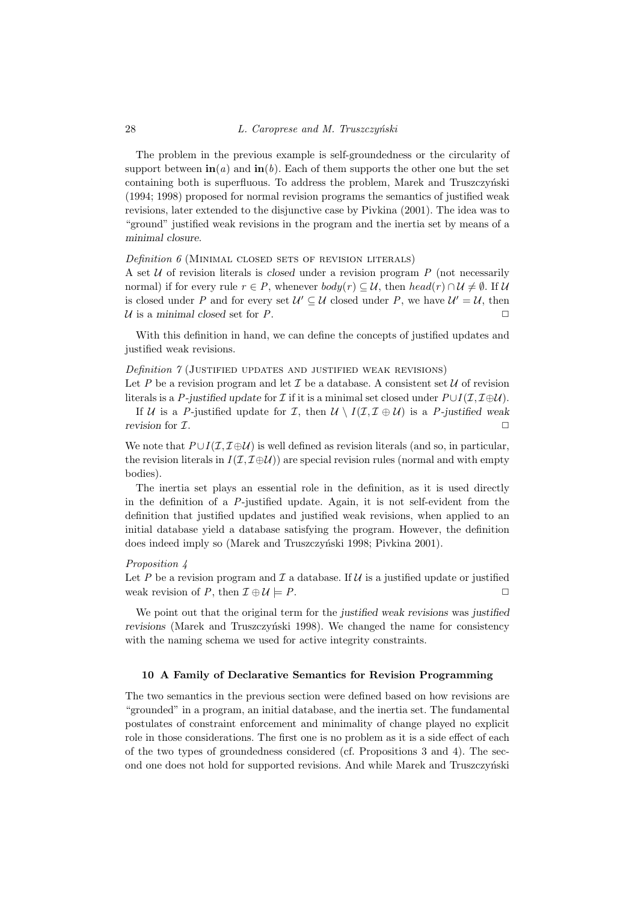The problem in the previous example is self-groundedness or the circularity of support between $\mathbf{in}(a)$ and $\mathbf{in}(b)$. Each of them supports the other one but the set containing both is superfluous. To address the problem, Marek and Truszczyński (1994; 1998) proposed for normal revision programs the semantics of justified weak revisions, later extended to the disjunctive case by Pivkina (2001). The idea was to "ground" justified weak revisions in the program and the inertia set by means of a *minimal closure*.

*Definition 6* (Minimal closed sets of revision literals)
A set $\mathcal{U}$ of revision literals is *closed* under a revision program $P$ (not necessarily normal) if for every rule $r \in P$, whenever $body(r) \subseteq \mathcal{U}$, then $head(r) \cap \mathcal{U} \neq \emptyset$. If $\mathcal{U}$ is closed under $P$ and for every set $\mathcal{U}' \subseteq \mathcal{U}$ closed under $P$, we have $\mathcal{U}' = \mathcal{U}$, then $\mathcal{U}$ is a *minimal closed* set for $P$. □

With this definition in hand, we can define the concepts of justified updates and justified weak revisions.

*Definition 7* (Justified updates and justified weak revisions)
Let $P$ be a revision program and let $\mathcal{I}$ be a database. A consistent set $\mathcal{U}$ of revision literals is a *$P$-justified update* for $\mathcal{I}$ if it is a minimal set closed under $P \cup I(\mathcal{I}, \mathcal{I} \oplus \mathcal{U})$.
If $\mathcal{U}$ is a $P$-justified update for $\mathcal{I}$, then $\mathcal{U} \setminus I(\mathcal{I}, \mathcal{I} \oplus \mathcal{U})$ is a *$P$-justified weak revision* for $\mathcal{I}$. □

We note that $P \cup I(\mathcal{I}, \mathcal{I} \oplus \mathcal{U})$ is well defined as revision literals (and so, in particular, the revision literals in $I(\mathcal{I}, \mathcal{I} \oplus \mathcal{U})$) are special revision rules (normal and with empty bodies).

The inertia set plays an essential role in the definition, as it is used directly in the definition of a $P$-justified update. Again, it is not self-evident from the definition that justified updates and justified weak revisions, when applied to an initial database yield a database satisfying the program. However, the definition does indeed imply so (Marek and Truszczyński 1998; Pivkina 2001).

*Proposition 4*
Let $P$ be a revision program and $\mathcal{I}$ a database. If $\mathcal{U}$ is a justified update or justified weak revision of $P$, then $\mathcal{I} \oplus \mathcal{U} \models P$. □

We point out that the original term for the *justified weak revisions* was *justified revisions* (Marek and Truszczyński 1998). We changed the name for consistency with the naming schema we used for active integrity constraints.

## 10 A Family of Declarative Semantics for Revision Programming

The two semantics in the previous section were defined based on how revisions are "grounded" in a program, an initial database, and the inertia set. The fundamental postulates of constraint enforcement and minimality of change played no explicit role in those considerations. The first one is no problem as it is a side effect of each of the two types of groundedness considered (cf. Propositions 3 and 4). The second one does not hold for supported revisions. And while Marek and Truszczyński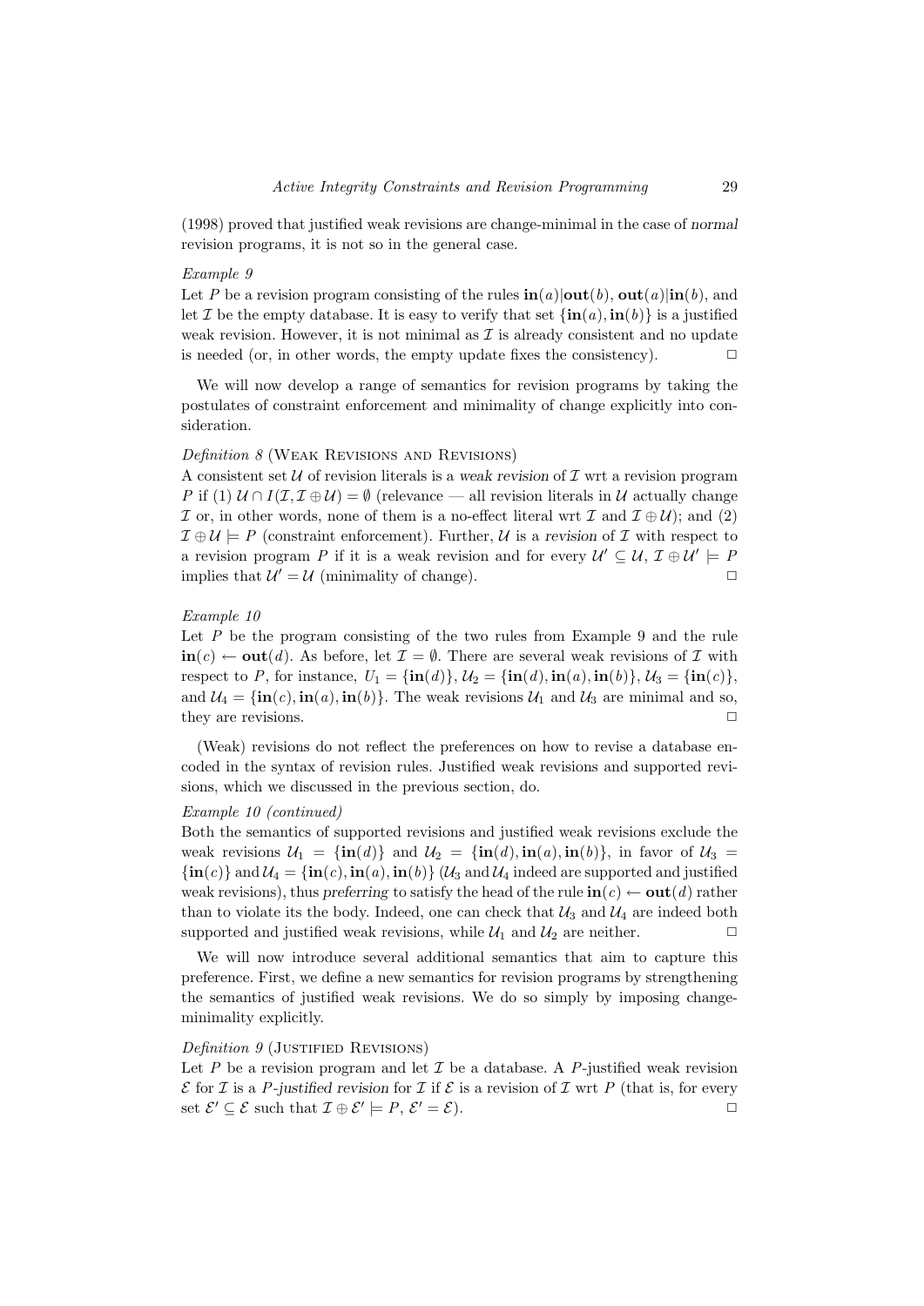(1998) proved that justified weak revisions are change-minimal in the case of *normal* revision programs, it is not so in the general case.

*Example 9*

Let $P$ be a revision program consisting of the rules $\mathbf{in}(a)|\mathbf{out}(b)$, $\mathbf{out}(a)|\mathbf{in}(b)$, and let $\mathcal{I}$ be the empty database. It is easy to verify that set $\{\mathbf{in}(a), \mathbf{in}(b)\}$ is a justified weak revision. However, it is not minimal as $\mathcal{I}$ is already consistent and no update is needed (or, in other words, the empty update fixes the consistency). □

We will now develop a range of semantics for revision programs by taking the postulates of constraint enforcement and minimality of change explicitly into consideration.

*Definition 8* (Weak Revisions and Revisions)

A consistent set $\mathcal{U}$ of revision literals is a *weak revision* of $\mathcal{I}$ wrt a revision program $P$ if (1) $\mathcal{U} \cap I(\mathcal{I}, \mathcal{I} \oplus \mathcal{U}) = \emptyset$ (relevance — all revision literals in $\mathcal{U}$ actually change $\mathcal{I}$ or, in other words, none of them is a no-effect literal wrt $\mathcal{I}$ and $\mathcal{I} \oplus \mathcal{U}$); and (2) $\mathcal{I} \oplus \mathcal{U} \models P$ (constraint enforcement). Further, $\mathcal{U}$ is a *revision* of $\mathcal{I}$ with respect to a revision program $P$ if it is a weak revision and for every $\mathcal{U}' \subseteq \mathcal{U}$, $\mathcal{I} \oplus \mathcal{U}' \models P$ implies that $\mathcal{U}' = \mathcal{U}$ (minimality of change). □

*Example 10*

Let $P$ be the program consisting of the two rules from Example 9 and the rule $\mathbf{in}(c) \leftarrow \mathbf{out}(d)$. As before, let $\mathcal{I} = \emptyset$. There are several weak revisions of $\mathcal{I}$ with respect to $P$, for instance, $U_1 = \{\mathbf{in}(d)\}$, $\mathcal{U}_2 = \{\mathbf{in}(d), \mathbf{in}(a), \mathbf{in}(b)\}$, $\mathcal{U}_3 = \{\mathbf{in}(c)\}$, and $\mathcal{U}_4 = \{\mathbf{in}(c), \mathbf{in}(a), \mathbf{in}(b)\}$. The weak revisions $\mathcal{U}_1$ and $\mathcal{U}_3$ are minimal and so, they are revisions. □

(Weak) revisions do not reflect the preferences on how to revise a database encoded in the syntax of revision rules. Justified weak revisions and supported revisions, which we discussed in the previous section, do.

*Example 10 (continued)*

Both the semantics of supported revisions and justified weak revisions exclude the weak revisions $\mathcal{U}_1 = \{\mathbf{in}(d)\}$ and $\mathcal{U}_2 = \{\mathbf{in}(d), \mathbf{in}(a), \mathbf{in}(b)\}$, in favor of $\mathcal{U}_3 = \{\mathbf{in}(c)\}$ and $\mathcal{U}_4 = \{\mathbf{in}(c), \mathbf{in}(a), \mathbf{in}(b)\}$ ($\mathcal{U}_3$ and $\mathcal{U}_4$ indeed are supported and justified weak revisions), thus *preferring* to satisfy the head of the rule $\mathbf{in}(c) \leftarrow \mathbf{out}(d)$ rather than to violate its the body. Indeed, one can check that $\mathcal{U}_3$ and $\mathcal{U}_4$ are indeed both supported and justified weak revisions, while $\mathcal{U}_1$ and $\mathcal{U}_2$ are neither. □

We will now introduce several additional semantics that aim to capture this preference. First, we define a new semantics for revision programs by strengthening the semantics of justified weak revisions. We do so simply by imposing change-minimality explicitly.

*Definition 9* (Justified Revisions)

Let $P$ be a revision program and let $\mathcal{I}$ be a database. A $P$-justified weak revision $\mathcal{E}$ for $\mathcal{I}$ is a *$P$-justified revision* for $\mathcal{I}$ if $\mathcal{E}$ is a revision of $\mathcal{I}$ wrt $P$ (that is, for every set $\mathcal{E}' \subseteq \mathcal{E}$ such that $\mathcal{I} \oplus \mathcal{E}' \models P$, $\mathcal{E}' = \mathcal{E}$). □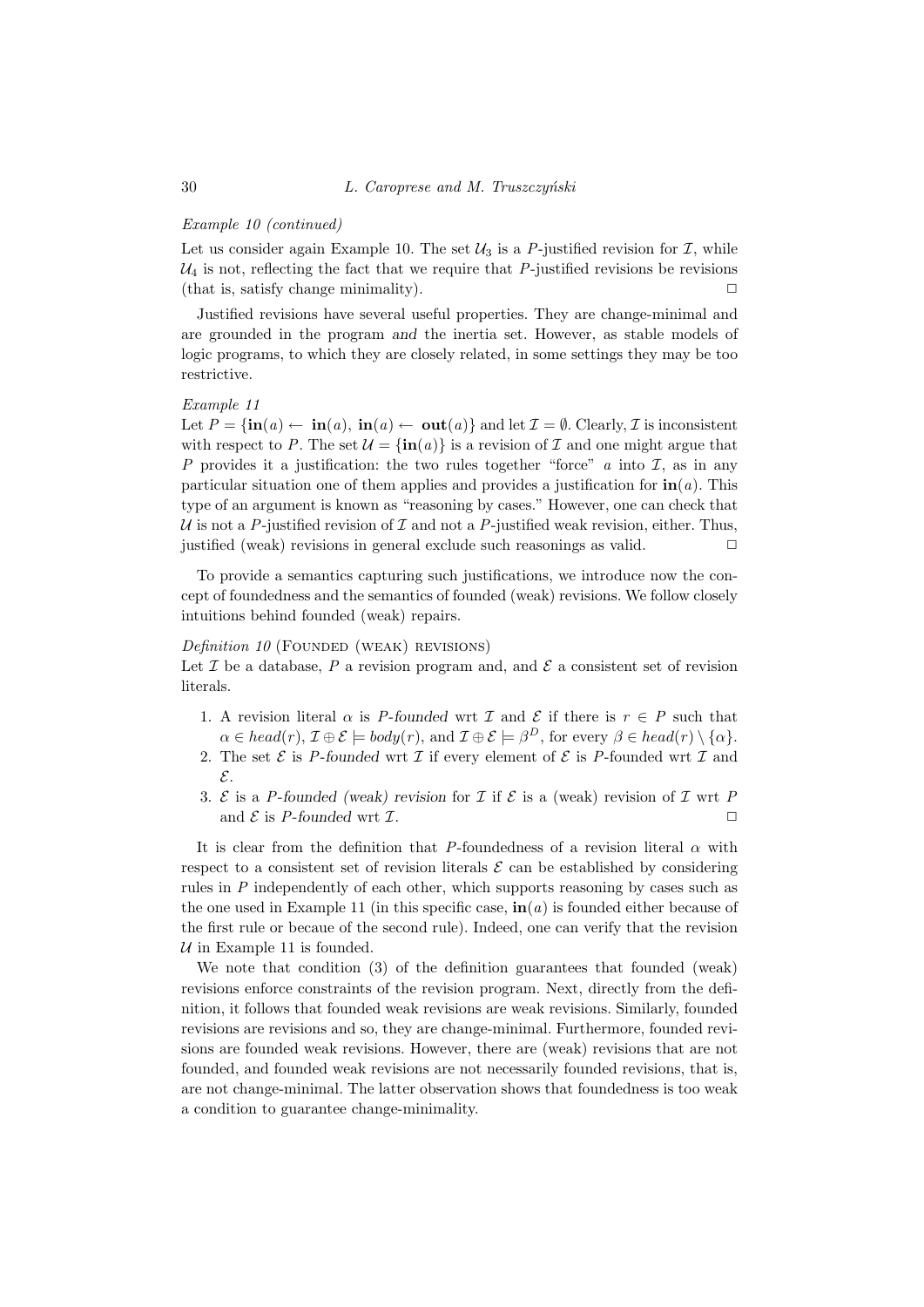*Example 10 (continued)*

Let us consider again Example 10. The set $\mathcal{U}_3$ is a $P$-justified revision for $\mathcal{I}$, while $\mathcal{U}_4$ is not, reflecting the fact that we require that $P$-justified revisions be revisions (that is, satisfy change minimality). □

Justified revisions have several useful properties. They are change-minimal and are grounded in the program *and* the inertia set. However, as stable models of logic programs, to which they are closely related, in some settings they may be too restrictive.

*Example 11*

Let $P = \{\mathbf{in}(a) \leftarrow \mathbf{in}(a),\ \mathbf{in}(a) \leftarrow \mathbf{out}(a)\}$ and let $\mathcal{I} = \emptyset$. Clearly, $\mathcal{I}$ is inconsistent with respect to $P$. The set $\mathcal{U} = \{\mathbf{in}(a)\}$ is a revision of $\mathcal{I}$ and one might argue that $P$ provides it a justification: the two rules together "force" $a$ into $\mathcal{I}$, as in any particular situation one of them applies and provides a justification for $\mathbf{in}(a)$. This type of an argument is known as "reasoning by cases." However, one can check that $\mathcal{U}$ is not a $P$-justified revision of $\mathcal{I}$ and not a $P$-justified weak revision, either. Thus, justified (weak) revisions in general exclude such reasonings as valid. □

To provide a semantics capturing such justifications, we introduce now the concept of foundedness and the semantics of founded (weak) revisions. We follow closely intuitions behind founded (weak) repairs.

*Definition 10* (Founded (weak) revisions)

Let $\mathcal{I}$ be a database, $P$ a revision program and, and $\mathcal{E}$ a consistent set of revision literals.

1. A revision literal $\alpha$ is *$P$-founded* wrt $\mathcal{I}$ and $\mathcal{E}$ if there is $r \in P$ such that $\alpha \in head(r)$, $\mathcal{I} \oplus \mathcal{E} \models body(r)$, and $\mathcal{I} \oplus \mathcal{E} \models \beta^D$, for every $\beta \in head(r) \setminus \{\alpha\}$.
2. The set $\mathcal{E}$ is *$P$-founded* wrt $\mathcal{I}$ if every element of $\mathcal{E}$ is $P$-founded wrt $\mathcal{I}$ and $\mathcal{E}$.
3. $\mathcal{E}$ is a *$P$-founded (weak) revision* for $\mathcal{I}$ if $\mathcal{E}$ is a (weak) revision of $\mathcal{I}$ wrt $P$ and $\mathcal{E}$ is *$P$-founded* wrt $\mathcal{I}$. □

It is clear from the definition that $P$-foundedness of a revision literal $\alpha$ with respect to a consistent set of revision literals $\mathcal{E}$ can be established by considering rules in $P$ independently of each other, which supports reasoning by cases such as the one used in Example 11 (in this specific case, $\mathbf{in}(a)$ is founded either because of the first rule or becaue of the second rule). Indeed, one can verify that the revision $\mathcal{U}$ in Example 11 is founded.

We note that condition (3) of the definition guarantees that founded (weak) revisions enforce constraints of the revision program. Next, directly from the definition, it follows that founded weak revisions are weak revisions. Similarly, founded revisions are revisions and so, they are change-minimal. Furthermore, founded revisions are founded weak revisions. However, there are (weak) revisions that are not founded, and founded weak revisions are not necessarily founded revisions, that is, are not change-minimal. The latter observation shows that foundedness is too weak a condition to guarantee change-minimality.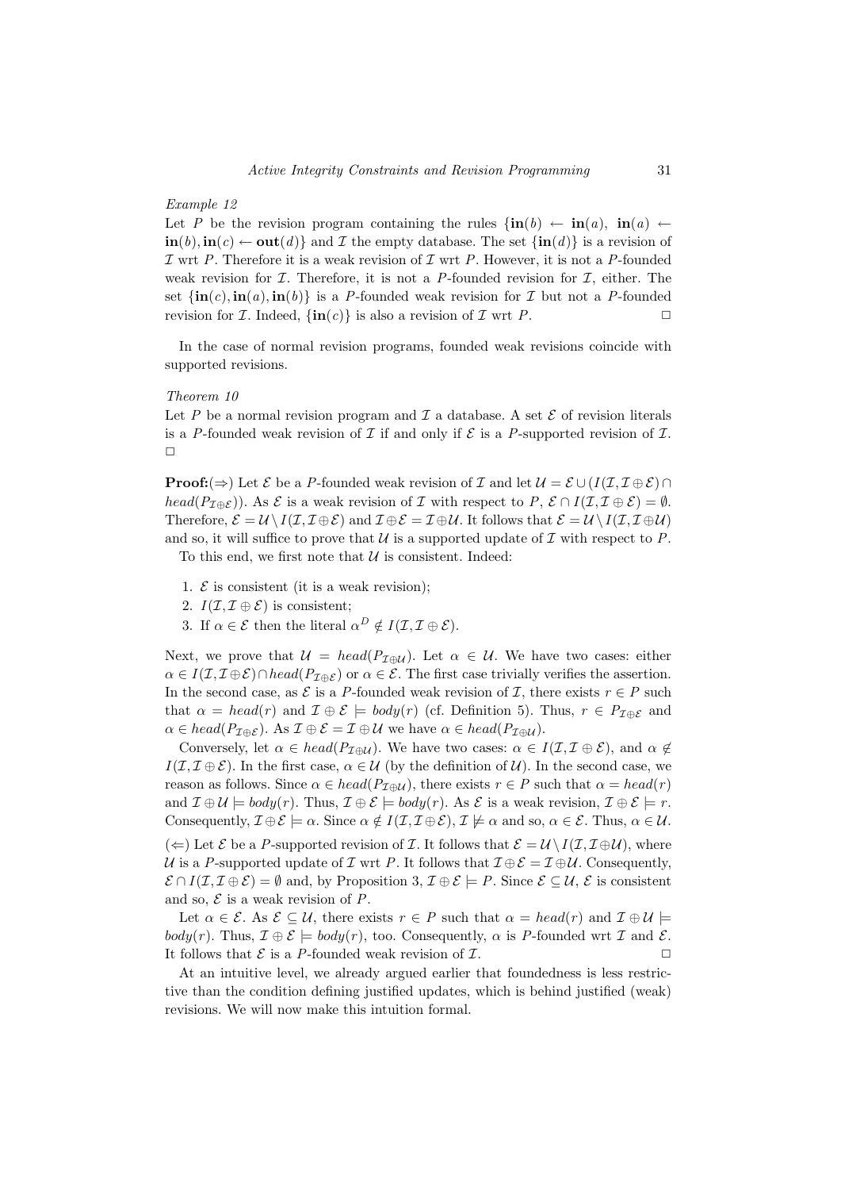*Example 12*

Let $P$ be the revision program containing the rules $\{\mathbf{in}(b) \leftarrow \mathbf{in}(a),\ \mathbf{in}(a) \leftarrow \mathbf{in}(b), \mathbf{in}(c) \leftarrow \mathbf{out}(d)\}$ and $\mathcal{I}$ the empty database. The set $\{\mathbf{in}(d)\}$ is a revision of $\mathcal{I}$ wrt $P$. Therefore it is a weak revision of $\mathcal{I}$ wrt $P$. However, it is not a $P$-founded weak revision for $\mathcal{I}$. Therefore, it is not a $P$-founded revision for $\mathcal{I}$, either. The set $\{\mathbf{in}(c), \mathbf{in}(a), \mathbf{in}(b)\}$ is a $P$-founded weak revision for $\mathcal{I}$ but not a $P$-founded revision for $\mathcal{I}$. Indeed, $\{\mathbf{in}(c)\}$ is also a revision of $\mathcal{I}$ wrt $P$. □

In the case of normal revision programs, founded weak revisions coincide with supported revisions.

*Theorem 10*

Let $P$ be a normal revision program and $\mathcal{I}$ a database. A set $\mathcal{E}$ of revision literals is a $P$-founded weak revision of $\mathcal{I}$ if and only if $\mathcal{E}$ is a $P$-supported revision of $\mathcal{I}$. □

**Proof:**($\Rightarrow$) Let $\mathcal{E}$ be a $P$-founded weak revision of $\mathcal{I}$ and let $\mathcal{U} = \mathcal{E} \cup (I(\mathcal{I}, \mathcal{I} \oplus \mathcal{E}) \cap head(P_{\mathcal{I}\oplus\mathcal{E}}))$. As $\mathcal{E}$ is a weak revision of $\mathcal{I}$ with respect to $P$, $\mathcal{E} \cap I(\mathcal{I}, \mathcal{I} \oplus \mathcal{E}) = \emptyset$. Therefore, $\mathcal{E} = \mathcal{U} \setminus I(\mathcal{I}, \mathcal{I} \oplus \mathcal{E})$ and $\mathcal{I} \oplus \mathcal{E} = \mathcal{I} \oplus \mathcal{U}$. It follows that $\mathcal{E} = \mathcal{U} \setminus I(\mathcal{I}, \mathcal{I} \oplus \mathcal{U})$ and so, it will suffice to prove that $\mathcal{U}$ is a supported update of $\mathcal{I}$ with respect to $P$.

To this end, we first note that $\mathcal{U}$ is consistent. Indeed:

1. $\mathcal{E}$ is consistent (it is a weak revision);
2. $I(\mathcal{I}, \mathcal{I} \oplus \mathcal{E})$ is consistent;
3. If $\alpha \in \mathcal{E}$ then the literal $\alpha^D \notin I(\mathcal{I}, \mathcal{I} \oplus \mathcal{E})$.

Next, we prove that $\mathcal{U} = head(P_{\mathcal{I}\oplus\mathcal{U}})$. Let $\alpha \in \mathcal{U}$. We have two cases: either $\alpha \in I(\mathcal{I}, \mathcal{I} \oplus \mathcal{E}) \cap head(P_{\mathcal{I}\oplus\mathcal{E}})$ or $\alpha \in \mathcal{E}$. The first case trivially verifies the assertion. In the second case, as $\mathcal{E}$ is a $P$-founded weak revision of $\mathcal{I}$, there exists $r \in P$ such that $\alpha = head(r)$ and $\mathcal{I} \oplus \mathcal{E} \models body(r)$ (cf. Definition 5). Thus, $r \in P_{\mathcal{I}\oplus\mathcal{E}}$ and $\alpha \in head(P_{\mathcal{I}\oplus\mathcal{E}})$. As $\mathcal{I} \oplus \mathcal{E} = \mathcal{I} \oplus \mathcal{U}$ we have $\alpha \in head(P_{\mathcal{I}\oplus\mathcal{U}})$.

Conversely, let $\alpha \in head(P_{\mathcal{I}\oplus\mathcal{U}})$. We have two cases: $\alpha \in I(\mathcal{I}, \mathcal{I} \oplus \mathcal{E})$, and $\alpha \notin I(\mathcal{I}, \mathcal{I} \oplus \mathcal{E})$. In the first case, $\alpha \in \mathcal{U}$ (by the definition of $\mathcal{U}$). In the second case, we reason as follows. Since $\alpha \in head(P_{\mathcal{I}\oplus\mathcal{U}})$, there exists $r \in P$ such that $\alpha = head(r)$ and $\mathcal{I} \oplus \mathcal{U} \models body(r)$. Thus, $\mathcal{I} \oplus \mathcal{E} \models body(r)$. As $\mathcal{E}$ is a weak revision, $\mathcal{I} \oplus \mathcal{E} \models r$. Consequently, $\mathcal{I} \oplus \mathcal{E} \models \alpha$. Since $\alpha \notin I(\mathcal{I}, \mathcal{I} \oplus \mathcal{E})$, $\mathcal{I} \not\models \alpha$ and so, $\alpha \in \mathcal{E}$. Thus, $\alpha \in \mathcal{U}$.

($\Leftarrow$) Let $\mathcal{E}$ be a $P$-supported revision of $\mathcal{I}$. It follows that $\mathcal{E} = \mathcal{U} \setminus I(\mathcal{I}, \mathcal{I} \oplus \mathcal{U})$, where $\mathcal{U}$ is a $P$-supported update of $\mathcal{I}$ wrt $P$. It follows that $\mathcal{I} \oplus \mathcal{E} = \mathcal{I} \oplus \mathcal{U}$. Consequently, $\mathcal{E} \cap I(\mathcal{I}, \mathcal{I} \oplus \mathcal{E}) = \emptyset$ and, by Proposition 3, $\mathcal{I} \oplus \mathcal{E} \models P$. Since $\mathcal{E} \subseteq \mathcal{U}$, $\mathcal{E}$ is consistent and so, $\mathcal{E}$ is a weak revision of $P$.

Let $\alpha \in \mathcal{E}$. As $\mathcal{E} \subseteq \mathcal{U}$, there exists $r \in P$ such that $\alpha = head(r)$ and $\mathcal{I} \oplus \mathcal{U} \models body(r)$. Thus, $\mathcal{I} \oplus \mathcal{E} \models body(r)$, too. Consequently, $\alpha$ is $P$-founded wrt $\mathcal{I}$ and $\mathcal{E}$. It follows that $\mathcal{E}$ is a $P$-founded weak revision of $\mathcal{I}$. □

At an intuitive level, we already argued earlier that foundedness is less restrictive than the condition defining justified updates, which is behind justified (weak) revisions. We will now make this intuition formal.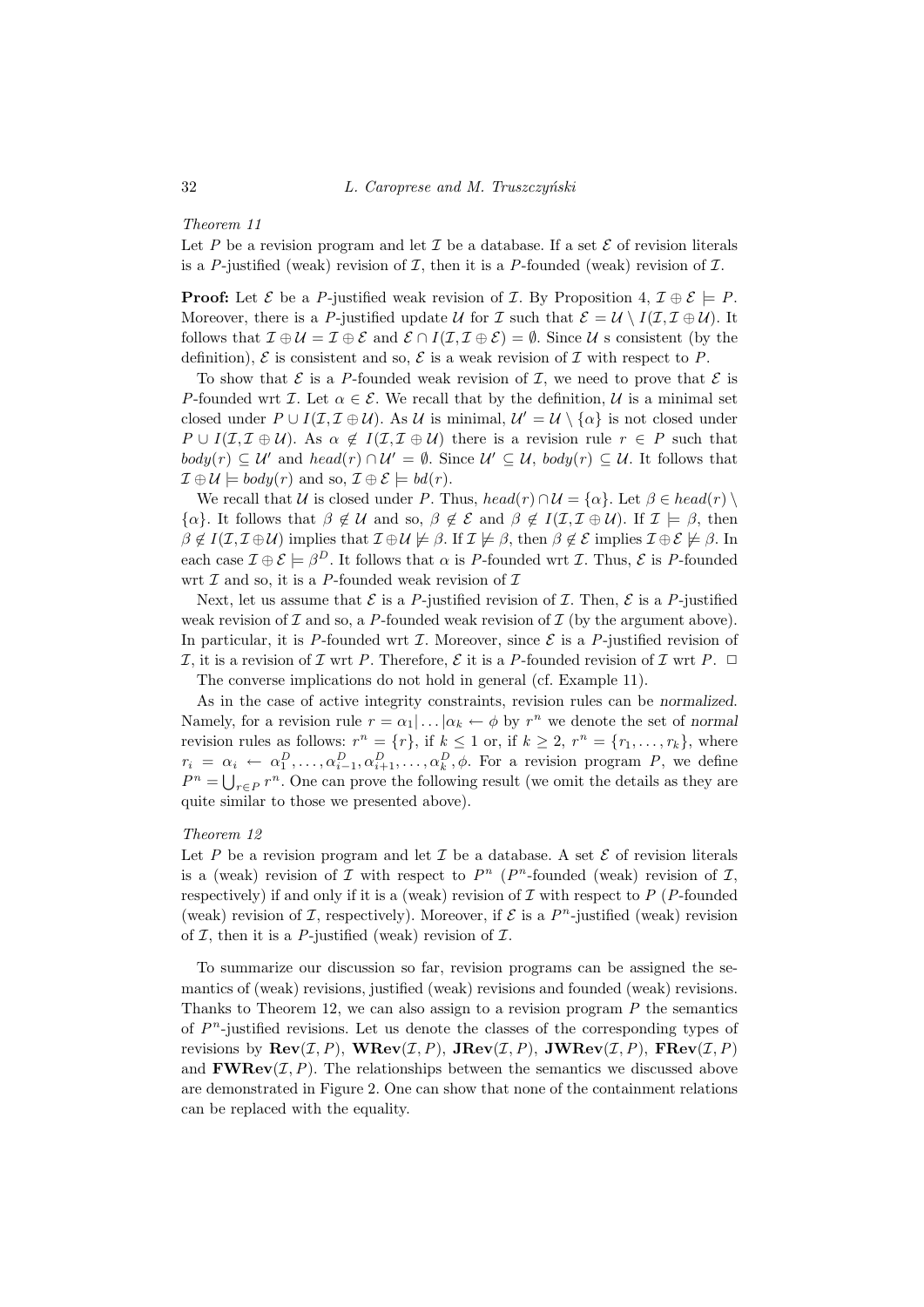*Theorem 11*

Let $P$ be a revision program and let $\mathcal{I}$ be a database. If a set $\mathcal{E}$ of revision literals is a $P$-justified (weak) revision of $\mathcal{I}$, then it is a $P$-founded (weak) revision of $\mathcal{I}$.

**Proof:** Let $\mathcal{E}$ be a $P$-justified weak revision of $\mathcal{I}$. By Proposition 4, $\mathcal{I} \oplus \mathcal{E} \models P$. Moreover, there is a $P$-justified update $\mathcal{U}$ for $\mathcal{I}$ such that $\mathcal{E} = \mathcal{U} \setminus I(\mathcal{I}, \mathcal{I} \oplus \mathcal{U})$. It follows that $\mathcal{I} \oplus \mathcal{U} = \mathcal{I} \oplus \mathcal{E}$ and $\mathcal{E} \cap I(\mathcal{I}, \mathcal{I} \oplus \mathcal{E}) = \emptyset$. Since $\mathcal{U}$ s consistent (by the definition), $\mathcal{E}$ is consistent and so, $\mathcal{E}$ is a weak revision of $\mathcal{I}$ with respect to $P$.

To show that $\mathcal{E}$ is a $P$-founded weak revision of $\mathcal{I}$, we need to prove that $\mathcal{E}$ is $P$-founded wrt $\mathcal{I}$. Let $\alpha \in \mathcal{E}$. We recall that by the definition, $\mathcal{U}$ is a minimal set closed under $P \cup I(\mathcal{I}, \mathcal{I} \oplus \mathcal{U})$. As $\mathcal{U}$ is minimal, $\mathcal{U}' = \mathcal{U} \setminus \{\alpha\}$ is not closed under $P \cup I(\mathcal{I}, \mathcal{I} \oplus \mathcal{U})$. As $\alpha \notin I(\mathcal{I}, \mathcal{I} \oplus \mathcal{U})$ there is a revision rule $r \in P$ such that $body(r) \subseteq \mathcal{U}'$ and $head(r) \cap \mathcal{U}' = \emptyset$. Since $\mathcal{U}' \subseteq \mathcal{U}$, $body(r) \subseteq \mathcal{U}$. It follows that $\mathcal{I} \oplus \mathcal{U} \models body(r)$ and so, $\mathcal{I} \oplus \mathcal{E} \models bd(r)$.

We recall that $\mathcal{U}$ is closed under $P$. Thus, $head(r) \cap \mathcal{U} = \{\alpha\}$. Let $\beta \in head(r) \setminus \{\alpha\}$. It follows that $\beta \notin \mathcal{U}$ and so, $\beta \notin \mathcal{E}$ and $\beta \notin I(\mathcal{I}, \mathcal{I} \oplus \mathcal{U})$. If $\mathcal{I} \models \beta$, then $\beta \notin I(\mathcal{I}, \mathcal{I} \oplus \mathcal{U})$ implies that $\mathcal{I} \oplus \mathcal{U} \not\models \beta$. If $\mathcal{I} \not\models \beta$, then $\beta \notin \mathcal{E}$ implies $\mathcal{I} \oplus \mathcal{E} \not\models \beta$. In each case $\mathcal{I} \oplus \mathcal{E} \models \beta^D$. It follows that $\alpha$ is $P$-founded wrt $\mathcal{I}$. Thus, $\mathcal{E}$ is $P$-founded wrt $\mathcal{I}$ and so, it is a $P$-founded weak revision of $\mathcal{I}$

Next, let us assume that $\mathcal{E}$ is a $P$-justified revision of $\mathcal{I}$. Then, $\mathcal{E}$ is a $P$-justified weak revision of $\mathcal{I}$ and so, a $P$-founded weak revision of $\mathcal{I}$ (by the argument above). In particular, it is $P$-founded wrt $\mathcal{I}$. Moreover, since $\mathcal{E}$ is a $P$-justified revision of $\mathcal{I}$, it is a revision of $\mathcal{I}$ wrt $P$. Therefore, $\mathcal{E}$ it is a $P$-founded revision of $\mathcal{I}$ wrt $P$. $\Box$

The converse implications do not hold in general (cf. Example 11).

As in the case of active integrity constraints, revision rules can be *normalized*. Namely, for a revision rule $r = \alpha_1 | \dots | \alpha_k \leftarrow \phi$ by $r^n$ we denote the set of *normal* revision rules as follows: $r^n = \{r\}$, if $k \leq 1$ or, if $k \geq 2$, $r^n = \{r_1, \dots, r_k\}$, where $r_i = \alpha_i \leftarrow \alpha_1^D, \dots, \alpha_{i-1}^D, \alpha_{i+1}^D, \dots, \alpha_k^D, \phi$. For a revision program $P$, we define $P^n = \bigcup_{r \in P} r^n$. One can prove the following result (we omit the details as they are quite similar to those we presented above).

*Theorem 12*

Let $P$ be a revision program and let $\mathcal{I}$ be a database. A set $\mathcal{E}$ of revision literals is a (weak) revision of $\mathcal{I}$ with respect to $P^n$ ($P^n$-founded (weak) revision of $\mathcal{I}$, respectively) if and only if it is a (weak) revision of $\mathcal{I}$ with respect to $P$ ($P$-founded (weak) revision of $\mathcal{I}$, respectively). Moreover, if $\mathcal{E}$ is a $P^n$-justified (weak) revision of $\mathcal{I}$, then it is a $P$-justified (weak) revision of $\mathcal{I}$.

To summarize our discussion so far, revision programs can be assigned the semantics of (weak) revisions, justified (weak) revisions and founded (weak) revisions. Thanks to Theorem 12, we can also assign to a revision program $P$ the semantics of $P^n$-justified revisions. Let us denote the classes of the corresponding types of revisions by $\mathbf{Rev}(\mathcal{I}, P)$, $\mathbf{WRev}(\mathcal{I}, P)$, $\mathbf{JRev}(\mathcal{I}, P)$, $\mathbf{JWRev}(\mathcal{I}, P)$, $\mathbf{FRev}(\mathcal{I}, P)$ and $\mathbf{FWRev}(\mathcal{I}, P)$. The relationships between the semantics we discussed above are demonstrated in Figure 2. One can show that none of the containment relations can be replaced with the equality.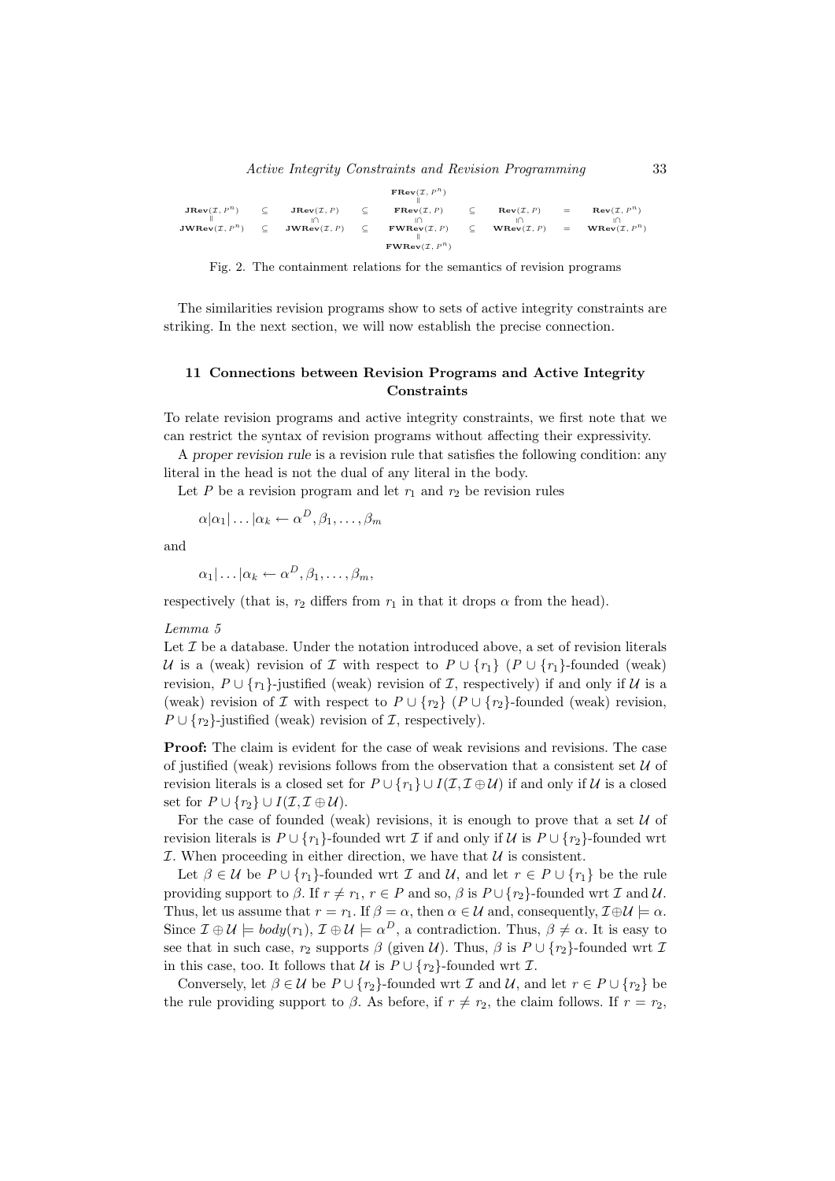$$
\begin{array}{ccccccccc}
 & & & & \mathbf{FRev}(\mathcal{I}, P^n) & & & & \\
 & & & & \| & & & & \\
\mathbf{JRev}(\mathcal{I}, P^n) & \subseteq & \mathbf{JRev}(\mathcal{I}, P) & \subseteq & \mathbf{FRev}(\mathcal{I}, P) & \subseteq & \mathbf{Rev}(\mathcal{I}, P) & = & \mathbf{Rev}(\mathcal{I}, P^n) \\
\| & & \cap\!\shortparallel & & \cap\!\shortparallel & & \cap\!\shortparallel & & \cap\!\shortparallel \\
\mathbf{JWRev}(\mathcal{I}, P^n) & \subseteq & \mathbf{JWRev}(\mathcal{I}, P) & \subseteq & \mathbf{FWRev}(\mathcal{I}, P) & \subseteq & \mathbf{WRev}(\mathcal{I}, P) & = & \mathbf{WRev}(\mathcal{I}, P^n) \\
 & & & & \| & & & & \\
 & & & & \mathbf{FWRev}(\mathcal{I}, P^n) & & & &
\end{array}
$$

Fig. 2. The containment relations for the semantics of revision programs

The similarities revision programs show to sets of active integrity constraints are striking. In the next section, we will now establish the precise connection.

## 11 Connections between Revision Programs and Active Integrity Constraints

To relate revision programs and active integrity constraints, we first note that we can restrict the syntax of revision programs without affecting their expressivity.

A *proper revision rule* is a revision rule that satisfies the following condition: any literal in the head is not the dual of any literal in the body.

Let $P$ be a revision program and let $r_1$ and $r_2$ be revision rules

$$\alpha|\alpha_1|\ldots|\alpha_k \leftarrow \alpha^D, \beta_1, \ldots, \beta_m$$

and

$$\alpha_1|\ldots|\alpha_k \leftarrow \alpha^D, \beta_1, \ldots, \beta_m,$$

respectively (that is, $r_2$ differs from $r_1$ in that it drops $\alpha$ from the head).

*Lemma 5*

Let $\mathcal{I}$ be a database. Under the notation introduced above, a set of revision literals $\mathcal{U}$ is a (weak) revision of $\mathcal{I}$ with respect to $P \cup \{r_1\}$ ($P \cup \{r_1\}$-founded (weak) revision, $P \cup \{r_1\}$-justified (weak) revision of $\mathcal{I}$, respectively) if and only if $\mathcal{U}$ is a (weak) revision of $\mathcal{I}$ with respect to $P \cup \{r_2\}$ ($P \cup \{r_2\}$-founded (weak) revision, $P \cup \{r_2\}$-justified (weak) revision of $\mathcal{I}$, respectively).

**Proof:** The claim is evident for the case of weak revisions and revisions. The case of justified (weak) revisions follows from the observation that a consistent set $\mathcal{U}$ of revision literals is a closed set for $P \cup \{r_1\} \cup I(\mathcal{I}, \mathcal{I} \oplus \mathcal{U})$ if and only if $\mathcal{U}$ is a closed set for $P \cup \{r_2\} \cup I(\mathcal{I}, \mathcal{I} \oplus \mathcal{U})$.

For the case of founded (weak) revisions, it is enough to prove that a set $\mathcal{U}$ of revision literals is $P \cup \{r_1\}$-founded wrt $\mathcal{I}$ if and only if $\mathcal{U}$ is $P \cup \{r_2\}$-founded wrt $\mathcal{I}$. When proceeding in either direction, we have that $\mathcal{U}$ is consistent.

Let $\beta \in \mathcal{U}$ be $P \cup \{r_1\}$-founded wrt $\mathcal{I}$ and $\mathcal{U}$, and let $r \in P \cup \{r_1\}$ be the rule providing support to $\beta$. If $r \neq r_1$, $r \in P$ and so, $\beta$ is $P \cup \{r_2\}$-founded wrt $\mathcal{I}$ and $\mathcal{U}$. Thus, let us assume that $r = r_1$. If $\beta = \alpha$, then $\alpha \in \mathcal{U}$ and, consequently, $\mathcal{I} \oplus \mathcal{U} \models \alpha$. Since $\mathcal{I} \oplus \mathcal{U} \models body(r_1)$, $\mathcal{I} \oplus \mathcal{U} \models \alpha^D$, a contradiction. Thus, $\beta \neq \alpha$. It is easy to see that in such case, $r_2$ supports $\beta$ (given $\mathcal{U}$). Thus, $\beta$ is $P \cup \{r_2\}$-founded wrt $\mathcal{I}$ in this case, too. It follows that $\mathcal{U}$ is $P \cup \{r_2\}$-founded wrt $\mathcal{I}$.

Conversely, let $\beta \in \mathcal{U}$ be $P \cup \{r_2\}$-founded wrt $\mathcal{I}$ and $\mathcal{U}$, and let $r \in P \cup \{r_2\}$ be the rule providing support to $\beta$. As before, if $r \neq r_2$, the claim follows. If $r = r_2$,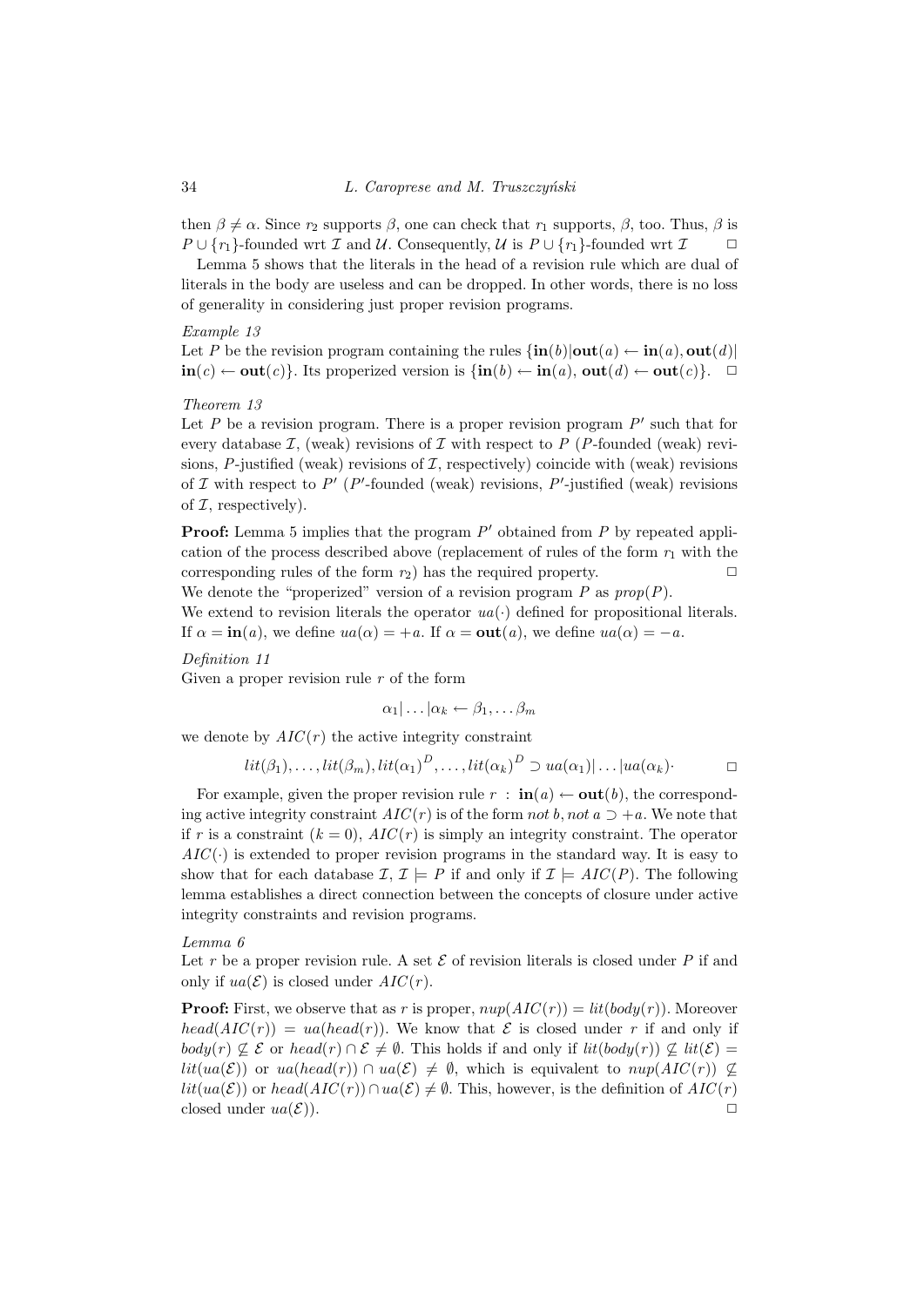then $\beta \neq \alpha$. Since $r_2$ supports $\beta$, one can check that $r_1$ supports, $\beta$, too. Thus, $\beta$ is $P \cup \{r_1\}$-founded wrt $\mathcal{I}$ and $\mathcal{U}$. Consequently, $\mathcal{U}$ is $P \cup \{r_1\}$-founded wrt $\mathcal{I}$ $\square$

Lemma 5 shows that the literals in the head of a revision rule which are dual of literals in the body are useless and can be dropped. In other words, there is no loss of generality in considering just proper revision programs.

*Example 13*

Let $P$ be the revision program containing the rules $\{\mathbf{in}(b)|\mathbf{out}(a) \leftarrow \mathbf{in}(a), \mathbf{out}(d)| \mathbf{in}(c) \leftarrow \mathbf{out}(c)\}$. Its properized version is $\{\mathbf{in}(b) \leftarrow \mathbf{in}(a),\ \mathbf{out}(d) \leftarrow \mathbf{out}(c)\}$. $\square$

*Theorem 13*

Let $P$ be a revision program. There is a proper revision program $P'$ such that for every database $\mathcal{I}$, (weak) revisions of $\mathcal{I}$ with respect to $P$ ($P$-founded (weak) revisions, $P$-justified (weak) revisions of $\mathcal{I}$, respectively) coincide with (weak) revisions of $\mathcal{I}$ with respect to $P'$ ($P'$-founded (weak) revisions, $P'$-justified (weak) revisions of $\mathcal{I}$, respectively).

**Proof:** Lemma 5 implies that the program $P'$ obtained from $P$ by repeated application of the process described above (replacement of rules of the form $r_1$ with the corresponding rules of the form $r_2$) has the required property. $\square$

We denote the "properized" version of a revision program $P$ as $prop(P)$.

We extend to revision literals the operator $ua(\cdot)$ defined for propositional literals. If $\alpha = \mathbf{in}(a)$, we define $ua(\alpha) = +a$. If $\alpha = \mathbf{out}(a)$, we define $ua(\alpha) = -a$.

*Definition 11*

Given a proper revision rule $r$ of the form

$$\alpha_1|\dots|\alpha_k \leftarrow \beta_1, \dots \beta_m$$

we denote by $AIC(r)$ the active integrity constraint

$$lit(\beta_1), \dots, lit(\beta_m), lit(\alpha_1)^D, \dots, lit(\alpha_k)^D \supset ua(\alpha_1)|\dots|ua(\alpha_k) \cdot \qquad \square$$

For example, given the proper revision rule $r\ :\ \mathbf{in}(a) \leftarrow \mathbf{out}(b)$, the corresponding active integrity constraint $AIC(r)$ is of the form *not* $b$, *not* $a \supset +a$. We note that if $r$ is a constraint ($k = 0$), $AIC(r)$ is simply an integrity constraint. The operator $AIC(\cdot)$ is extended to proper revision programs in the standard way. It is easy to show that for each database $\mathcal{I}$, $\mathcal{I} \models P$ if and only if $\mathcal{I} \models AIC(P)$. The following lemma establishes a direct connection between the concepts of closure under active integrity constraints and revision programs.

*Lemma 6*

Let $r$ be a proper revision rule. A set $\mathcal{E}$ of revision literals is closed under $P$ if and only if $ua(\mathcal{E})$ is closed under $AIC(r)$.

**Proof:** First, we observe that as $r$ is proper, $nup(AIC(r)) = lit(body(r))$. Moreover $head(AIC(r)) = ua(head(r))$. We know that $\mathcal{E}$ is closed under $r$ if and only if $body(r) \not\subseteq \mathcal{E}$ or $head(r) \cap \mathcal{E} \neq \emptyset$. This holds if and only if $lit(body(r)) \not\subseteq lit(\mathcal{E}) = lit(ua(\mathcal{E}))$ or $ua(head(r)) \cap ua(\mathcal{E}) \neq \emptyset$, which is equivalent to $nup(AIC(r)) \not\subseteq lit(ua(\mathcal{E}))$ or $head(AIC(r)) \cap ua(\mathcal{E}) \neq \emptyset$. This, however, is the definition of $AIC(r)$ closed under $ua(\mathcal{E})$). $\square$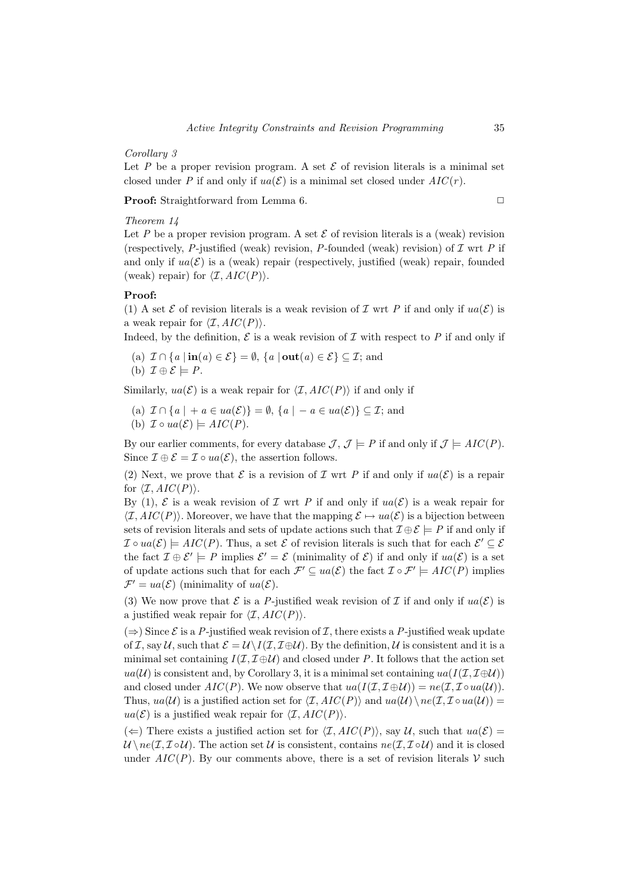*Corollary 3*

Let $P$ be a proper revision program. A set $\mathcal{E}$ of revision literals is a minimal set closed under $P$ if and only if $ua(\mathcal{E})$ is a minimal set closed under $AIC(r)$.

**Proof:** Straightforward from Lemma 6. $\Box$

*Theorem 14*

Let $P$ be a proper revision program. A set $\mathcal{E}$ of revision literals is a (weak) revision (respectively, $P$-justified (weak) revision, $P$-founded (weak) revision) of $\mathcal{I}$ wrt $P$ if and only if $ua(\mathcal{E})$ is a (weak) repair (respectively, justified (weak) repair, founded (weak) repair) for $\langle \mathcal{I}, AIC(P)\rangle$.

**Proof:**

(1) A set $\mathcal{E}$ of revision literals is a weak revision of $\mathcal{I}$ wrt $P$ if and only if $ua(\mathcal{E})$ is a weak repair for $\langle \mathcal{I}, AIC(P)\rangle$.

Indeed, by the definition, $\mathcal{E}$ is a weak revision of $\mathcal{I}$ with respect to $P$ if and only if

(a) $\mathcal{I} \cap \{a \mid \mathbf{in}(a) \in \mathcal{E}\} = \emptyset$, $\{a \mid \mathbf{out}(a) \in \mathcal{E}\} \subseteq \mathcal{I}$; and
(b) $\mathcal{I} \oplus \mathcal{E} \models P$.

Similarly, $ua(\mathcal{E})$ is a weak repair for $\langle \mathcal{I}, AIC(P)\rangle$ if and only if

(a) $\mathcal{I} \cap \{a \mid +a \in ua(\mathcal{E})\} = \emptyset$, $\{a \mid -a \in ua(\mathcal{E})\} \subseteq \mathcal{I}$; and
(b) $\mathcal{I} \circ ua(\mathcal{E}) \models AIC(P)$.

By our earlier comments, for every database $\mathcal{J}$, $\mathcal{J} \models P$ if and only if $\mathcal{J} \models AIC(P)$. Since $\mathcal{I} \oplus \mathcal{E} = \mathcal{I} \circ ua(\mathcal{E})$, the assertion follows.

(2) Next, we prove that $\mathcal{E}$ is a revision of $\mathcal{I}$ wrt $P$ if and only if $ua(\mathcal{E})$ is a repair for $\langle \mathcal{I}, AIC(P)\rangle$.

By (1), $\mathcal{E}$ is a weak revision of $\mathcal{I}$ wrt $P$ if and only if $ua(\mathcal{E})$ is a weak repair for $\langle \mathcal{I}, AIC(P)\rangle$. Moreover, we have that the mapping $\mathcal{E} \mapsto ua(\mathcal{E})$ is a bijection between sets of revision literals and sets of update actions such that $\mathcal{I} \oplus \mathcal{E} \models P$ if and only if $\mathcal{I} \circ ua(\mathcal{E}) \models AIC(P)$. Thus, a set $\mathcal{E}$ of revision literals is such that for each $\mathcal{E}' \subseteq \mathcal{E}$ the fact $\mathcal{I} \oplus \mathcal{E}' \models P$ implies $\mathcal{E}' = \mathcal{E}$ (minimality of $\mathcal{E}$) if and only if $ua(\mathcal{E})$ is a set of update actions such that for each $\mathcal{F}' \subseteq ua(\mathcal{E})$ the fact $\mathcal{I} \circ \mathcal{F}' \models AIC(P)$ implies $\mathcal{F}' = ua(\mathcal{E})$ (minimality of $ua(\mathcal{E})$.

(3) We now prove that $\mathcal{E}$ is a $P$-justified weak revision of $\mathcal{I}$ if and only if $ua(\mathcal{E})$ is a justified weak repair for $\langle \mathcal{I}, AIC(P)\rangle$.

($\Rightarrow$) Since $\mathcal{E}$ is a $P$-justified weak revision of $\mathcal{I}$, there exists a $P$-justified weak update of $\mathcal{I}$, say $\mathcal{U}$, such that $\mathcal{E} = \mathcal{U} \setminus I(\mathcal{I}, \mathcal{I} \oplus \mathcal{U})$. By the definition, $\mathcal{U}$ is consistent and it is a minimal set containing $I(\mathcal{I}, \mathcal{I} \oplus \mathcal{U})$ and closed under $P$. It follows that the action set $ua(\mathcal{U})$ is consistent and, by Corollary 3, it is a minimal set containing $ua(I(\mathcal{I}, \mathcal{I} \oplus \mathcal{U}))$ and closed under $AIC(P)$. We now observe that $ua(I(\mathcal{I}, \mathcal{I} \oplus \mathcal{U})) = ne(\mathcal{I}, \mathcal{I} \circ ua(\mathcal{U}))$. Thus, $ua(\mathcal{U})$ is a justified action set for $\langle \mathcal{I}, AIC(P)\rangle$ and $ua(\mathcal{U}) \setminus ne(\mathcal{I}, \mathcal{I} \circ ua(\mathcal{U})) = ua(\mathcal{E})$ is a justified weak repair for $\langle \mathcal{I}, AIC(P)\rangle$.

($\Leftarrow$) There exists a justified action set for $\langle \mathcal{I}, AIC(P)\rangle$, say $\mathcal{U}$, such that $ua(\mathcal{E}) = \mathcal{U} \setminus ne(\mathcal{I}, \mathcal{I} \circ \mathcal{U})$. The action set $\mathcal{U}$ is consistent, contains $ne(\mathcal{I}, \mathcal{I} \circ \mathcal{U})$ and it is closed under $AIC(P)$. By our comments above, there is a set of revision literals $\mathcal{V}$ such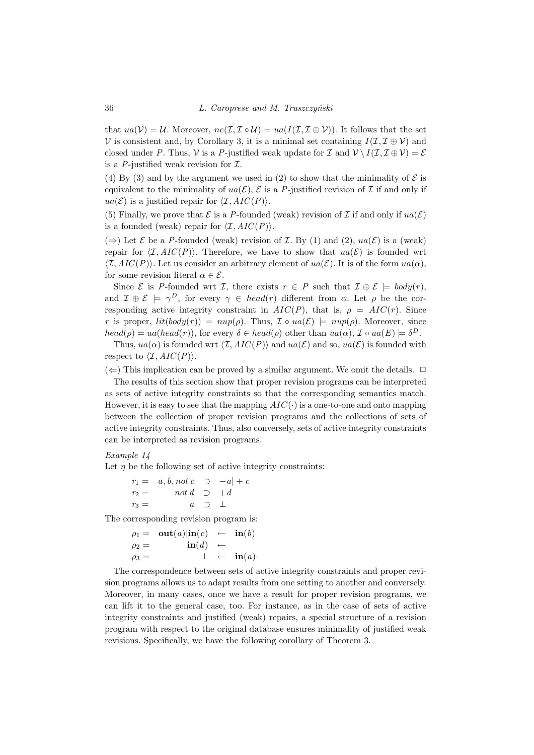that $ua(\mathcal{V}) = \mathcal{U}$. Moreover, $ne(\mathcal{I}, \mathcal{I} \circ \mathcal{U}) = ua(I(\mathcal{I}, \mathcal{I} \oplus \mathcal{V}))$. It follows that the set $\mathcal{V}$ is consistent and, by Corollary 3, it is a minimal set containing $I(\mathcal{I}, \mathcal{I} \oplus \mathcal{V})$ and closed under $P$. Thus, $\mathcal{V}$ is a $P$-justified weak update for $\mathcal{I}$ and $\mathcal{V} \setminus I(\mathcal{I}, \mathcal{I} \oplus \mathcal{V}) = \mathcal{E}$ is a $P$-justified weak revision for $\mathcal{I}$.

(4) By (3) and by the argument we used in (2) to show that the minimality of $\mathcal{E}$ is equivalent to the minimality of $ua(\mathcal{E})$, $\mathcal{E}$ is a $P$-justified revision of $\mathcal{I}$ if and only if $ua(\mathcal{E})$ is a justified repair for $\langle \mathcal{I}, AIC(P) \rangle$.

(5) Finally, we prove that $\mathcal{E}$ is a $P$-founded (weak) revision of $\mathcal{I}$ if and only if $ua(\mathcal{E})$ is a founded (weak) repair for $\langle \mathcal{I}, AIC(P) \rangle$.

($\Rightarrow$) Let $\mathcal{E}$ be a $P$-founded (weak) revision of $\mathcal{I}$. By (1) and (2), $ua(\mathcal{E})$ is a (weak) repair for $\langle \mathcal{I}, AIC(P) \rangle$. Therefore, we have to show that $ua(\mathcal{E})$ is founded wrt $\langle \mathcal{I}, AIC(P) \rangle$. Let us consider an arbitrary element of $ua(\mathcal{E})$. It is of the form $ua(\alpha)$, for some revision literal $\alpha \in \mathcal{E}$.

Since $\mathcal{E}$ is $P$-founded wrt $\mathcal{I}$, there exists $r \in P$ such that $\mathcal{I} \oplus \mathcal{E} \models body(r)$, and $\mathcal{I} \oplus \mathcal{E} \models \gamma^D$, for every $\gamma \in head(r)$ different from $\alpha$. Let $\rho$ be the corresponding active integrity constraint in $AIC(P)$, that is, $\rho = AIC(r)$. Since $r$ is proper, $lit(body(r)) = nup(\rho)$. Thus, $\mathcal{I} \circ ua(\mathcal{E}) \models nup(\rho)$. Moreover, since $head(\rho) = ua(head(r))$, for every $\delta \in head(\rho)$ other than $ua(\alpha)$, $\mathcal{I} \circ ua(E) \models \delta^D$.

Thus, $ua(\alpha)$ is founded wrt $\langle \mathcal{I}, AIC(P) \rangle$ and $ua(\mathcal{E})$ and so, $ua(\mathcal{E})$ is founded with respect to $\langle \mathcal{I}, AIC(P) \rangle$.

($\Leftarrow$) This implication can be proved by a similar argument. We omit the details. $\square$

The results of this section show that proper revision programs can be interpreted as sets of active integrity constraints so that the corresponding semantics match. However, it is easy to see that the mapping $AIC(\cdot)$ is a one-to-one and onto mapping between the collection of proper revision programs and the collections of sets of active integrity constraints. Thus, also conversely, sets of active integrity constraints can be interpreted as revision programs.

*Example 14*

Let $\eta$ be the following set of active integrity constraints:

$$
\begin{aligned}
r_1 = &\quad a, b, not\ c \;\supset\; -a \,|\, +c \\
r_2 = &\quad not\ d \;\supset\; +d \\
r_3 = &\quad a \;\supset\; \bot
\end{aligned}
$$

The corresponding revision program is:

$$
\begin{aligned}
\rho_1 = &\quad \mathbf{out}(a)|\mathbf{in}(c) \;\leftarrow\; \mathbf{in}(b) \\
\rho_2 = &\quad \mathbf{in}(d) \;\leftarrow \\
\rho_3 = &\quad \bot \;\leftarrow\; \mathbf{in}(a).
\end{aligned}
$$

The correspondence between sets of active integrity constraints and proper revision programs allows us to adapt results from one setting to another and conversely. Moreover, in many cases, once we have a result for proper revision programs, we can lift it to the general case, too. For instance, as in the case of sets of active integrity constraints and justified (weak) repairs, a special structure of a revision program with respect to the original database ensures minimality of justified weak revisions. Specifically, we have the following corollary of Theorem 3.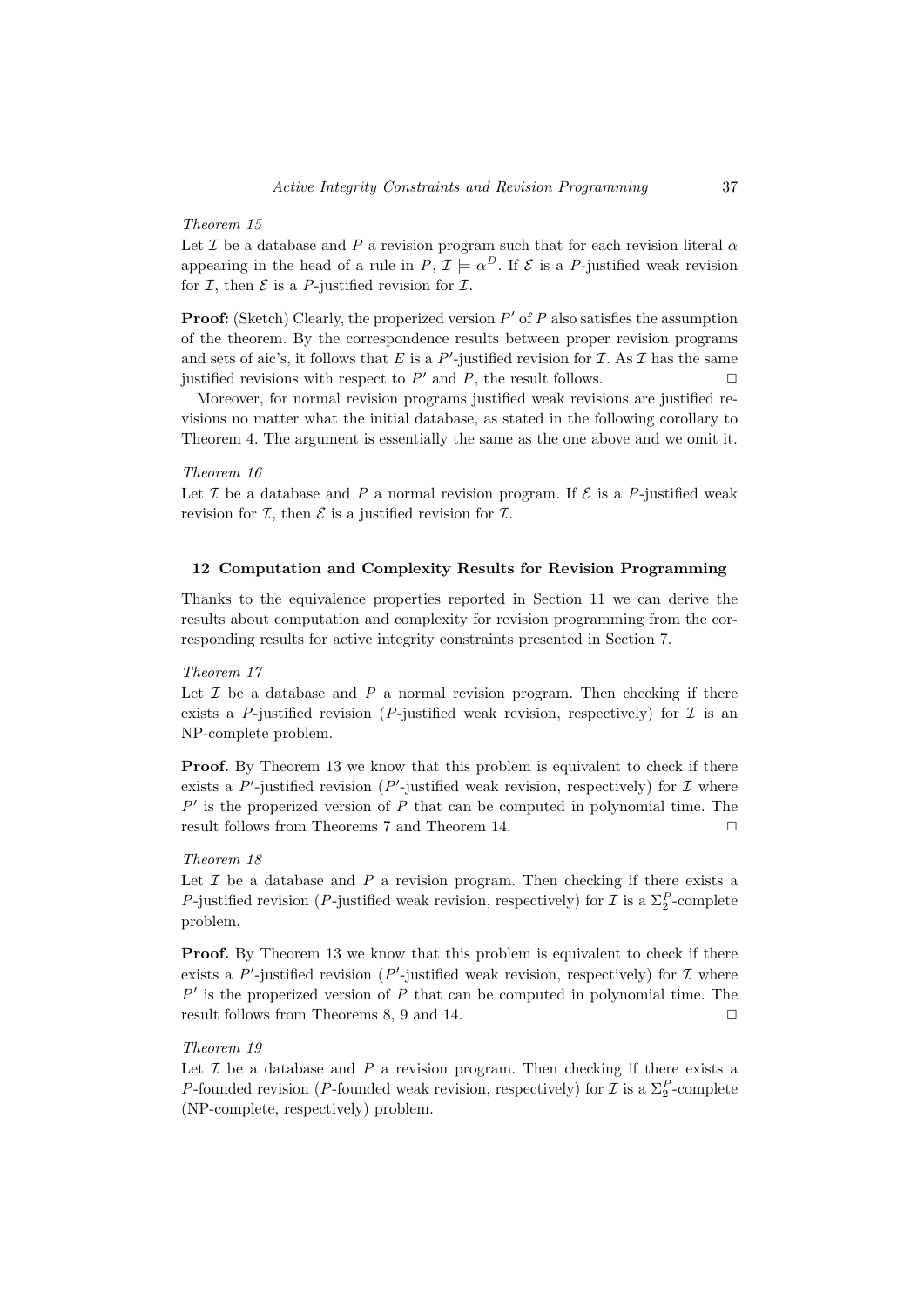*Theorem 15*

Let $\mathcal{I}$ be a database and $P$ a revision program such that for each revision literal $\alpha$ appearing in the head of a rule in $P$, $\mathcal{I} \models \alpha^D$. If $\mathcal{E}$ is a $P$-justified weak revision for $\mathcal{I}$, then $\mathcal{E}$ is a $P$-justified revision for $\mathcal{I}$.

**Proof:** (Sketch) Clearly, the properized version $P'$ of $P$ also satisfies the assumption of the theorem. By the correspondence results between proper revision programs and sets of aic's, it follows that $E$ is a $P'$-justified revision for $\mathcal{I}$. As $\mathcal{I}$ has the same justified revisions with respect to $P'$ and $P$, the result follows. □

Moreover, for normal revision programs justified weak revisions are justified revisions no matter what the initial database, as stated in the following corollary to Theorem 4. The argument is essentially the same as the one above and we omit it.

*Theorem 16*

Let $\mathcal{I}$ be a database and $P$ a normal revision program. If $\mathcal{E}$ is a $P$-justified weak revision for $\mathcal{I}$, then $\mathcal{E}$ is a justified revision for $\mathcal{I}$.

## 12 Computation and Complexity Results for Revision Programming

Thanks to the equivalence properties reported in Section 11 we can derive the results about computation and complexity for revision programming from the corresponding results for active integrity constraints presented in Section 7.

*Theorem 17*

Let $\mathcal{I}$ be a database and $P$ a normal revision program. Then checking if there exists a $P$-justified revision ($P$-justified weak revision, respectively) for $\mathcal{I}$ is an NP-complete problem.

**Proof.** By Theorem 13 we know that this problem is equivalent to check if there exists a $P'$-justified revision ($P'$-justified weak revision, respectively) for $\mathcal{I}$ where $P'$ is the properized version of $P$ that can be computed in polynomial time. The result follows from Theorems 7 and Theorem 14. □

*Theorem 18*

Let $\mathcal{I}$ be a database and $P$ a revision program. Then checking if there exists a $P$-justified revision ($P$-justified weak revision, respectively) for $\mathcal{I}$ is a $\Sigma_2^P$-complete problem.

**Proof.** By Theorem 13 we know that this problem is equivalent to check if there exists a $P'$-justified revision ($P'$-justified weak revision, respectively) for $\mathcal{I}$ where $P'$ is the properized version of $P$ that can be computed in polynomial time. The result follows from Theorems 8, 9 and 14. □

*Theorem 19*

Let $\mathcal{I}$ be a database and $P$ a revision program. Then checking if there exists a $P$-founded revision ($P$-founded weak revision, respectively) for $\mathcal{I}$ is a $\Sigma_2^P$-complete (NP-complete, respectively) problem.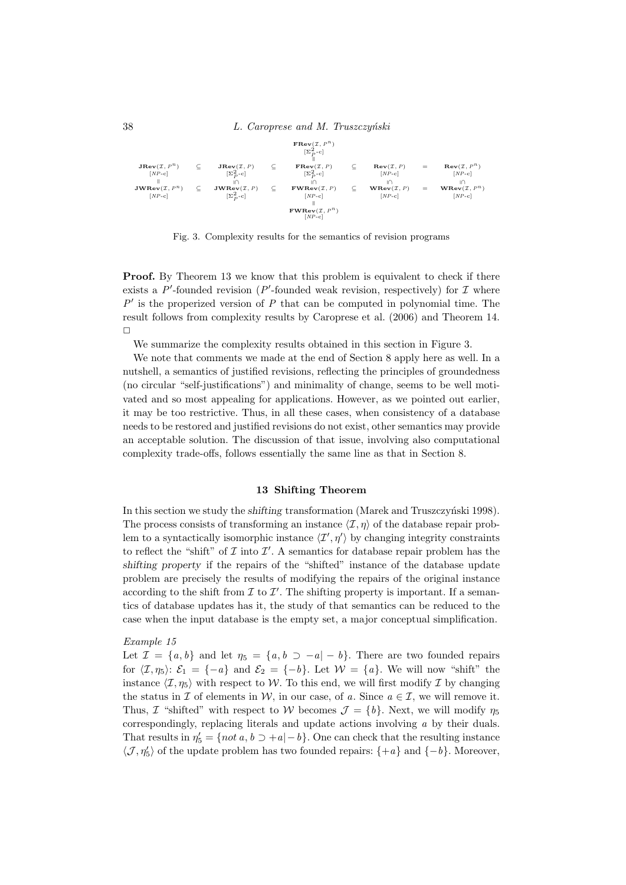$$
\begin{array}{ccccccccc}
 & & & & \begin{array}{c}\mathbf{FRev}(\mathcal{I}, P^n)\\ {[\Sigma^2_P\text{-c}]}\end{array} & & & & \\
 & & & & \| & & & & \\
\begin{array}{c}\mathbf{JRev}(\mathcal{I}, P^n)\\ {[NP\text{-c}]}\end{array} & \subseteq & \begin{array}{c}\mathbf{JRev}(\mathcal{I}, P)\\ {[\Sigma^2_P\text{-c}]}\end{array} & \subseteq & \begin{array}{c}\mathbf{FRev}(\mathcal{I}, P)\\ {[\Sigma^2_P\text{-c}]}\end{array} & \subseteq & \begin{array}{c}\mathbf{Rev}(\mathcal{I}, P)\\ {[NP\text{-c}]}\end{array} & = & \begin{array}{c}\mathbf{Rev}(\mathcal{I}, P^n)\\ {[NP\text{-c}]}\end{array} \\
\| & & \cap| & & \cap| & & \cap| & & \cap| \\
\begin{array}{c}\mathbf{JWRev}(\mathcal{I}, P^n)\\ {[NP\text{-c}]}\end{array} & \subseteq & \begin{array}{c}\mathbf{JWRev}(\mathcal{I}, P)\\ {[\Sigma^2_P\text{-c}]}\end{array} & \subseteq & \begin{array}{c}\mathbf{FWRev}(\mathcal{I}, P)\\ {[NP\text{-c}]}\end{array} & \subseteq & \begin{array}{c}\mathbf{WRev}(\mathcal{I}, P)\\ {[NP\text{-c}]}\end{array} & = & \begin{array}{c}\mathbf{WRev}(\mathcal{I}, P^n)\\ {[NP\text{-c}]}\end{array} \\
 & & & & \| & & & & \\
 & & & & \begin{array}{c}\mathbf{FWRev}(\mathcal{I}, P^n)\\ {[NP\text{-c}]}\end{array} & & & & 
\end{array}
$$

Fig. 3. Complexity results for the semantics of revision programs

**Proof.** By Theorem 13 we know that this problem is equivalent to check if there exists a $P'$-founded revision ($P'$-founded weak revision, respectively) for $\mathcal{I}$ where $P'$ is the properized version of $P$ that can be computed in polynomial time. The result follows from complexity results by Caroprese et al. (2006) and Theorem 14. □

We summarize the complexity results obtained in this section in Figure 3.

We note that comments we made at the end of Section 8 apply here as well. In a nutshell, a semantics of justified revisions, reflecting the principles of groundedness (no circular "self-justifications") and minimality of change, seems to be well motivated and so most appealing for applications. However, as we pointed out earlier, it may be too restrictive. Thus, in all these cases, when consistency of a database needs to be restored and justified revisions do not exist, other semantics may provide an acceptable solution. The discussion of that issue, involving also computational complexity trade-offs, follows essentially the same line as that in Section 8.

## 13 Shifting Theorem

In this section we study the *shifting* transformation (Marek and Truszczyński 1998). The process consists of transforming an instance $\langle \mathcal{I}, \eta \rangle$ of the database repair problem to a syntactically isomorphic instance $\langle \mathcal{I}', \eta' \rangle$ by changing integrity constraints to reflect the "shift" of $\mathcal{I}$ into $\mathcal{I}'$. A semantics for database repair problem has the *shifting property* if the repairs of the "shifted" instance of the database update problem are precisely the results of modifying the repairs of the original instance according to the shift from $\mathcal{I}$ to $\mathcal{I}'$. The shifting property is important. If a semantics of database updates has it, the study of that semantics can be reduced to the case when the input database is the empty set, a major conceptual simplification.

*Example 15*

Let $\mathcal{I} = \{a, b\}$ and let $\eta_5 = \{a, b \supset -a| - b\}$. There are two founded repairs for $\langle \mathcal{I}, \eta_5 \rangle$: $\mathcal{E}_1 = \{-a\}$ and $\mathcal{E}_2 = \{-b\}$. Let $\mathcal{W} = \{a\}$. We will now "shift" the instance $\langle \mathcal{I}, \eta_5 \rangle$ with respect to $\mathcal{W}$. To this end, we will first modify $\mathcal{I}$ by changing the status in $\mathcal{I}$ of elements in $\mathcal{W}$, in our case, of $a$. Since $a \in \mathcal{I}$, we will remove it. Thus, $\mathcal{I}$ "shifted" with respect to $\mathcal{W}$ becomes $\mathcal{J} = \{b\}$. Next, we will modify $\eta_5$ correspondingly, replacing literals and update actions involving $a$ by their duals. That results in $\eta'_5 = \{not\ a, b \supset +a| - b\}$. One can check that the resulting instance $\langle \mathcal{J}, \eta'_5 \rangle$ of the update problem has two founded repairs: $\{+a\}$ and $\{-b\}$. Moreover,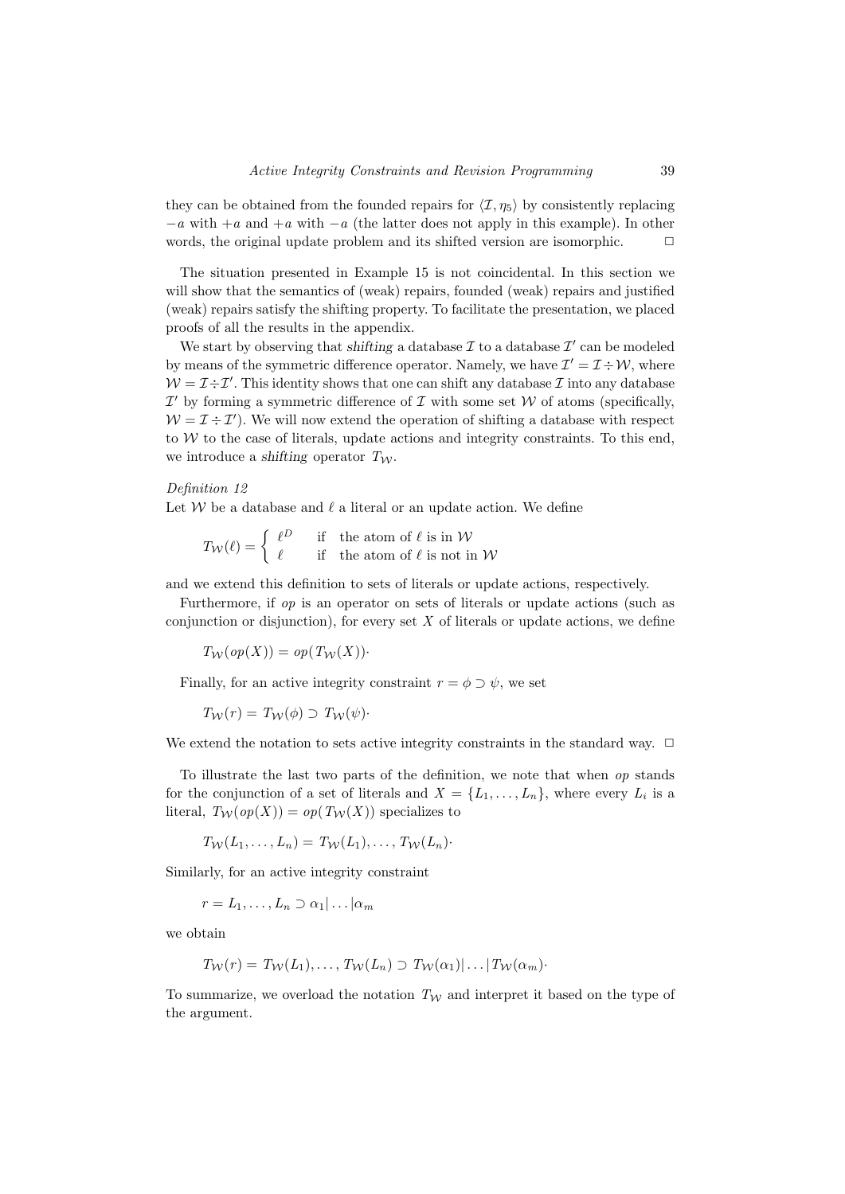they can be obtained from the founded repairs for $\langle \mathcal{I}, \eta_5 \rangle$ by consistently replacing $-a$ with $+a$ and $+a$ with $-a$ (the latter does not apply in this example). In other words, the original update problem and its shifted version are isomorphic. $\Box$

The situation presented in Example 15 is not coincidental. In this section we will show that the semantics of (weak) repairs, founded (weak) repairs and justified (weak) repairs satisfy the shifting property. To facilitate the presentation, we placed proofs of all the results in the appendix.

We start by observing that *shifting* a database $\mathcal{I}$ to a database $\mathcal{I}'$ can be modeled by means of the symmetric difference operator. Namely, we have $\mathcal{I}' = \mathcal{I} \div \mathcal{W}$, where $\mathcal{W} = \mathcal{I} \div \mathcal{I}'$. This identity shows that one can shift any database $\mathcal{I}$ into any database $\mathcal{I}'$ by forming a symmetric difference of $\mathcal{I}$ with some set $\mathcal{W}$ of atoms (specifically, $\mathcal{W} = \mathcal{I} \div \mathcal{I}'$). We will now extend the operation of shifting a database with respect to $\mathcal{W}$ to the case of literals, update actions and integrity constraints. To this end, we introduce a *shifting* operator $T_{\mathcal{W}}$.

*Definition 12*

Let $\mathcal{W}$ be a database and $\ell$ a literal or an update action. We define

$$T_{\mathcal{W}}(\ell) = \begin{cases} \ell^D & \text{if the atom of } \ell \text{ is in } \mathcal{W} \\ \ell & \text{if the atom of } \ell \text{ is not in } \mathcal{W} \end{cases}$$

and we extend this definition to sets of literals or update actions, respectively.

Furthermore, if *op* is an operator on sets of literals or update actions (such as conjunction or disjunction), for every set $X$ of literals or update actions, we define

$$T_{\mathcal{W}}(op(X)) = op(T_{\mathcal{W}}(X))\cdot$$

Finally, for an active integrity constraint $r = \phi \supset \psi$, we set

$$T_{\mathcal{W}}(r) = T_{\mathcal{W}}(\phi) \supset T_{\mathcal{W}}(\psi)\cdot$$

We extend the notation to sets active integrity constraints in the standard way. $\Box$

To illustrate the last two parts of the definition, we note that when *op* stands for the conjunction of a set of literals and $X = \{L_1, \ldots, L_n\}$, where every $L_i$ is a literal, $T_{\mathcal{W}}(op(X)) = op(T_{\mathcal{W}}(X))$ specializes to

$$T_{\mathcal{W}}(L_1, \ldots, L_n) = T_{\mathcal{W}}(L_1), \ldots, T_{\mathcal{W}}(L_n)\cdot$$

Similarly, for an active integrity constraint

$$r = L_1, \ldots, L_n \supset \alpha_1 | \ldots | \alpha_m$$

we obtain

$$T_{\mathcal{W}}(r) = T_{\mathcal{W}}(L_1), \ldots, T_{\mathcal{W}}(L_n) \supset T_{\mathcal{W}}(\alpha_1) | \ldots | T_{\mathcal{W}}(\alpha_m)\cdot$$

To summarize, we overload the notation $T_{\mathcal{W}}$ and interpret it based on the type of the argument.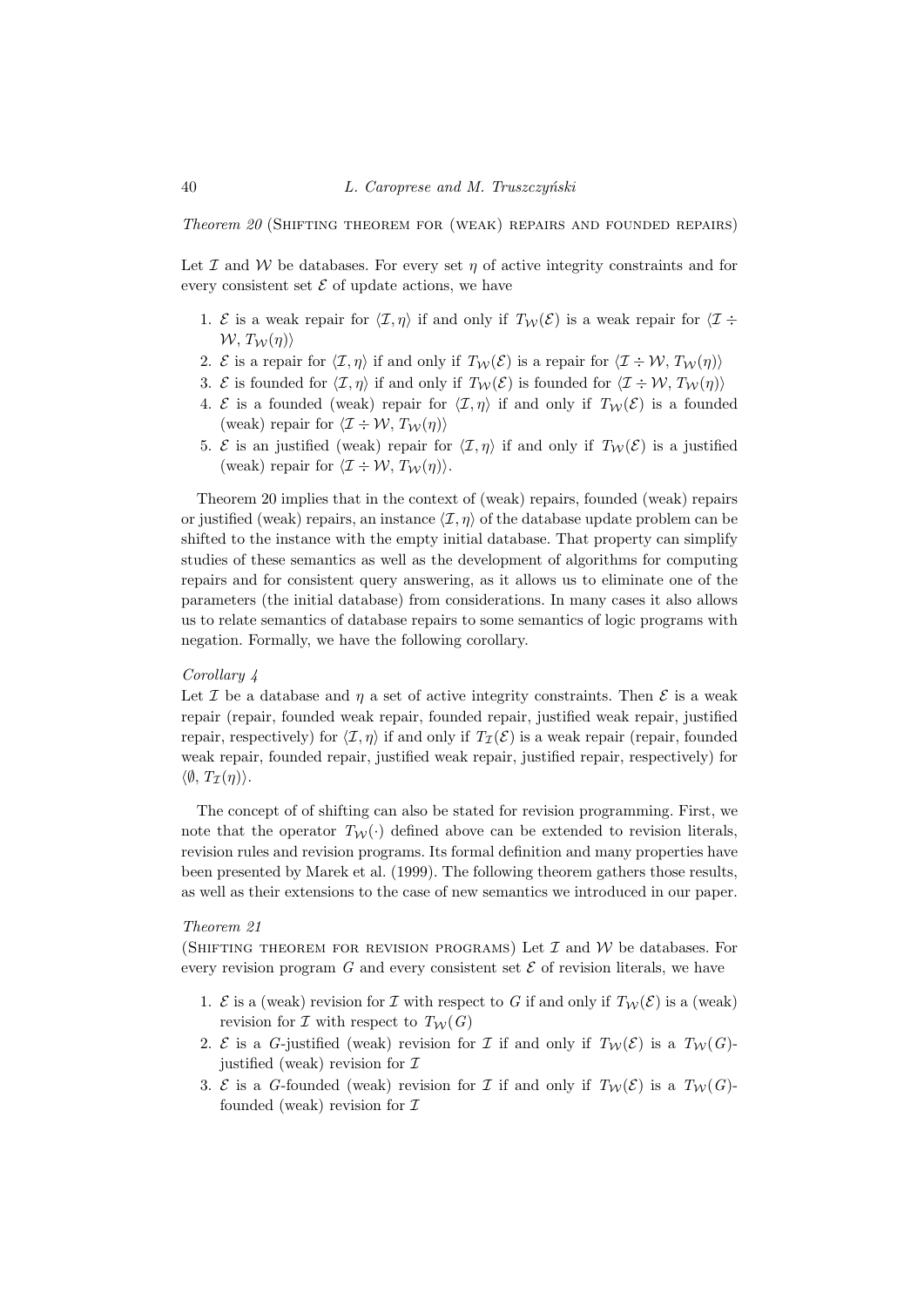*Theorem 20* (Shifting theorem for (weak) repairs and founded repairs)

Let $\mathcal{I}$ and $\mathcal{W}$ be databases. For every set $\eta$ of active integrity constraints and for every consistent set $\mathcal{E}$ of update actions, we have

1. $\mathcal{E}$ is a weak repair for $\langle \mathcal{I}, \eta \rangle$ if and only if $T_{\mathcal{W}}(\mathcal{E})$ is a weak repair for $\langle \mathcal{I} \div \mathcal{W}, T_{\mathcal{W}}(\eta) \rangle$
2. $\mathcal{E}$ is a repair for $\langle \mathcal{I}, \eta \rangle$ if and only if $T_{\mathcal{W}}(\mathcal{E})$ is a repair for $\langle \mathcal{I} \div \mathcal{W}, T_{\mathcal{W}}(\eta) \rangle$
3. $\mathcal{E}$ is founded for $\langle \mathcal{I}, \eta \rangle$ if and only if $T_{\mathcal{W}}(\mathcal{E})$ is founded for $\langle \mathcal{I} \div \mathcal{W}, T_{\mathcal{W}}(\eta) \rangle$
4. $\mathcal{E}$ is a founded (weak) repair for $\langle \mathcal{I}, \eta \rangle$ if and only if $T_{\mathcal{W}}(\mathcal{E})$ is a founded (weak) repair for $\langle \mathcal{I} \div \mathcal{W}, T_{\mathcal{W}}(\eta) \rangle$
5. $\mathcal{E}$ is an justified (weak) repair for $\langle \mathcal{I}, \eta \rangle$ if and only if $T_{\mathcal{W}}(\mathcal{E})$ is a justified (weak) repair for $\langle \mathcal{I} \div \mathcal{W}, T_{\mathcal{W}}(\eta) \rangle$.

Theorem 20 implies that in the context of (weak) repairs, founded (weak) repairs or justified (weak) repairs, an instance $\langle \mathcal{I}, \eta \rangle$ of the database update problem can be shifted to the instance with the empty initial database. That property can simplify studies of these semantics as well as the development of algorithms for computing repairs and for consistent query answering, as it allows us to eliminate one of the parameters (the initial database) from considerations. In many cases it also allows us to relate semantics of database repairs to some semantics of logic programs with negation. Formally, we have the following corollary.

*Corollary 4*

Let $\mathcal{I}$ be a database and $\eta$ a set of active integrity constraints. Then $\mathcal{E}$ is a weak repair (repair, founded weak repair, founded repair, justified weak repair, justified repair, respectively) for $\langle \mathcal{I}, \eta \rangle$ if and only if $T_{\mathcal{I}}(\mathcal{E})$ is a weak repair (repair, founded weak repair, founded repair, justified weak repair, justified repair, respectively) for $\langle \emptyset, T_{\mathcal{I}}(\eta) \rangle$.

The concept of of shifting can also be stated for revision programming. First, we note that the operator $T_{\mathcal{W}}(\cdot)$ defined above can be extended to revision literals, revision rules and revision programs. Its formal definition and many properties have been presented by Marek et al. (1999). The following theorem gathers those results, as well as their extensions to the case of new semantics we introduced in our paper.

*Theorem 21*

(Shifting theorem for revision programs) Let $\mathcal{I}$ and $\mathcal{W}$ be databases. For every revision program $G$ and every consistent set $\mathcal{E}$ of revision literals, we have

1. $\mathcal{E}$ is a (weak) revision for $\mathcal{I}$ with respect to $G$ if and only if $T_{\mathcal{W}}(\mathcal{E})$ is a (weak) revision for $\mathcal{I}$ with respect to $T_{\mathcal{W}}(G)$
2. $\mathcal{E}$ is a $G$-justified (weak) revision for $\mathcal{I}$ if and only if $T_{\mathcal{W}}(\mathcal{E})$ is a $T_{\mathcal{W}}(G)$-justified (weak) revision for $\mathcal{I}$
3. $\mathcal{E}$ is a $G$-founded (weak) revision for $\mathcal{I}$ if and only if $T_{\mathcal{W}}(\mathcal{E})$ is a $T_{\mathcal{W}}(G)$-founded (weak) revision for $\mathcal{I}$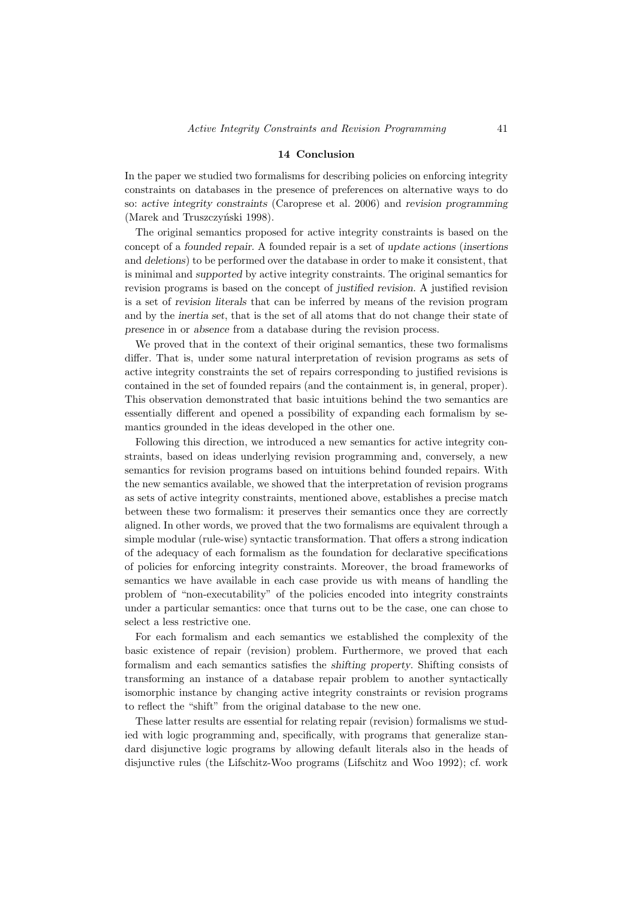## 14 Conclusion

In the paper we studied two formalisms for describing policies on enforcing integrity constraints on databases in the presence of preferences on alternative ways to do so: *active integrity constraints* (Caroprese et al. 2006) and *revision programming* (Marek and Truszczyński 1998).

The original semantics proposed for active integrity constraints is based on the concept of a *founded repair*. A founded repair is a set of *update actions* (*insertions* and *deletions*) to be performed over the database in order to make it consistent, that is minimal and *supported* by active integrity constraints. The original semantics for revision programs is based on the concept of *justified revision*. A justified revision is a set of *revision literals* that can be inferred by means of the revision program and by the *inertia set*, that is the set of all atoms that do not change their state of *presence* in or *absence* from a database during the revision process.

We proved that in the context of their original semantics, these two formalisms differ. That is, under some natural interpretation of revision programs as sets of active integrity constraints the set of repairs corresponding to justified revisions is contained in the set of founded repairs (and the containment is, in general, proper). This observation demonstrated that basic intuitions behind the two semantics are essentially different and opened a possibility of expanding each formalism by semantics grounded in the ideas developed in the other one.

Following this direction, we introduced a new semantics for active integrity constraints, based on ideas underlying revision programming and, conversely, a new semantics for revision programs based on intuitions behind founded repairs. With the new semantics available, we showed that the interpretation of revision programs as sets of active integrity constraints, mentioned above, establishes a precise match between these two formalism: it preserves their semantics once they are correctly aligned. In other words, we proved that the two formalisms are equivalent through a simple modular (rule-wise) syntactic transformation. That offers a strong indication of the adequacy of each formalism as the foundation for declarative specifications of policies for enforcing integrity constraints. Moreover, the broad frameworks of semantics we have available in each case provide us with means of handling the problem of "non-executability" of the policies encoded into integrity constraints under a particular semantics: once that turns out to be the case, one can chose to select a less restrictive one.

For each formalism and each semantics we established the complexity of the basic existence of repair (revision) problem. Furthermore, we proved that each formalism and each semantics satisfies the *shifting property*. Shifting consists of transforming an instance of a database repair problem to another syntactically isomorphic instance by changing active integrity constraints or revision programs to reflect the "shift" from the original database to the new one.

These latter results are essential for relating repair (revision) formalisms we studied with logic programming and, specifically, with programs that generalize standard disjunctive logic programs by allowing default literals also in the heads of disjunctive rules (the Lifschitz-Woo programs (Lifschitz and Woo 1992); cf. work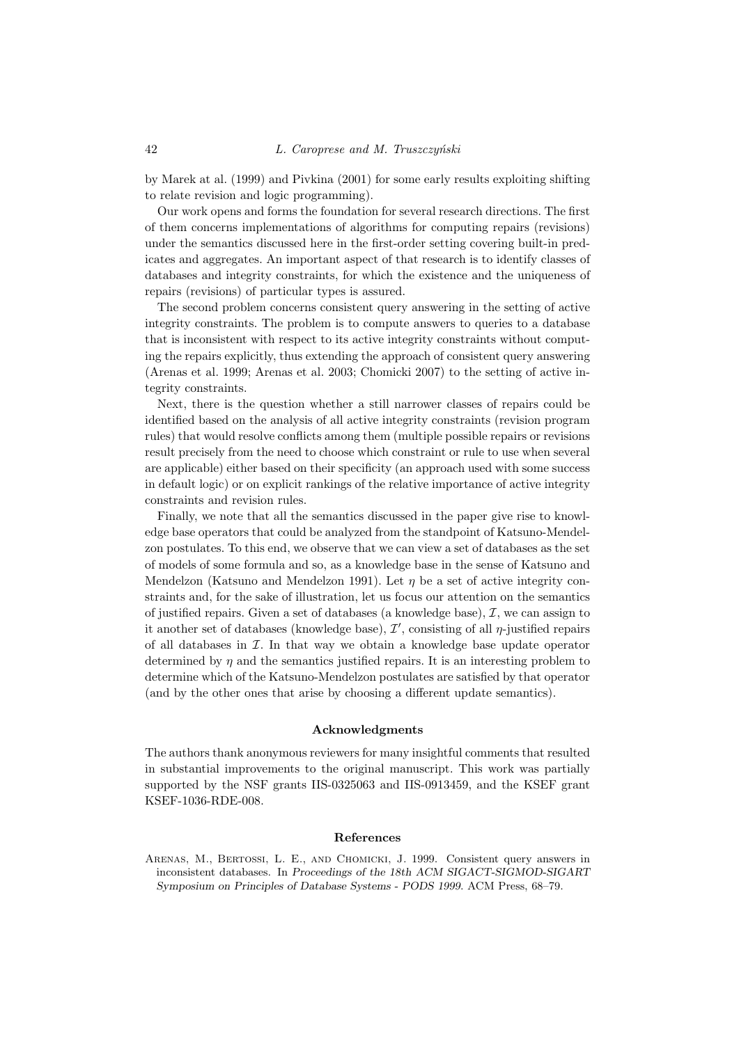by Marek at al. (1999) and Pivkina (2001) for some early results exploiting shifting to relate revision and logic programming).

Our work opens and forms the foundation for several research directions. The first of them concerns implementations of algorithms for computing repairs (revisions) under the semantics discussed here in the first-order setting covering built-in predicates and aggregates. An important aspect of that research is to identify classes of databases and integrity constraints, for which the existence and the uniqueness of repairs (revisions) of particular types is assured.

The second problem concerns consistent query answering in the setting of active integrity constraints. The problem is to compute answers to queries to a database that is inconsistent with respect to its active integrity constraints without computing the repairs explicitly, thus extending the approach of consistent query answering (Arenas et al. 1999; Arenas et al. 2003; Chomicki 2007) to the setting of active integrity constraints.

Next, there is the question whether a still narrower classes of repairs could be identified based on the analysis of all active integrity constraints (revision program rules) that would resolve conflicts among them (multiple possible repairs or revisions result precisely from the need to choose which constraint or rule to use when several are applicable) either based on their specificity (an approach used with some success in default logic) or on explicit rankings of the relative importance of active integrity constraints and revision rules.

Finally, we note that all the semantics discussed in the paper give rise to knowledge base operators that could be analyzed from the standpoint of Katsuno-Mendelzon postulates. To this end, we observe that we can view a set of databases as the set of models of some formula and so, as a knowledge base in the sense of Katsuno and Mendelzon (Katsuno and Mendelzon 1991). Let $\eta$ be a set of active integrity constraints and, for the sake of illustration, let us focus our attention on the semantics of justified repairs. Given a set of databases (a knowledge base), $\mathcal{I}$, we can assign to it another set of databases (knowledge base), $\mathcal{I}'$, consisting of all $\eta$-justified repairs of all databases in $\mathcal{I}$. In that way we obtain a knowledge base update operator determined by $\eta$ and the semantics justified repairs. It is an interesting problem to determine which of the Katsuno-Mendelzon postulates are satisfied by that operator (and by the other ones that arise by choosing a different update semantics).

## Acknowledgments

The authors thank anonymous reviewers for many insightful comments that resulted in substantial improvements to the original manuscript. This work was partially supported by the NSF grants IIS-0325063 and IIS-0913459, and the KSEF grant KSEF-1036-RDE-008.

## References

Arenas, M., Bertossi, L. E., and Chomicki, J. 1999. Consistent query answers in inconsistent databases. In *Proceedings of the 18th ACM SIGACT-SIGMOD-SIGART Symposium on Principles of Database Systems - PODS 1999*. ACM Press, 68–79.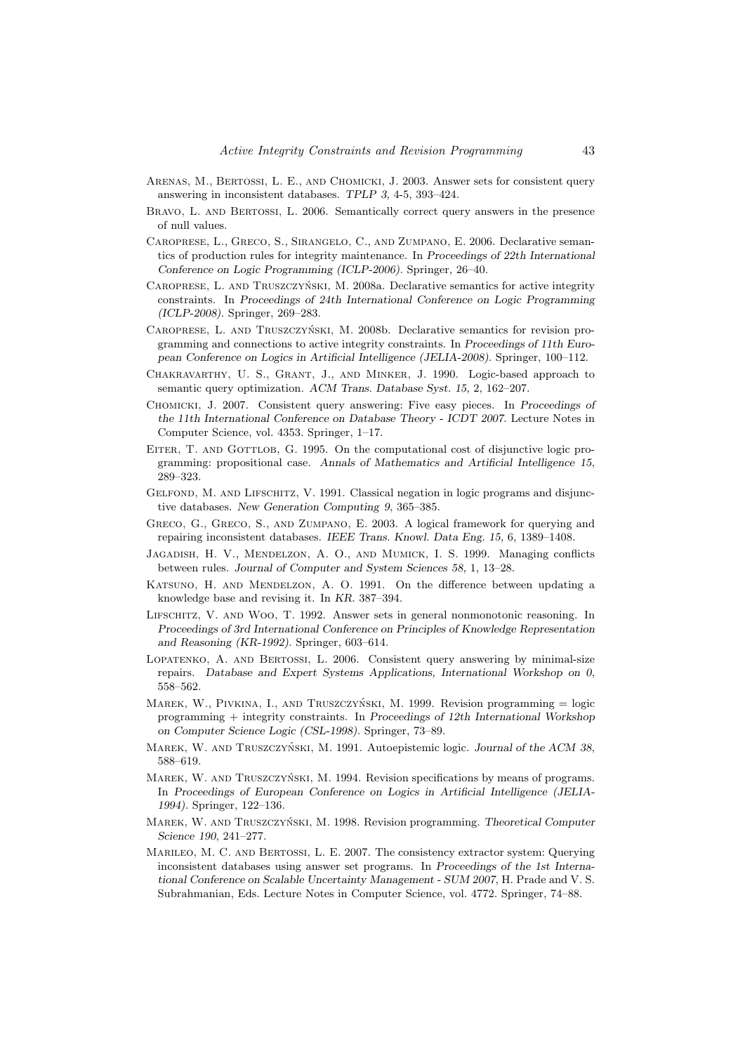Arenas, M., Bertossi, L. E., and Chomicki, J. 2003. Answer sets for consistent query answering in inconsistent databases. *TPLP 3,* 4-5, 393–424.

Bravo, L. and Bertossi, L. 2006. Semantically correct query answers in the presence of null values.

Caroprese, L., Greco, S., Sirangelo, C., and Zumpano, E. 2006. Declarative semantics of production rules for integrity maintenance. In *Proceedings of 22th International Conference on Logic Programming (ICLP-2006)*. Springer, 26–40.

Caroprese, L. and Truszczyński, M. 2008a. Declarative semantics for active integrity constraints. In *Proceedings of 24th International Conference on Logic Programming (ICLP-2008)*. Springer, 269–283.

Caroprese, L. and Truszczyński, M. 2008b. Declarative semantics for revision programming and connections to active integrity constraints. In *Proceedings of 11th European Conference on Logics in Artificial Intelligence (JELIA-2008)*. Springer, 100–112.

Chakravarthy, U. S., Grant, J., and Minker, J. 1990. Logic-based approach to semantic query optimization. *ACM Trans. Database Syst. 15,* 2, 162–207.

Chomicki, J. 2007. Consistent query answering: Five easy pieces. In *Proceedings of the 11th International Conference on Database Theory - ICDT 2007*. Lecture Notes in Computer Science, vol. 4353. Springer, 1–17.

Eiter, T. and Gottlob, G. 1995. On the computational cost of disjunctive logic programming: propositional case. *Annals of Mathematics and Artificial Intelligence 15*, 289–323.

Gelfond, M. and Lifschitz, V. 1991. Classical negation in logic programs and disjunctive databases. *New Generation Computing 9*, 365–385.

Greco, G., Greco, S., and Zumpano, E. 2003. A logical framework for querying and repairing inconsistent databases. *IEEE Trans. Knowl. Data Eng. 15,* 6, 1389–1408.

Jagadish, H. V., Mendelzon, A. O., and Mumick, I. S. 1999. Managing conflicts between rules. *Journal of Computer and System Sciences 58*, 1, 13–28.

Katsuno, H. and Mendelzon, A. O. 1991. On the difference between updating a knowledge base and revising it. In *KR*. 387–394.

Lifschitz, V. and Woo, T. 1992. Answer sets in general nonmonotonic reasoning. In *Proceedings of 3rd International Conference on Principles of Knowledge Representation and Reasoning (KR-1992)*. Springer, 603–614.

Lopatenko, A. and Bertossi, L. 2006. Consistent query answering by minimal-size repairs. *Database and Expert Systems Applications, International Workshop on 0*, 558–562.

Marek, W., Pivkina, I., and Truszczyński, M. 1999. Revision programming = logic programming + integrity constraints. In *Proceedings of 12th International Workshop on Computer Science Logic (CSL-1998)*. Springer, 73–89.

Marek, W. and Truszczyński, M. 1991. Autoepistemic logic. *Journal of the ACM 38*, 588–619.

Marek, W. and Truszczyński, M. 1994. Revision specifications by means of programs. In *Proceedings of European Conference on Logics in Artificial Intelligence (JELIA-1994)*. Springer, 122–136.

Marek, W. and Truszczyński, M. 1998. Revision programming. *Theoretical Computer Science 190*, 241–277.

Marileo, M. C. and Bertossi, L. E. 2007. The consistency extractor system: Querying inconsistent databases using answer set programs. In *Proceedings of the 1st International Conference on Scalable Uncertainty Management - SUM 2007*, H. Prade and V. S. Subrahmanian, Eds. Lecture Notes in Computer Science, vol. 4772. Springer, 74–88.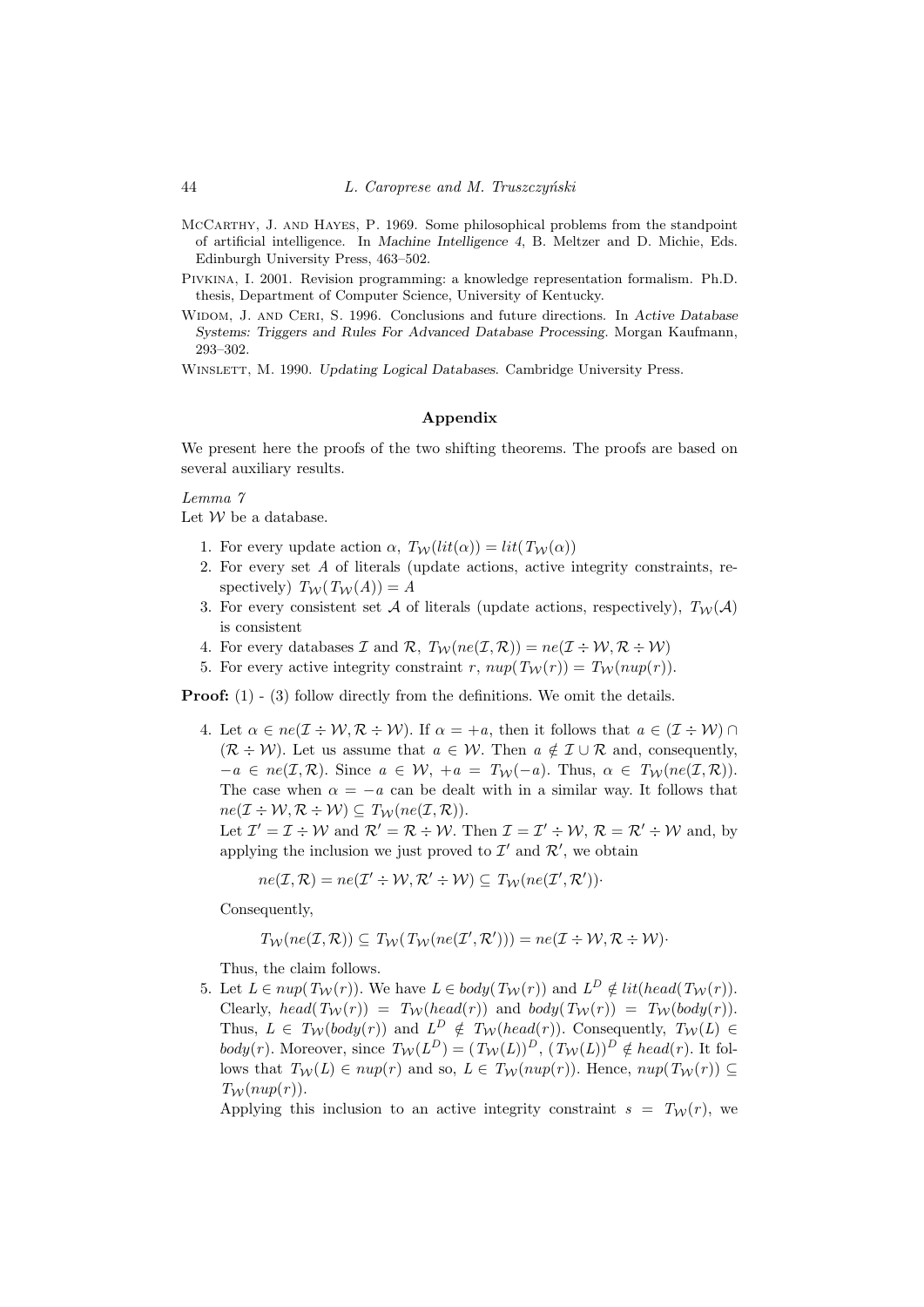McCarthy, J. and Hayes, P. 1969. Some philosophical problems from the standpoint of artificial intelligence. In *Machine Intelligence 4*, B. Meltzer and D. Michie, Eds. Edinburgh University Press, 463–502.

Pivkina, I. 2001. Revision programming: a knowledge representation formalism. Ph.D. thesis, Department of Computer Science, University of Kentucky.

Widom, J. and Ceri, S. 1996. Conclusions and future directions. In *Active Database Systems: Triggers and Rules For Advanced Database Processing*. Morgan Kaufmann, 293–302.

Winslett, M. 1990. *Updating Logical Databases*. Cambridge University Press.

## Appendix

We present here the proofs of the two shifting theorems. The proofs are based on several auxiliary results.

*Lemma 7*
Let $\mathcal{W}$ be a database.

1. For every update action $\alpha$, $T_{\mathcal{W}}(lit(\alpha)) = lit(T_{\mathcal{W}}(\alpha))$
2. For every set $A$ of literals (update actions, active integrity constraints, respectively) $T_{\mathcal{W}}(T_{\mathcal{W}}(A)) = A$
3. For every consistent set $\mathcal{A}$ of literals (update actions, respectively), $T_{\mathcal{W}}(\mathcal{A})$ is consistent
4. For every databases $\mathcal{I}$ and $\mathcal{R}$, $T_{\mathcal{W}}(ne(\mathcal{I},\mathcal{R})) = ne(\mathcal{I} \div \mathcal{W}, \mathcal{R} \div \mathcal{W})$
5. For every active integrity constraint $r$, $nup(T_{\mathcal{W}}(r)) = T_{\mathcal{W}}(nup(r))$.

**Proof:** (1) - (3) follow directly from the definitions. We omit the details.

4. Let $\alpha \in ne(\mathcal{I} \div \mathcal{W}, \mathcal{R} \div \mathcal{W})$. If $\alpha = +a$, then it follows that $a \in (\mathcal{I} \div \mathcal{W}) \cap (\mathcal{R} \div \mathcal{W})$. Let us assume that $a \in \mathcal{W}$. Then $a \notin \mathcal{I} \cup \mathcal{R}$ and, consequently, $-a \in ne(\mathcal{I},\mathcal{R})$. Since $a \in \mathcal{W}$, $+a = T_{\mathcal{W}}(-a)$. Thus, $\alpha \in T_{\mathcal{W}}(ne(\mathcal{I},\mathcal{R}))$. The case when $\alpha = -a$ can be dealt with in a similar way. It follows that $ne(\mathcal{I} \div \mathcal{W}, \mathcal{R} \div \mathcal{W}) \subseteq T_{\mathcal{W}}(ne(\mathcal{I},\mathcal{R}))$.
   Let $\mathcal{I}' = \mathcal{I} \div \mathcal{W}$ and $\mathcal{R}' = \mathcal{R} \div \mathcal{W}$. Then $\mathcal{I} = \mathcal{I}' \div \mathcal{W}$, $\mathcal{R} = \mathcal{R}' \div \mathcal{W}$ and, by applying the inclusion we just proved to $\mathcal{I}'$ and $\mathcal{R}'$, we obtain
   $$ne(\mathcal{I},\mathcal{R}) = ne(\mathcal{I}' \div \mathcal{W}, \mathcal{R}' \div \mathcal{W}) \subseteq T_{\mathcal{W}}(ne(\mathcal{I}',\mathcal{R}')).$$
   Consequently,
   $$T_{\mathcal{W}}(ne(\mathcal{I},\mathcal{R})) \subseteq T_{\mathcal{W}}(T_{\mathcal{W}}(ne(\mathcal{I}',\mathcal{R}'))) = ne(\mathcal{I} \div \mathcal{W}, \mathcal{R} \div \mathcal{W}).$$
   Thus, the claim follows.
5. Let $L \in nup(T_{\mathcal{W}}(r))$. We have $L \in body(T_{\mathcal{W}}(r))$ and $L^D \notin lit(head(T_{\mathcal{W}}(r))$. Clearly, $head(T_{\mathcal{W}}(r)) = T_{\mathcal{W}}(head(r))$ and $body(T_{\mathcal{W}}(r)) = T_{\mathcal{W}}(body(r))$. Thus, $L \in T_{\mathcal{W}}(body(r))$ and $L^D \notin T_{\mathcal{W}}(head(r))$. Consequently, $T_{\mathcal{W}}(L) \in body(r)$. Moreover, since $T_{\mathcal{W}}(L^D) = (T_{\mathcal{W}}(L))^D$, $(T_{\mathcal{W}}(L))^D \notin head(r)$. It follows that $T_{\mathcal{W}}(L) \in nup(r)$ and so, $L \in T_{\mathcal{W}}(nup(r))$. Hence, $nup(T_{\mathcal{W}}(r)) \subseteq T_{\mathcal{W}}(nup(r))$.
   Applying this inclusion to an active integrity constraint $s = T_{\mathcal{W}}(r)$, we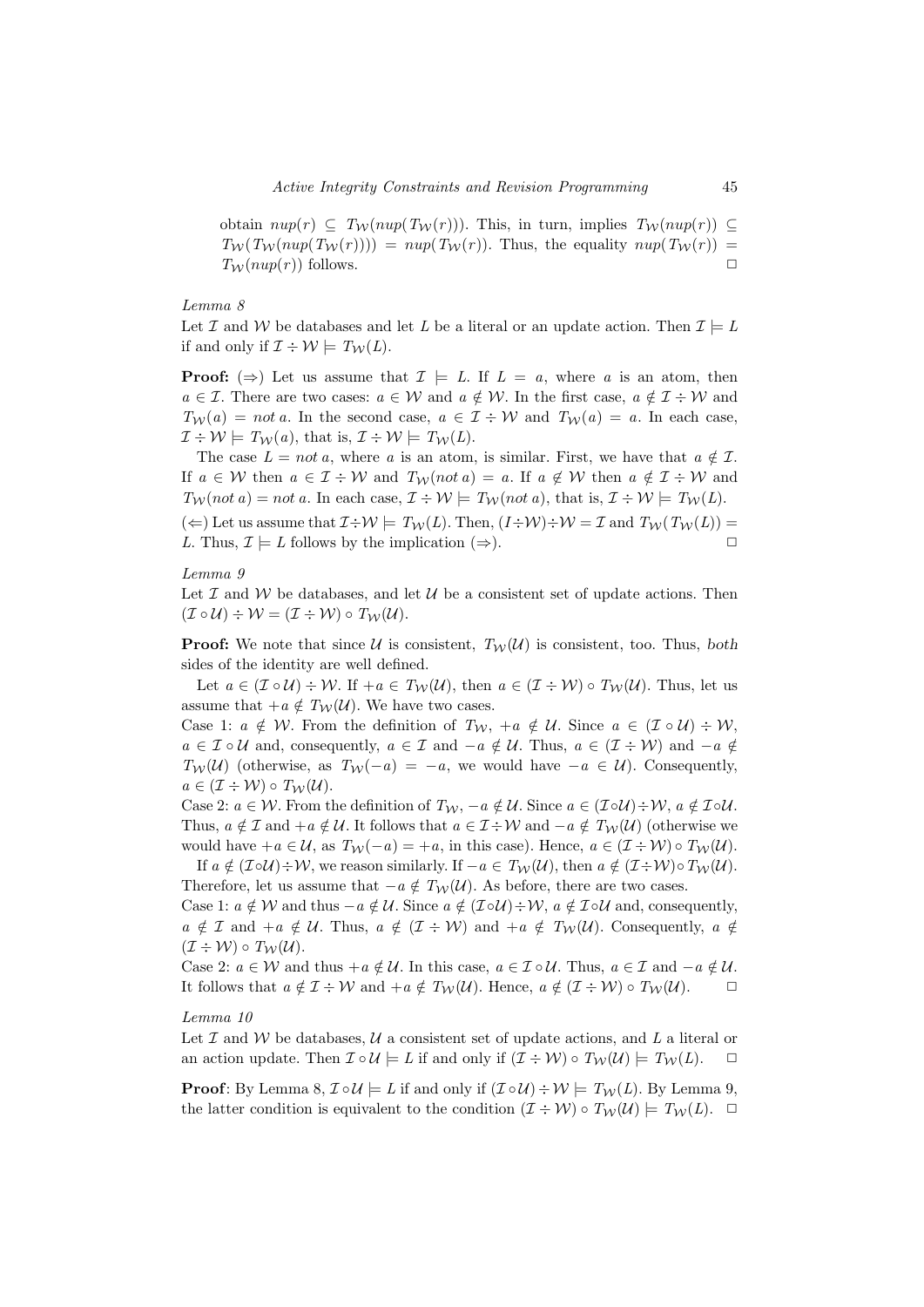obtain $nup(r) \subseteq T_{\mathcal{W}}(nup(T_{\mathcal{W}}(r)))$. This, in turn, implies $T_{\mathcal{W}}(nup(r)) \subseteq T_{\mathcal{W}}(T_{\mathcal{W}}(nup(T_{\mathcal{W}}(r)))) = nup(T_{\mathcal{W}}(r))$. Thus, the equality $nup(T_{\mathcal{W}}(r)) = T_{\mathcal{W}}(nup(r))$ follows. □

*Lemma 8*

Let $\mathcal{I}$ and $\mathcal{W}$ be databases and let $L$ be a literal or an update action. Then $\mathcal{I} \models L$ if and only if $\mathcal{I} \div \mathcal{W} \models T_{\mathcal{W}}(L)$.

**Proof:** ($\Rightarrow$) Let us assume that $\mathcal{I} \models L$. If $L = a$, where $a$ is an atom, then $a \in \mathcal{I}$. There are two cases: $a \in \mathcal{W}$ and $a \notin \mathcal{W}$. In the first case, $a \notin \mathcal{I} \div \mathcal{W}$ and $T_{\mathcal{W}}(a) = \mathit{not}\, a$. In the second case, $a \in \mathcal{I} \div \mathcal{W}$ and $T_{\mathcal{W}}(a) = a$. In each case, $\mathcal{I} \div \mathcal{W} \models T_{\mathcal{W}}(a)$, that is, $\mathcal{I} \div \mathcal{W} \models T_{\mathcal{W}}(L)$.

The case $L = \mathit{not}\, a$, where $a$ is an atom, is similar. First, we have that $a \notin \mathcal{I}$. If $a \in \mathcal{W}$ then $a \in \mathcal{I} \div \mathcal{W}$ and $T_{\mathcal{W}}(\mathit{not}\, a) = a$. If $a \notin \mathcal{W}$ then $a \notin \mathcal{I} \div \mathcal{W}$ and $T_{\mathcal{W}}(\mathit{not}\, a) = \mathit{not}\, a$. In each case, $\mathcal{I} \div \mathcal{W} \models T_{\mathcal{W}}(\mathit{not}\, a)$, that is, $\mathcal{I} \div \mathcal{W} \models T_{\mathcal{W}}(L)$.

($\Leftarrow$) Let us assume that $\mathcal{I} \div \mathcal{W} \models T_{\mathcal{W}}(L)$. Then, $(I \div \mathcal{W}) \div \mathcal{W} = \mathcal{I}$ and $T_{\mathcal{W}}(T_{\mathcal{W}}(L)) = L$. Thus, $\mathcal{I} \models L$ follows by the implication ($\Rightarrow$). □

*Lemma 9*

Let $\mathcal{I}$ and $\mathcal{W}$ be databases, and let $\mathcal{U}$ be a consistent set of update actions. Then $(\mathcal{I} \circ \mathcal{U}) \div \mathcal{W} = (\mathcal{I} \div \mathcal{W}) \circ T_{\mathcal{W}}(\mathcal{U})$.

**Proof:** We note that since $\mathcal{U}$ is consistent, $T_{\mathcal{W}}(\mathcal{U})$ is consistent, too. Thus, *both* sides of the identity are well defined.

Let $a \in (\mathcal{I} \circ \mathcal{U}) \div \mathcal{W}$. If $+a \in T_{\mathcal{W}}(\mathcal{U})$, then $a \in (\mathcal{I} \div \mathcal{W}) \circ T_{\mathcal{W}}(\mathcal{U})$. Thus, let us assume that $+a \notin T_{\mathcal{W}}(\mathcal{U})$. We have two cases.

Case 1: $a \notin \mathcal{W}$. From the definition of $T_{\mathcal{W}}$, $+a \notin \mathcal{U}$. Since $a \in (\mathcal{I} \circ \mathcal{U}) \div \mathcal{W}$, $a \in \mathcal{I} \circ \mathcal{U}$ and, consequently, $a \in \mathcal{I}$ and $-a \notin \mathcal{U}$. Thus, $a \in (\mathcal{I} \div \mathcal{W})$ and $-a \notin T_{\mathcal{W}}(\mathcal{U})$ (otherwise, as $T_{\mathcal{W}}(-a) = -a$, we would have $-a \in \mathcal{U}$). Consequently, $a \in (\mathcal{I} \div \mathcal{W}) \circ T_{\mathcal{W}}(\mathcal{U})$.

Case 2: $a \in \mathcal{W}$. From the definition of $T_{\mathcal{W}}$, $-a \notin \mathcal{U}$. Since $a \in (\mathcal{I} \circ \mathcal{U}) \div \mathcal{W}$, $a \notin \mathcal{I} \circ \mathcal{U}$. Thus, $a \notin \mathcal{I}$ and $+a \notin \mathcal{U}$. It follows that $a \in \mathcal{I} \div \mathcal{W}$ and $-a \notin T_{\mathcal{W}}(\mathcal{U})$ (otherwise we would have $+a \in \mathcal{U}$, as $T_{\mathcal{W}}(-a) = +a$, in this case). Hence, $a \in (\mathcal{I} \div \mathcal{W}) \circ T_{\mathcal{W}}(\mathcal{U})$.

If $a \notin (\mathcal{I} \circ \mathcal{U}) \div \mathcal{W}$, we reason similarly. If $-a \in T_{\mathcal{W}}(\mathcal{U})$, then $a \notin (\mathcal{I} \div \mathcal{W}) \circ T_{\mathcal{W}}(\mathcal{U})$. Therefore, let us assume that $-a \notin T_{\mathcal{W}}(\mathcal{U})$. As before, there are two cases.

Case 1: $a \notin \mathcal{W}$ and thus $-a \notin \mathcal{U}$. Since $a \notin (\mathcal{I} \circ \mathcal{U}) \div \mathcal{W}$, $a \notin \mathcal{I} \circ \mathcal{U}$ and, consequently, $a \notin \mathcal{I}$ and $+a \notin \mathcal{U}$. Thus, $a \notin (\mathcal{I} \div \mathcal{W})$ and $+a \notin T_{\mathcal{W}}(\mathcal{U})$. Consequently, $a \notin (\mathcal{I} \div \mathcal{W}) \circ T_{\mathcal{W}}(\mathcal{U})$.

Case 2: $a \in \mathcal{W}$ and thus $+a \notin \mathcal{U}$. In this case, $a \in \mathcal{I} \circ \mathcal{U}$. Thus, $a \in \mathcal{I}$ and $-a \notin \mathcal{U}$. It follows that $a \notin \mathcal{I} \div \mathcal{W}$ and $+a \notin T_{\mathcal{W}}(\mathcal{U})$. Hence, $a \notin (\mathcal{I} \div \mathcal{W}) \circ T_{\mathcal{W}}(\mathcal{U})$. □

*Lemma 10*

Let $\mathcal{I}$ and $\mathcal{W}$ be databases, $\mathcal{U}$ a consistent set of update actions, and $L$ a literal or an action update. Then $\mathcal{I} \circ \mathcal{U} \models L$ if and only if $(\mathcal{I} \div \mathcal{W}) \circ T_{\mathcal{W}}(\mathcal{U}) \models T_{\mathcal{W}}(L)$. □

**Proof**: By Lemma 8, $\mathcal{I} \circ \mathcal{U} \models L$ if and only if $(\mathcal{I} \circ \mathcal{U}) \div \mathcal{W} \models T_{\mathcal{W}}(L)$. By Lemma 9, the latter condition is equivalent to the condition $(\mathcal{I} \div \mathcal{W}) \circ T_{\mathcal{W}}(\mathcal{U}) \models T_{\mathcal{W}}(L)$. □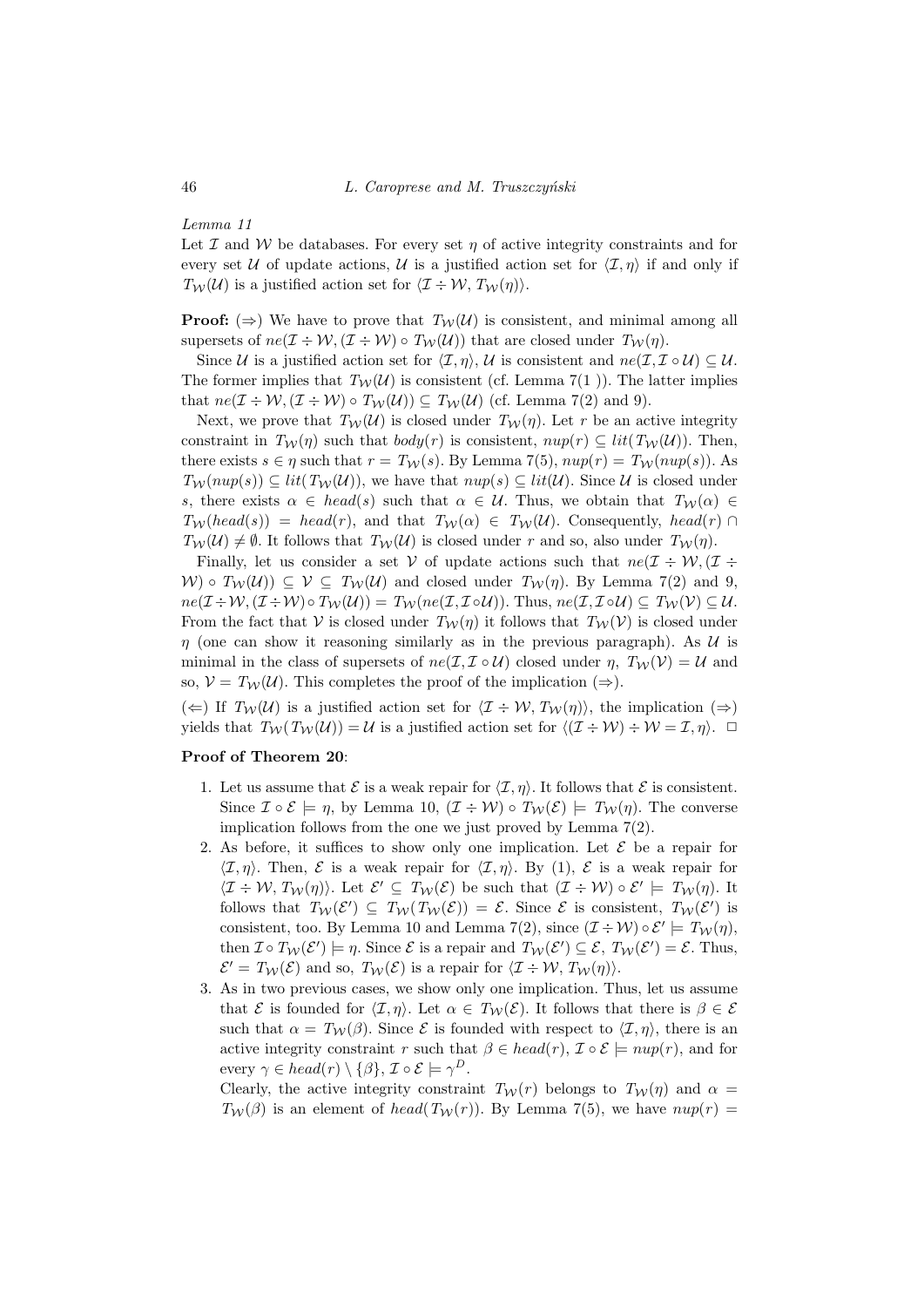*Lemma 11*

Let $\mathcal{I}$ and $\mathcal{W}$ be databases. For every set $\eta$ of active integrity constraints and for every set $\mathcal{U}$ of update actions, $\mathcal{U}$ is a justified action set for $\langle \mathcal{I}, \eta \rangle$ if and only if $T_{\mathcal{W}}(\mathcal{U})$ is a justified action set for $\langle \mathcal{I} \div \mathcal{W}, T_{\mathcal{W}}(\eta) \rangle$.

**Proof:** ($\Rightarrow$) We have to prove that $T_{\mathcal{W}}(\mathcal{U})$ is consistent, and minimal among all supersets of $ne(\mathcal{I} \div \mathcal{W}, (\mathcal{I} \div \mathcal{W}) \circ T_{\mathcal{W}}(\mathcal{U}))$ that are closed under $T_{\mathcal{W}}(\eta)$.

Since $\mathcal{U}$ is a justified action set for $\langle \mathcal{I}, \eta \rangle$, $\mathcal{U}$ is consistent and $ne(\mathcal{I}, \mathcal{I} \circ \mathcal{U}) \subseteq \mathcal{U}$. The former implies that $T_{\mathcal{W}}(\mathcal{U})$ is consistent (cf. Lemma 7(1 )). The latter implies that $ne(\mathcal{I} \div \mathcal{W}, (\mathcal{I} \div \mathcal{W}) \circ T_{\mathcal{W}}(\mathcal{U})) \subseteq T_{\mathcal{W}}(\mathcal{U})$ (cf. Lemma 7(2) and 9).

Next, we prove that $T_{\mathcal{W}}(\mathcal{U})$ is closed under $T_{\mathcal{W}}(\eta)$. Let $r$ be an active integrity constraint in $T_{\mathcal{W}}(\eta)$ such that $body(r)$ is consistent, $nup(r) \subseteq lit(T_{\mathcal{W}}(\mathcal{U}))$. Then, there exists $s \in \eta$ such that $r = T_{\mathcal{W}}(s)$. By Lemma 7(5), $nup(r) = T_{\mathcal{W}}(nup(s))$. As $T_{\mathcal{W}}(nup(s)) \subseteq lit(T_{\mathcal{W}}(\mathcal{U}))$, we have that $nup(s) \subseteq lit(\mathcal{U})$. Since $\mathcal{U}$ is closed under $s$, there exists $\alpha \in head(s)$ such that $\alpha \in \mathcal{U}$. Thus, we obtain that $T_{\mathcal{W}}(\alpha) \in T_{\mathcal{W}}(head(s)) = head(r)$, and that $T_{\mathcal{W}}(\alpha) \in T_{\mathcal{W}}(\mathcal{U})$. Consequently, $head(r) \cap T_{\mathcal{W}}(\mathcal{U}) \neq \emptyset$. It follows that $T_{\mathcal{W}}(\mathcal{U})$ is closed under $r$ and so, also under $T_{\mathcal{W}}(\eta)$.

Finally, let us consider a set $\mathcal{V}$ of update actions such that $ne(\mathcal{I} \div \mathcal{W}, (\mathcal{I} \div \mathcal{W}) \circ T_{\mathcal{W}}(\mathcal{U})) \subseteq \mathcal{V} \subseteq T_{\mathcal{W}}(\mathcal{U})$ and closed under $T_{\mathcal{W}}(\eta)$. By Lemma 7(2) and 9, $ne(\mathcal{I} \div \mathcal{W}, (\mathcal{I} \div \mathcal{W}) \circ T_{\mathcal{W}}(\mathcal{U})) = T_{\mathcal{W}}(ne(\mathcal{I}, \mathcal{I} \circ \mathcal{U}))$. Thus, $ne(\mathcal{I}, \mathcal{I} \circ \mathcal{U}) \subseteq T_{\mathcal{W}}(\mathcal{V}) \subseteq \mathcal{U}$. From the fact that $\mathcal{V}$ is closed under $T_{\mathcal{W}}(\eta)$ it follows that $T_{\mathcal{W}}(\mathcal{V})$ is closed under $\eta$ (one can show it reasoning similarly as in the previous paragraph). As $\mathcal{U}$ is minimal in the class of supersets of $ne(\mathcal{I}, \mathcal{I} \circ \mathcal{U})$ closed under $\eta$, $T_{\mathcal{W}}(\mathcal{V}) = \mathcal{U}$ and so, $\mathcal{V} = T_{\mathcal{W}}(\mathcal{U})$. This completes the proof of the implication ($\Rightarrow$).

($\Leftarrow$) If $T_{\mathcal{W}}(\mathcal{U})$ is a justified action set for $\langle \mathcal{I} \div \mathcal{W}, T_{\mathcal{W}}(\eta) \rangle$, the implication ($\Rightarrow$) yields that $T_{\mathcal{W}}(T_{\mathcal{W}}(\mathcal{U})) = \mathcal{U}$ is a justified action set for $\langle (\mathcal{I} \div \mathcal{W}) \div \mathcal{W} = \mathcal{I}, \eta \rangle$. $\square$

**Proof of Theorem 20**:

1. Let us assume that $\mathcal{E}$ is a weak repair for $\langle \mathcal{I}, \eta \rangle$. It follows that $\mathcal{E}$ is consistent. Since $\mathcal{I} \circ \mathcal{E} \models \eta$, by Lemma 10, $(\mathcal{I} \div \mathcal{W}) \circ T_{\mathcal{W}}(\mathcal{E}) \models T_{\mathcal{W}}(\eta)$. The converse implication follows from the one we just proved by Lemma 7(2).
2. As before, it suffices to show only one implication. Let $\mathcal{E}$ be a repair for $\langle \mathcal{I}, \eta \rangle$. Then, $\mathcal{E}$ is a weak repair for $\langle \mathcal{I}, \eta \rangle$. By (1), $\mathcal{E}$ is a weak repair for $\langle \mathcal{I} \div \mathcal{W}, T_{\mathcal{W}}(\eta) \rangle$. Let $\mathcal{E}' \subseteq T_{\mathcal{W}}(\mathcal{E})$ be such that $(\mathcal{I} \div \mathcal{W}) \circ \mathcal{E}' \models T_{\mathcal{W}}(\eta)$. It follows that $T_{\mathcal{W}}(\mathcal{E}') \subseteq T_{\mathcal{W}}(T_{\mathcal{W}}(\mathcal{E})) = \mathcal{E}$. Since $\mathcal{E}$ is consistent, $T_{\mathcal{W}}(\mathcal{E}')$ is consistent, too. By Lemma 10 and Lemma 7(2), since $(\mathcal{I} \div \mathcal{W}) \circ \mathcal{E}' \models T_{\mathcal{W}}(\eta)$, then $\mathcal{I} \circ T_{\mathcal{W}}(\mathcal{E}') \models \eta$. Since $\mathcal{E}$ is a repair and $T_{\mathcal{W}}(\mathcal{E}') \subseteq \mathcal{E}$, $T_{\mathcal{W}}(\mathcal{E}') = \mathcal{E}$. Thus, $\mathcal{E}' = T_{\mathcal{W}}(\mathcal{E})$ and so, $T_{\mathcal{W}}(\mathcal{E})$ is a repair for $\langle \mathcal{I} \div \mathcal{W}, T_{\mathcal{W}}(\eta) \rangle$.
3. As in two previous cases, we show only one implication. Thus, let us assume that $\mathcal{E}$ is founded for $\langle \mathcal{I}, \eta \rangle$. Let $\alpha \in T_{\mathcal{W}}(\mathcal{E})$. It follows that there is $\beta \in \mathcal{E}$ such that $\alpha = T_{\mathcal{W}}(\beta)$. Since $\mathcal{E}$ is founded with respect to $\langle \mathcal{I}, \eta \rangle$, there is an active integrity constraint $r$ such that $\beta \in head(r)$, $\mathcal{I} \circ \mathcal{E} \models nup(r)$, and for every $\gamma \in head(r) \setminus \{\beta\}$, $\mathcal{I} \circ \mathcal{E} \models \gamma^D$.

   Clearly, the active integrity constraint $T_{\mathcal{W}}(r)$ belongs to $T_{\mathcal{W}}(\eta)$ and $\alpha = T_{\mathcal{W}}(\beta)$ is an element of $head(T_{\mathcal{W}}(r))$. By Lemma 7(5), we have $nup(r) =$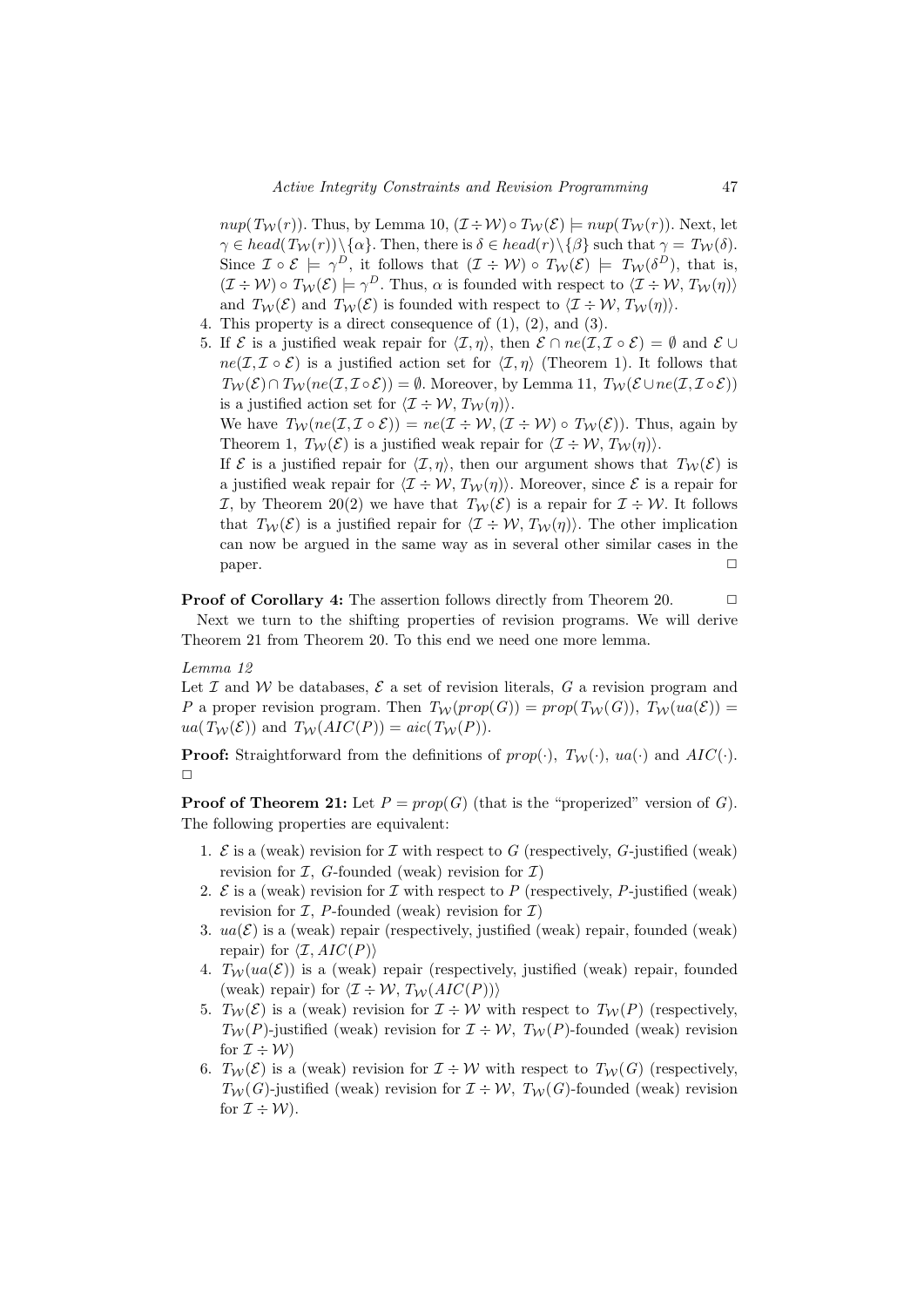$nup(T_\mathcal{W}(r))$. Thus, by Lemma 10, $(\mathcal{I} \div \mathcal{W}) \circ T_\mathcal{W}(\mathcal{E}) \models nup(T_\mathcal{W}(r))$. Next, let $\gamma \in head(T_\mathcal{W}(r)) \setminus \{\alpha\}$. Then, there is $\delta \in head(r) \setminus \{\beta\}$ such that $\gamma = T_\mathcal{W}(\delta)$. Since $\mathcal{I} \circ \mathcal{E} \models \gamma^D$, it follows that $(\mathcal{I} \div \mathcal{W}) \circ T_\mathcal{W}(\mathcal{E}) \models T_\mathcal{W}(\delta^D)$, that is, $(\mathcal{I} \div \mathcal{W}) \circ T_\mathcal{W}(\mathcal{E}) \models \gamma^D$. Thus, $\alpha$ is founded with respect to $\langle \mathcal{I} \div \mathcal{W}, T_\mathcal{W}(\eta) \rangle$ and $T_\mathcal{W}(\mathcal{E})$ and $T_\mathcal{W}(\mathcal{E})$ is founded with respect to $\langle \mathcal{I} \div \mathcal{W}, T_\mathcal{W}(\eta) \rangle$.

4. This property is a direct consequence of (1), (2), and (3).
5. If $\mathcal{E}$ is a justified weak repair for $\langle \mathcal{I}, \eta \rangle$, then $\mathcal{E} \cap ne(\mathcal{I}, \mathcal{I} \circ \mathcal{E}) = \emptyset$ and $\mathcal{E} \cup ne(\mathcal{I}, \mathcal{I} \circ \mathcal{E})$ is a justified action set for $\langle \mathcal{I}, \eta \rangle$ (Theorem 1). It follows that $T_\mathcal{W}(\mathcal{E}) \cap T_\mathcal{W}(ne(\mathcal{I}, \mathcal{I} \circ \mathcal{E})) = \emptyset$. Moreover, by Lemma 11, $T_\mathcal{W}(\mathcal{E} \cup ne(\mathcal{I}, \mathcal{I} \circ \mathcal{E}))$ is a justified action set for $\langle \mathcal{I} \div \mathcal{W}, T_\mathcal{W}(\eta) \rangle$.
   We have $T_\mathcal{W}(ne(\mathcal{I}, \mathcal{I} \circ \mathcal{E})) = ne(\mathcal{I} \div \mathcal{W}, (\mathcal{I} \div \mathcal{W}) \circ T_\mathcal{W}(\mathcal{E}))$. Thus, again by Theorem 1, $T_\mathcal{W}(\mathcal{E})$ is a justified weak repair for $\langle \mathcal{I} \div \mathcal{W}, T_\mathcal{W}(\eta) \rangle$.
   If $\mathcal{E}$ is a justified repair for $\langle \mathcal{I}, \eta \rangle$, then our argument shows that $T_\mathcal{W}(\mathcal{E})$ is a justified weak repair for $\langle \mathcal{I} \div \mathcal{W}, T_\mathcal{W}(\eta) \rangle$. Moreover, since $\mathcal{E}$ is a repair for $\mathcal{I}$, by Theorem 20(2) we have that $T_\mathcal{W}(\mathcal{E})$ is a repair for $\mathcal{I} \div \mathcal{W}$. It follows that $T_\mathcal{W}(\mathcal{E})$ is a justified repair for $\langle \mathcal{I} \div \mathcal{W}, T_\mathcal{W}(\eta) \rangle$. The other implication can now be argued in the same way as in several other similar cases in the paper. □

**Proof of Corollary 4:** The assertion follows directly from Theorem 20. □

Next we turn to the shifting properties of revision programs. We will derive Theorem 21 from Theorem 20. To this end we need one more lemma.

*Lemma 12*

Let $\mathcal{I}$ and $\mathcal{W}$ be databases, $\mathcal{E}$ a set of revision literals, $G$ a revision program and $P$ a proper revision program. Then $T_\mathcal{W}(prop(G)) = prop(T_\mathcal{W}(G))$, $T_\mathcal{W}(ua(\mathcal{E})) = ua(T_\mathcal{W}(\mathcal{E}))$ and $T_\mathcal{W}(AIC(P)) = aic(T_\mathcal{W}(P))$.

**Proof:** Straightforward from the definitions of $prop(\cdot)$, $T_\mathcal{W}(\cdot)$, $ua(\cdot)$ and $AIC(\cdot)$. □

**Proof of Theorem 21:** Let $P = prop(G)$ (that is the "properized" version of $G$). The following properties are equivalent:

1. $\mathcal{E}$ is a (weak) revision for $\mathcal{I}$ with respect to $G$ (respectively, $G$-justified (weak) revision for $\mathcal{I}$, $G$-founded (weak) revision for $\mathcal{I}$)
2. $\mathcal{E}$ is a (weak) revision for $\mathcal{I}$ with respect to $P$ (respectively, $P$-justified (weak) revision for $\mathcal{I}$, $P$-founded (weak) revision for $\mathcal{I}$)
3. $ua(\mathcal{E})$ is a (weak) repair (respectively, justified (weak) repair, founded (weak) repair) for $\langle \mathcal{I}, AIC(P) \rangle$
4. $T_\mathcal{W}(ua(\mathcal{E}))$ is a (weak) repair (respectively, justified (weak) repair, founded (weak) repair) for $\langle \mathcal{I} \div \mathcal{W}, T_\mathcal{W}(AIC(P)) \rangle$
5. $T_\mathcal{W}(\mathcal{E})$ is a (weak) revision for $\mathcal{I} \div \mathcal{W}$ with respect to $T_\mathcal{W}(P)$ (respectively, $T_\mathcal{W}(P)$-justified (weak) revision for $\mathcal{I} \div \mathcal{W}$, $T_\mathcal{W}(P)$-founded (weak) revision for $\mathcal{I} \div \mathcal{W}$)
6. $T_\mathcal{W}(\mathcal{E})$ is a (weak) revision for $\mathcal{I} \div \mathcal{W}$ with respect to $T_\mathcal{W}(G)$ (respectively, $T_\mathcal{W}(G)$-justified (weak) revision for $\mathcal{I} \div \mathcal{W}$, $T_\mathcal{W}(G)$-founded (weak) revision for $\mathcal{I} \div \mathcal{W}$).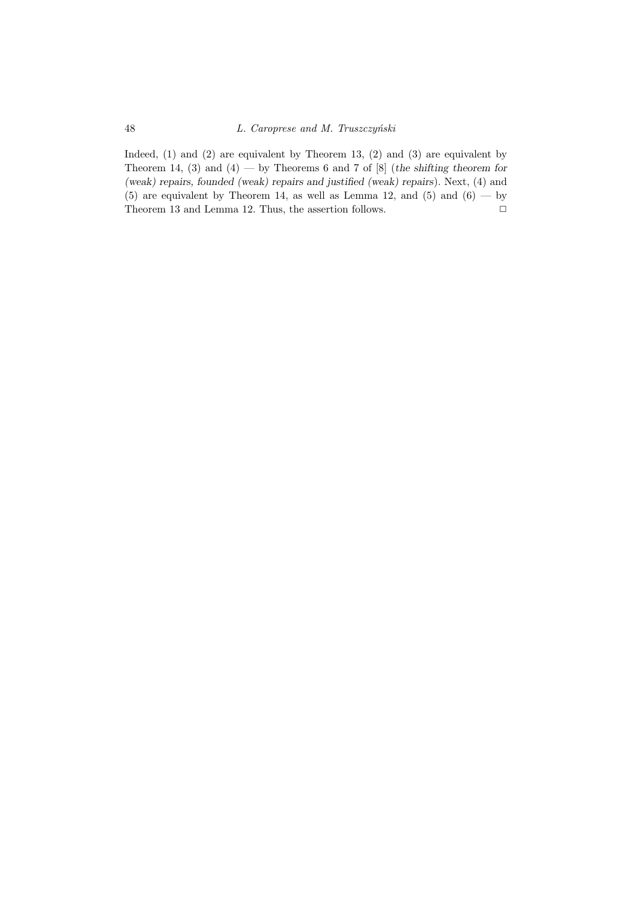Indeed, (1) and (2) are equivalent by Theorem 13, (2) and (3) are equivalent by Theorem 14, (3) and (4) — by Theorems 6 and 7 of [8] (*the shifting theorem for (weak) repairs, founded (weak) repairs and justified (weak) repairs*). Next, (4) and (5) are equivalent by Theorem 14, as well as Lemma 12, and (5) and (6) — by Theorem 13 and Lemma 12. Thus, the assertion follows. □